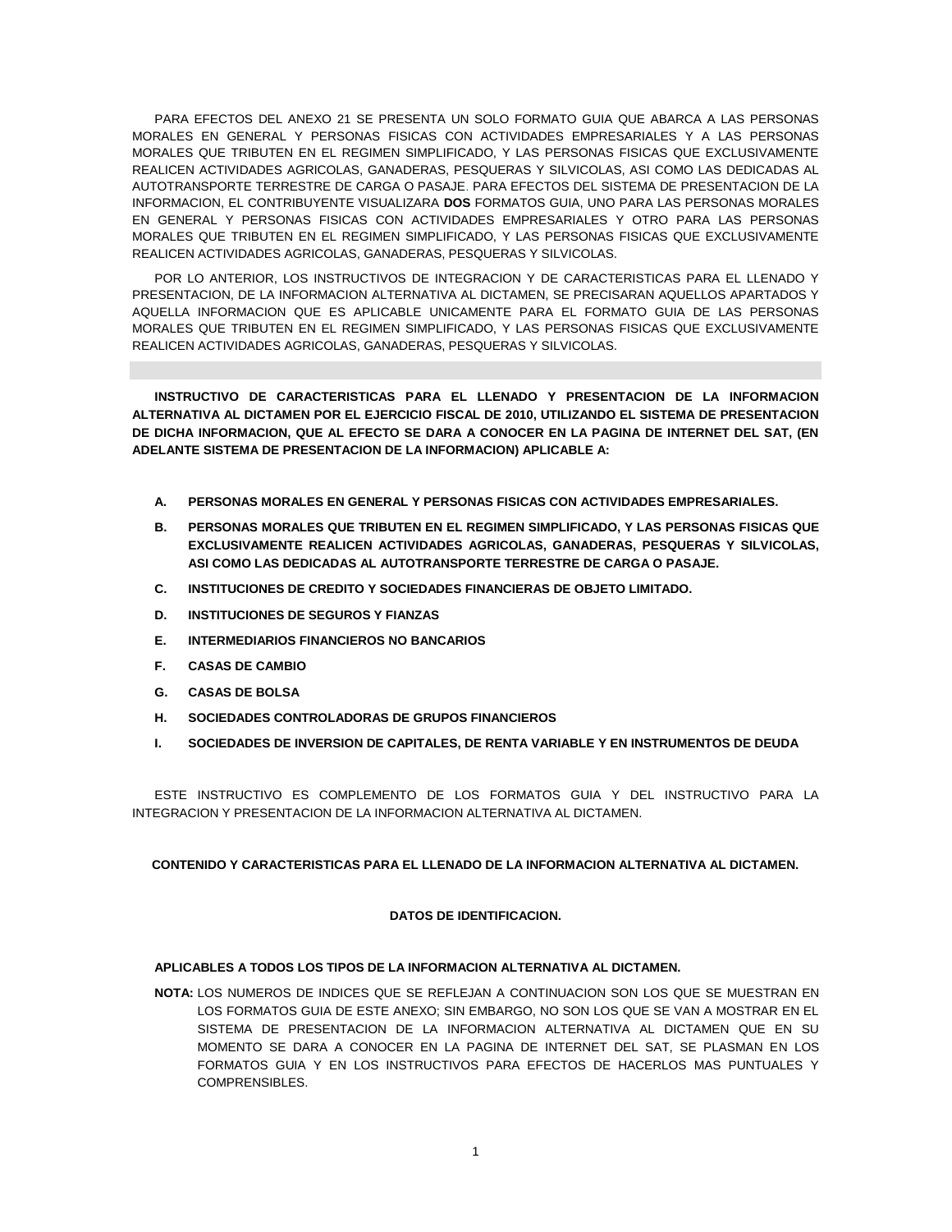PARA EFECTOS DEL ANEXO 21 SE PRESENTA UN SOLO FORMATO GUIA QUE ABARCA A LAS PERSONAS MORALES EN GENERAL Y PERSONAS FISICAS CON ACTIVIDADES EMPRESARIALES Y A LAS PERSONAS MORALES QUE TRIBUTEN EN EL REGIMEN SIMPLIFICADO, Y LAS PERSONAS FISICAS QUE EXCLUSIVAMENTE REALICEN ACTIVIDADES AGRICOLAS, GANADERAS, PESQUERAS Y SILVICOLAS, ASI COMO LAS DEDICADAS AL AUTOTRANSPORTE TERRESTRE DE CARGA O PASAJE. PARA EFECTOS DEL SISTEMA DE PRESENTACION DE LA INFORMACION, EL CONTRIBUYENTE VISUALIZARA **DOS** FORMATOS GUIA, UNO PARA LAS PERSONAS MORALES EN GENERAL Y PERSONAS FISICAS CON ACTIVIDADES EMPRESARIALES Y OTRO PARA LAS PERSONAS MORALES QUE TRIBUTEN EN EL REGIMEN SIMPLIFICADO, Y LAS PERSONAS FISICAS QUE EXCLUSIVAMENTE REALICEN ACTIVIDADES AGRICOLAS, GANADERAS, PESQUERAS Y SILVICOLAS.

POR LO ANTERIOR, LOS INSTRUCTIVOS DE INTEGRACION Y DE CARACTERISTICAS PARA EL LLENADO Y PRESENTACION, DE LA INFORMACION ALTERNATIVA AL DICTAMEN, SE PRECISARAN AQUELLOS APARTADOS Y AQUELLA INFORMACION QUE ES APLICABLE UNICAMENTE PARA EL FORMATO GUIA DE LAS PERSONAS MORALES QUE TRIBUTEN EN EL REGIMEN SIMPLIFICADO, Y LAS PERSONAS FISICAS QUE EXCLUSIVAMENTE REALICEN ACTIVIDADES AGRICOLAS, GANADERAS, PESQUERAS Y SILVICOLAS.

**INSTRUCTIVO DE CARACTERISTICAS PARA EL LLENADO Y PRESENTACION DE LA INFORMACION ALTERNATIVA AL DICTAMEN POR EL EJERCICIO FISCAL DE 2010, UTILIZANDO EL SISTEMA DE PRESENTACION DE DICHA INFORMACION, QUE AL EFECTO SE DARA A CONOCER EN LA PAGINA DE INTERNET DEL SAT, (EN ADELANTE SISTEMA DE PRESENTACION DE LA INFORMACION) APLICABLE A:**

- **A. PERSONAS MORALES EN GENERAL Y PERSONAS FISICAS CON ACTIVIDADES EMPRESARIALES.**
- **B. PERSONAS MORALES QUE TRIBUTEN EN EL REGIMEN SIMPLIFICADO, Y LAS PERSONAS FISICAS QUE EXCLUSIVAMENTE REALICEN ACTIVIDADES AGRICOLAS, GANADERAS, PESQUERAS Y SILVICOLAS, ASI COMO LAS DEDICADAS AL AUTOTRANSPORTE TERRESTRE DE CARGA O PASAJE.**
- **C. INSTITUCIONES DE CREDITO Y SOCIEDADES FINANCIERAS DE OBJETO LIMITADO.**
- **D. INSTITUCIONES DE SEGUROS Y FIANZAS**
- **E. INTERMEDIARIOS FINANCIEROS NO BANCARIOS**
- **F. CASAS DE CAMBIO**
- **G. CASAS DE BOLSA**
- **H. SOCIEDADES CONTROLADORAS DE GRUPOS FINANCIEROS**
- **I. SOCIEDADES DE INVERSION DE CAPITALES, DE RENTA VARIABLE Y EN INSTRUMENTOS DE DEUDA**

ESTE INSTRUCTIVO ES COMPLEMENTO DE LOS FORMATOS GUIA Y DEL INSTRUCTIVO PARA LA INTEGRACION Y PRESENTACION DE LA INFORMACION ALTERNATIVA AL DICTAMEN.

**CONTENIDO Y CARACTERISTICAS PARA EL LLENADO DE LA INFORMACION ALTERNATIVA AL DICTAMEN.**

## DATOS DE IDENTIFICACION.

**APLICABLES A TODOS LOS TIPOS DE LA INFORMACION ALTERNATIVA AL DICTAMEN.**

**NOTA:** LOS NUMEROS DE INDICES QUE SE REFLEJAN A CONTINUACION SON LOS QUE SE MUESTRAN EN LOS FORMATOS GUIA DE ESTE ANEXO; SIN EMBARGO, NO SON LOS QUE SE VAN A MOSTRAR EN EL SISTEMA DE PRESENTACION DE LA INFORMACION ALTERNATIVA AL DICTAMEN QUE EN SU MOMENTO SE DARA A CONOCER EN LA PAGINA DE INTERNET DEL SAT, SE PLASMAN EN LOS FORMATOS GUIA Y EN LOS INSTRUCTIVOS PARA EFECTOS DE HACERLOS MAS PUNTUALES Y COMPRENSIBLES.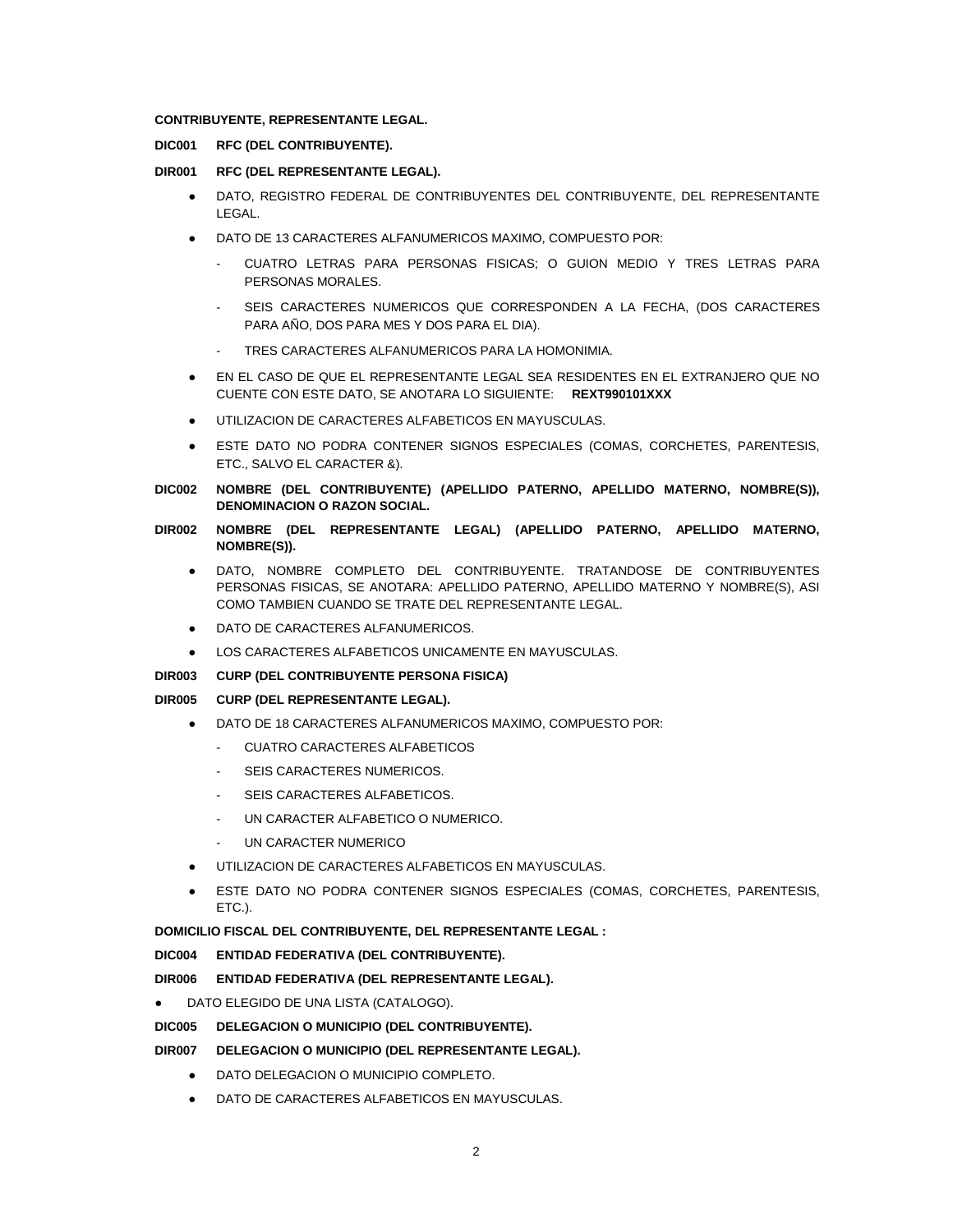**CONTRIBUYENTE, REPRESENTANTE LEGAL.**

**DIC001 RFC (DEL CONTRIBUYENTE).**

**DIR001 RFC (DEL REPRESENTANTE LEGAL).**

- DATO, REGISTRO FEDERAL DE CONTRIBUYENTES DEL CONTRIBUYENTE, DEL REPRESENTANTE LEGAL.
- DATO DE 13 CARACTERES ALFANUMERICOS MAXIMO, COMPUESTO POR:
  - CUATRO LETRAS PARA PERSONAS FISICAS; O GUION MEDIO Y TRES LETRAS PARA PERSONAS MORALES.
  - SEIS CARACTERES NUMERICOS QUE CORRESPONDEN A LA FECHA, (DOS CARACTERES PARA AÑO, DOS PARA MES Y DOS PARA EL DIA).
  - TRES CARACTERES ALFANUMERICOS PARA LA HOMONIMIA.
- EN EL CASO DE QUE EL REPRESENTANTE LEGAL SEA RESIDENTES EN EL EXTRANJERO QUE NO CUENTE CON ESTE DATO, SE ANOTARA LO SIGUIENTE: **REXT990101XXX**
- UTILIZACION DE CARACTERES ALFABETICOS EN MAYUSCULAS.
- ESTE DATO NO PODRA CONTENER SIGNOS ESPECIALES (COMAS, CORCHETES, PARENTESIS, ETC., SALVO EL CARACTER &).

**DIC002 NOMBRE (DEL CONTRIBUYENTE) (APELLIDO PATERNO, APELLIDO MATERNO, NOMBRE(S)), DENOMINACION O RAZON SOCIAL.**

**DIR002 NOMBRE (DEL REPRESENTANTE LEGAL) (APELLIDO PATERNO, APELLIDO MATERNO, NOMBRE(S)).**

- DATO, NOMBRE COMPLETO DEL CONTRIBUYENTE. TRATANDOSE DE CONTRIBUYENTES PERSONAS FISICAS, SE ANOTARA: APELLIDO PATERNO, APELLIDO MATERNO Y NOMBRE(S), ASI COMO TAMBIEN CUANDO SE TRATE DEL REPRESENTANTE LEGAL.
- DATO DE CARACTERES ALFANUMERICOS.
- LOS CARACTERES ALFABETICOS UNICAMENTE EN MAYUSCULAS.

**DIR003 CURP (DEL CONTRIBUYENTE PERSONA FISICA)**

**DIR005 CURP (DEL REPRESENTANTE LEGAL).**

- DATO DE 18 CARACTERES ALFANUMERICOS MAXIMO, COMPUESTO POR:
  - CUATRO CARACTERES ALFABETICOS
  - SEIS CARACTERES NUMERICOS.
  - SEIS CARACTERES ALFABETICOS.
  - UN CARACTER ALFABETICO O NUMERICO.
  - UN CARACTER NUMERICO
- UTILIZACION DE CARACTERES ALFABETICOS EN MAYUSCULAS.
- ESTE DATO NO PODRA CONTENER SIGNOS ESPECIALES (COMAS, CORCHETES, PARENTESIS, ETC.).

**DOMICILIO FISCAL DEL CONTRIBUYENTE, DEL REPRESENTANTE LEGAL :**

**DIC004 ENTIDAD FEDERATIVA (DEL CONTRIBUYENTE).**

**DIR006 ENTIDAD FEDERATIVA (DEL REPRESENTANTE LEGAL).**

- DATO ELEGIDO DE UNA LISTA (CATALOGO).

**DIC005 DELEGACION O MUNICIPIO (DEL CONTRIBUYENTE).**

**DIR007 DELEGACION O MUNICIPIO (DEL REPRESENTANTE LEGAL).**

- DATO DELEGACION O MUNICIPIO COMPLETO.
- DATO DE CARACTERES ALFABETICOS EN MAYUSCULAS.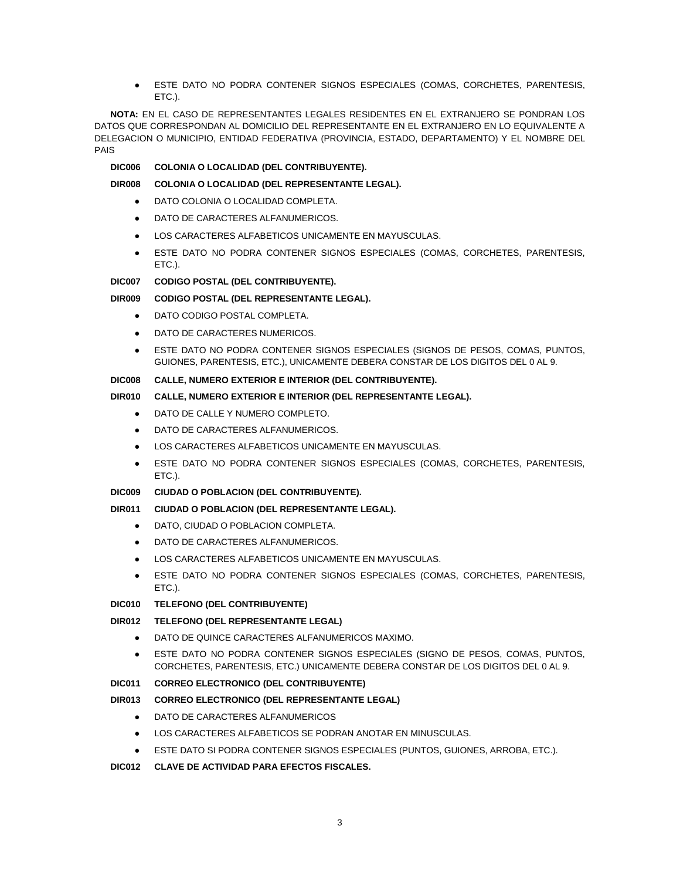- ESTE DATO NO PODRA CONTENER SIGNOS ESPECIALES (COMAS, CORCHETES, PARENTESIS, ETC.).

**NOTA:** EN EL CASO DE REPRESENTANTES LEGALES RESIDENTES EN EL EXTRANJERO SE PONDRAN LOS DATOS QUE CORRESPONDAN AL DOMICILIO DEL REPRESENTANTE EN EL EXTRANJERO EN LO EQUIVALENTE A DELEGACION O MUNICIPIO, ENTIDAD FEDERATIVA (PROVINCIA, ESTADO, DEPARTAMENTO) Y EL NOMBRE DEL PAIS

**DIC006 COLONIA O LOCALIDAD (DEL CONTRIBUYENTE).**

**DIR008 COLONIA O LOCALIDAD (DEL REPRESENTANTE LEGAL).**

- DATO COLONIA O LOCALIDAD COMPLETA.
- DATO DE CARACTERES ALFANUMERICOS.
- LOS CARACTERES ALFABETICOS UNICAMENTE EN MAYUSCULAS.
- ESTE DATO NO PODRA CONTENER SIGNOS ESPECIALES (COMAS, CORCHETES, PARENTESIS, ETC.).

**DIC007 CODIGO POSTAL (DEL CONTRIBUYENTE).**

**DIR009 CODIGO POSTAL (DEL REPRESENTANTE LEGAL).**

- DATO CODIGO POSTAL COMPLETA.
- DATO DE CARACTERES NUMERICOS.
- ESTE DATO NO PODRA CONTENER SIGNOS ESPECIALES (SIGNOS DE PESOS, COMAS, PUNTOS, GUIONES, PARENTESIS, ETC.), UNICAMENTE DEBERA CONSTAR DE LOS DIGITOS DEL 0 AL 9.

**DIC008 CALLE, NUMERO EXTERIOR E INTERIOR (DEL CONTRIBUYENTE).**

**DIR010 CALLE, NUMERO EXTERIOR E INTERIOR (DEL REPRESENTANTE LEGAL).**

- DATO DE CALLE Y NUMERO COMPLETO.
- DATO DE CARACTERES ALFANUMERICOS.
- LOS CARACTERES ALFABETICOS UNICAMENTE EN MAYUSCULAS.
- ESTE DATO NO PODRA CONTENER SIGNOS ESPECIALES (COMAS, CORCHETES, PARENTESIS, ETC.).

**DIC009 CIUDAD O POBLACION (DEL CONTRIBUYENTE).**

**DIR011 CIUDAD O POBLACION (DEL REPRESENTANTE LEGAL).**

- DATO, CIUDAD O POBLACION COMPLETA.
- DATO DE CARACTERES ALFANUMERICOS.
- LOS CARACTERES ALFABETICOS UNICAMENTE EN MAYUSCULAS.
- ESTE DATO NO PODRA CONTENER SIGNOS ESPECIALES (COMAS, CORCHETES, PARENTESIS, ETC.).

**DIC010 TELEFONO (DEL CONTRIBUYENTE)**

**DIR012 TELEFONO (DEL REPRESENTANTE LEGAL)**

- DATO DE QUINCE CARACTERES ALFANUMERICOS MAXIMO.
- ESTE DATO NO PODRA CONTENER SIGNOS ESPECIALES (SIGNO DE PESOS, COMAS, PUNTOS, CORCHETES, PARENTESIS, ETC.) UNICAMENTE DEBERA CONSTAR DE LOS DIGITOS DEL 0 AL 9.

**DIC011 CORREO ELECTRONICO (DEL CONTRIBUYENTE)**

**DIR013 CORREO ELECTRONICO (DEL REPRESENTANTE LEGAL)**

- DATO DE CARACTERES ALFANUMERICOS
- LOS CARACTERES ALFABETICOS SE PODRAN ANOTAR EN MINUSCULAS.
- ESTE DATO SI PODRA CONTENER SIGNOS ESPECIALES (PUNTOS, GUIONES, ARROBA, ETC.).

**DIC012 CLAVE DE ACTIVIDAD PARA EFECTOS FISCALES.**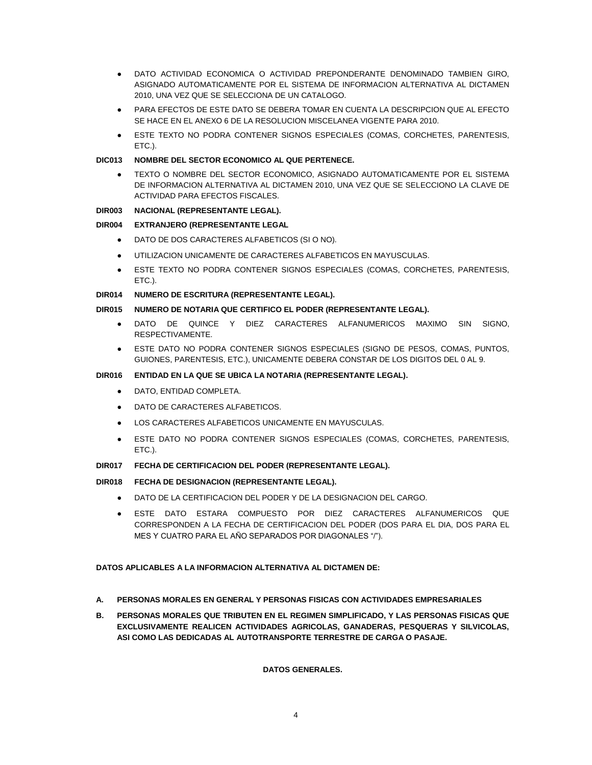- DATO ACTIVIDAD ECONOMICA O ACTIVIDAD PREPONDERANTE DENOMINADO TAMBIEN GIRO, ASIGNADO AUTOMATICAMENTE POR EL SISTEMA DE INFORMACION ALTERNATIVA AL DICTAMEN 2010, UNA VEZ QUE SE SELECCIONA DE UN CATALOGO.
- PARA EFECTOS DE ESTE DATO SE DEBERA TOMAR EN CUENTA LA DESCRIPCION QUE AL EFECTO SE HACE EN EL ANEXO 6 DE LA RESOLUCION MISCELANEA VIGENTE PARA 2010.
- ESTE TEXTO NO PODRA CONTENER SIGNOS ESPECIALES (COMAS, CORCHETES, PARENTESIS, ETC.).

**DIC013 NOMBRE DEL SECTOR ECONOMICO AL QUE PERTENECE.**

- TEXTO O NOMBRE DEL SECTOR ECONOMICO, ASIGNADO AUTOMATICAMENTE POR EL SISTEMA DE INFORMACION ALTERNATIVA AL DICTAMEN 2010, UNA VEZ QUE SE SELECCIONO LA CLAVE DE ACTIVIDAD PARA EFECTOS FISCALES.

**DIR003 NACIONAL (REPRESENTANTE LEGAL).**

**DIR004 EXTRANJERO (REPRESENTANTE LEGAL**

- DATO DE DOS CARACTERES ALFABETICOS (SI O NO).
- UTILIZACION UNICAMENTE DE CARACTERES ALFABETICOS EN MAYUSCULAS.
- ESTE TEXTO NO PODRA CONTENER SIGNOS ESPECIALES (COMAS, CORCHETES, PARENTESIS, ETC.).

**DIR014 NUMERO DE ESCRITURA (REPRESENTANTE LEGAL).**

**DIR015 NUMERO DE NOTARIA QUE CERTIFICO EL PODER (REPRESENTANTE LEGAL).**

- DATO DE QUINCE Y DIEZ CARACTERES ALFANUMERICOS MAXIMO SIN SIGNO, RESPECTIVAMENTE.
- ESTE DATO NO PODRA CONTENER SIGNOS ESPECIALES (SIGNO DE PESOS, COMAS, PUNTOS, GUIONES, PARENTESIS, ETC.), UNICAMENTE DEBERA CONSTAR DE LOS DIGITOS DEL 0 AL 9.

**DIR016 ENTIDAD EN LA QUE SE UBICA LA NOTARIA (REPRESENTANTE LEGAL).**

- DATO, ENTIDAD COMPLETA.
- DATO DE CARACTERES ALFABETICOS.
- LOS CARACTERES ALFABETICOS UNICAMENTE EN MAYUSCULAS.
- ESTE DATO NO PODRA CONTENER SIGNOS ESPECIALES (COMAS, CORCHETES, PARENTESIS, ETC.).

**DIR017 FECHA DE CERTIFICACION DEL PODER (REPRESENTANTE LEGAL).**

**DIR018 FECHA DE DESIGNACION (REPRESENTANTE LEGAL).**

- DATO DE LA CERTIFICACION DEL PODER Y DE LA DESIGNACION DEL CARGO.
- ESTE DATO ESTARA COMPUESTO POR DIEZ CARACTERES ALFANUMERICOS QUE CORRESPONDEN A LA FECHA DE CERTIFICACION DEL PODER (DOS PARA EL DIA, DOS PARA EL MES Y CUATRO PARA EL AÑO SEPARADOS POR DIAGONALES "/").

**DATOS APLICABLES A LA INFORMACION ALTERNATIVA AL DICTAMEN DE:**

**A. PERSONAS MORALES EN GENERAL Y PERSONAS FISICAS CON ACTIVIDADES EMPRESARIALES**

**B. PERSONAS MORALES QUE TRIBUTEN EN EL REGIMEN SIMPLIFICADO, Y LAS PERSONAS FISICAS QUE EXCLUSIVAMENTE REALICEN ACTIVIDADES AGRICOLAS, GANADERAS, PESQUERAS Y SILVICOLAS, ASI COMO LAS DEDICADAS AL AUTOTRANSPORTE TERRESTRE DE CARGA O PASAJE.**

**DATOS GENERALES.**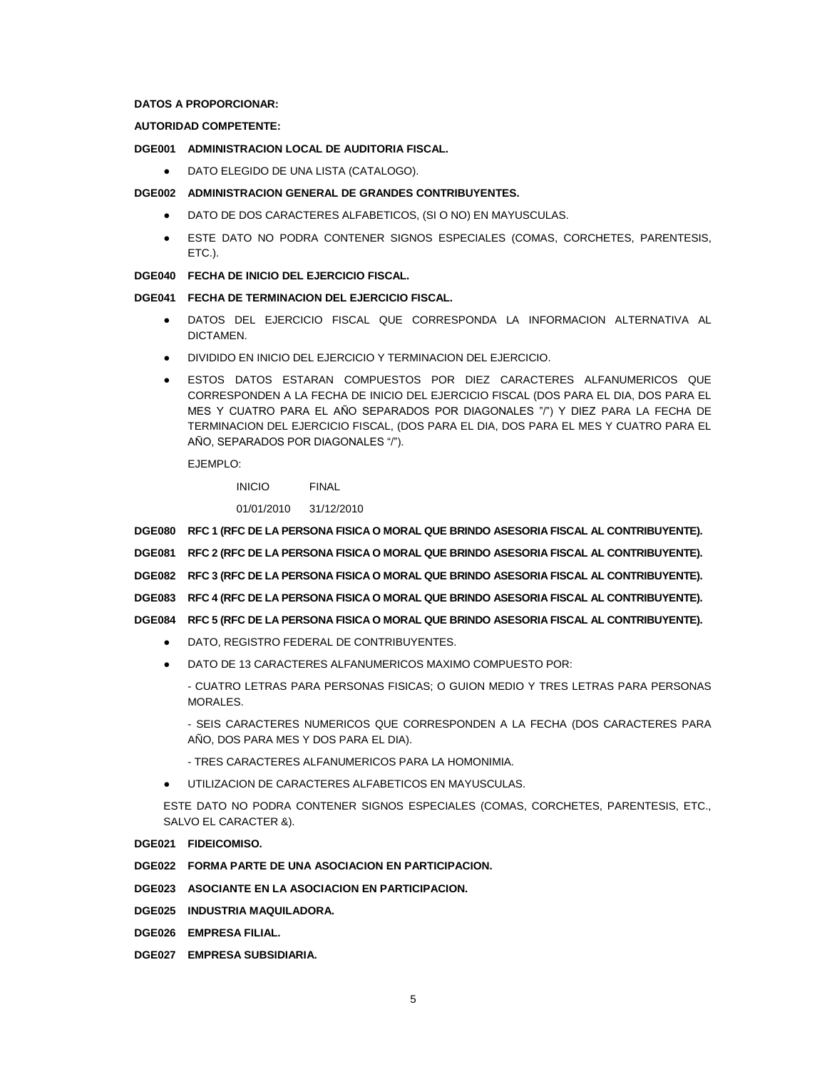**DATOS A PROPORCIONAR:**

**AUTORIDAD COMPETENTE:**

**DGE001 ADMINISTRACION LOCAL DE AUDITORIA FISCAL.**

- DATO ELEGIDO DE UNA LISTA (CATALOGO).

**DGE002 ADMINISTRACION GENERAL DE GRANDES CONTRIBUYENTES.**

- DATO DE DOS CARACTERES ALFABETICOS, (SI O NO) EN MAYUSCULAS.
- ESTE DATO NO PODRA CONTENER SIGNOS ESPECIALES (COMAS, CORCHETES, PARENTESIS, ETC.).

**DGE040 FECHA DE INICIO DEL EJERCICIO FISCAL.**

**DGE041 FECHA DE TERMINACION DEL EJERCICIO FISCAL.**

- DATOS DEL EJERCICIO FISCAL QUE CORRESPONDA LA INFORMACION ALTERNATIVA AL DICTAMEN.
- DIVIDIDO EN INICIO DEL EJERCICIO Y TERMINACION DEL EJERCICIO.
- ESTOS DATOS ESTARAN COMPUESTOS POR DIEZ CARACTERES ALFANUMERICOS QUE CORRESPONDEN A LA FECHA DE INICIO DEL EJERCICIO FISCAL (DOS PARA EL DIA, DOS PARA EL MES Y CUATRO PARA EL AÑO SEPARADOS POR DIAGONALES "/") Y DIEZ PARA LA FECHA DE TERMINACION DEL EJERCICIO FISCAL, (DOS PARA EL DIA, DOS PARA EL MES Y CUATRO PARA EL AÑO, SEPARADOS POR DIAGONALES "/").

  EJEMPLO:

  | INICIO | FINAL |
  |---|---|
  | 01/01/2010 | 31/12/2010 |

**DGE080 RFC 1 (RFC DE LA PERSONA FISICA O MORAL QUE BRINDO ASESORIA FISCAL AL CONTRIBUYENTE).**

**DGE081 RFC 2 (RFC DE LA PERSONA FISICA O MORAL QUE BRINDO ASESORIA FISCAL AL CONTRIBUYENTE).**

**DGE082 RFC 3 (RFC DE LA PERSONA FISICA O MORAL QUE BRINDO ASESORIA FISCAL AL CONTRIBUYENTE).**

**DGE083 RFC 4 (RFC DE LA PERSONA FISICA O MORAL QUE BRINDO ASESORIA FISCAL AL CONTRIBUYENTE).**

**DGE084 RFC 5 (RFC DE LA PERSONA FISICA O MORAL QUE BRINDO ASESORIA FISCAL AL CONTRIBUYENTE).**

- DATO, REGISTRO FEDERAL DE CONTRIBUYENTES.
- DATO DE 13 CARACTERES ALFANUMERICOS MAXIMO COMPUESTO POR:

  - CUATRO LETRAS PARA PERSONAS FISICAS; O GUION MEDIO Y TRES LETRAS PARA PERSONAS MORALES.

  - SEIS CARACTERES NUMERICOS QUE CORRESPONDEN A LA FECHA (DOS CARACTERES PARA AÑO, DOS PARA MES Y DOS PARA EL DIA).

  - TRES CARACTERES ALFANUMERICOS PARA LA HOMONIMIA.
- UTILIZACION DE CARACTERES ALFABETICOS EN MAYUSCULAS.

ESTE DATO NO PODRA CONTENER SIGNOS ESPECIALES (COMAS, CORCHETES, PARENTESIS, ETC., SALVO EL CARACTER &).

**DGE021 FIDEICOMISO.**

**DGE022 FORMA PARTE DE UNA ASOCIACION EN PARTICIPACION.**

**DGE023 ASOCIANTE EN LA ASOCIACION EN PARTICIPACION.**

**DGE025 INDUSTRIA MAQUILADORA.**

**DGE026 EMPRESA FILIAL.**

**DGE027 EMPRESA SUBSIDIARIA.**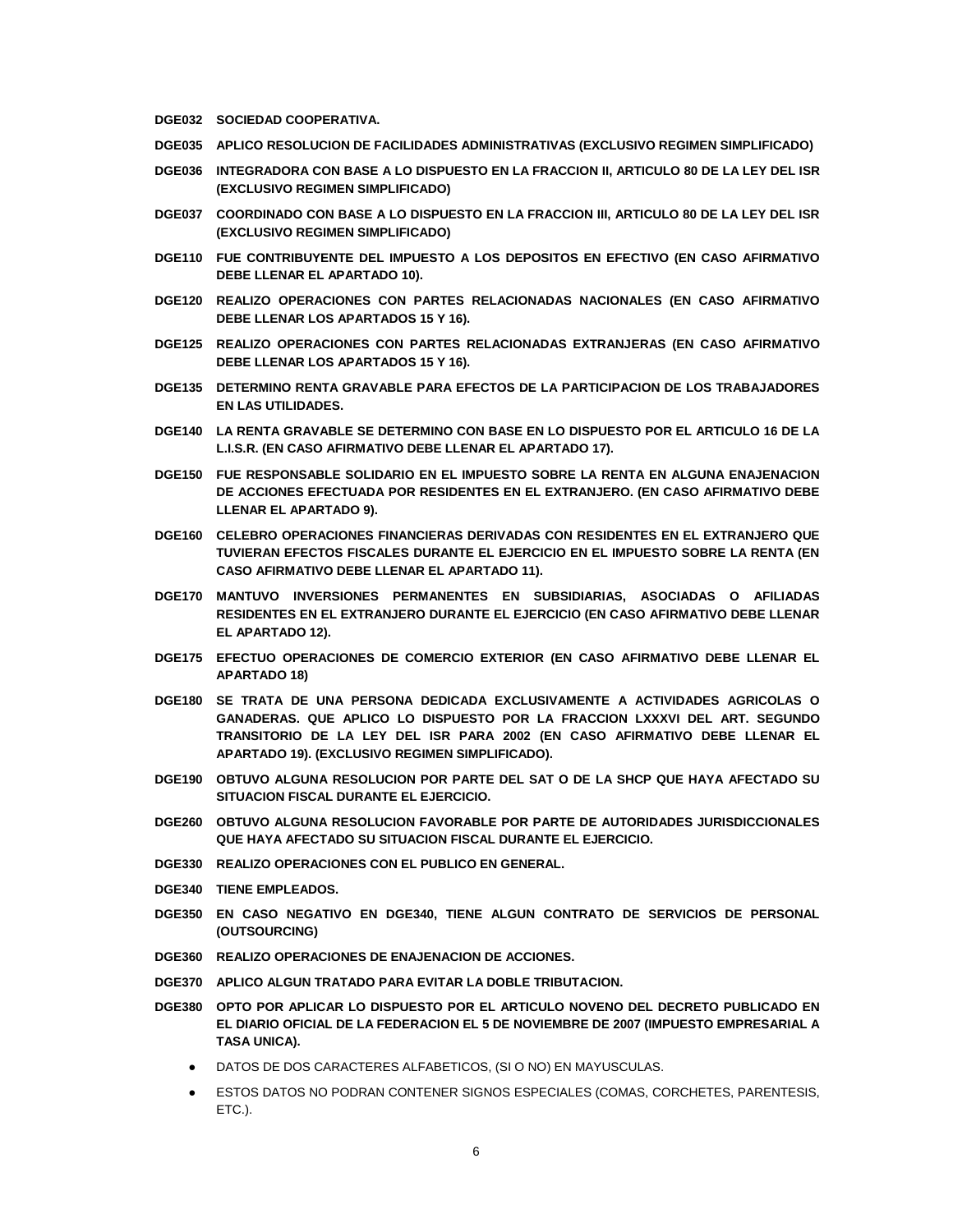**DGE032 SOCIEDAD COOPERATIVA.**

**DGE035 APLICO RESOLUCION DE FACILIDADES ADMINISTRATIVAS (EXCLUSIVO REGIMEN SIMPLIFICADO)**

**DGE036 INTEGRADORA CON BASE A LO DISPUESTO EN LA FRACCION II, ARTICULO 80 DE LA LEY DEL ISR (EXCLUSIVO REGIMEN SIMPLIFICADO)**

**DGE037 COORDINADO CON BASE A LO DISPUESTO EN LA FRACCION III, ARTICULO 80 DE LA LEY DEL ISR (EXCLUSIVO REGIMEN SIMPLIFICADO)**

**DGE110 FUE CONTRIBUYENTE DEL IMPUESTO A LOS DEPOSITOS EN EFECTIVO (EN CASO AFIRMATIVO DEBE LLENAR EL APARTADO 10).**

**DGE120 REALIZO OPERACIONES CON PARTES RELACIONADAS NACIONALES (EN CASO AFIRMATIVO DEBE LLENAR LOS APARTADOS 15 Y 16).**

**DGE125 REALIZO OPERACIONES CON PARTES RELACIONADAS EXTRANJERAS (EN CASO AFIRMATIVO DEBE LLENAR LOS APARTADOS 15 Y 16).**

**DGE135 DETERMINO RENTA GRAVABLE PARA EFECTOS DE LA PARTICIPACION DE LOS TRABAJADORES EN LAS UTILIDADES.**

**DGE140 LA RENTA GRAVABLE SE DETERMINO CON BASE EN LO DISPUESTO POR EL ARTICULO 16 DE LA L.I.S.R. (EN CASO AFIRMATIVO DEBE LLENAR EL APARTADO 17).**

**DGE150 FUE RESPONSABLE SOLIDARIO EN EL IMPUESTO SOBRE LA RENTA EN ALGUNA ENAJENACION DE ACCIONES EFECTUADA POR RESIDENTES EN EL EXTRANJERO. (EN CASO AFIRMATIVO DEBE LLENAR EL APARTADO 9).**

**DGE160 CELEBRO OPERACIONES FINANCIERAS DERIVADAS CON RESIDENTES EN EL EXTRANJERO QUE TUVIERAN EFECTOS FISCALES DURANTE EL EJERCICIO EN EL IMPUESTO SOBRE LA RENTA (EN CASO AFIRMATIVO DEBE LLENAR EL APARTADO 11).**

**DGE170 MANTUVO INVERSIONES PERMANENTES EN SUBSIDIARIAS, ASOCIADAS O AFILIADAS RESIDENTES EN EL EXTRANJERO DURANTE EL EJERCICIO (EN CASO AFIRMATIVO DEBE LLENAR EL APARTADO 12).**

**DGE175 EFECTUO OPERACIONES DE COMERCIO EXTERIOR (EN CASO AFIRMATIVO DEBE LLENAR EL APARTADO 18)**

**DGE180 SE TRATA DE UNA PERSONA DEDICADA EXCLUSIVAMENTE A ACTIVIDADES AGRICOLAS O GANADERAS. QUE APLICO LO DISPUESTO POR LA FRACCION LXXXVI DEL ART. SEGUNDO TRANSITORIO DE LA LEY DEL ISR PARA 2002 (EN CASO AFIRMATIVO DEBE LLENAR EL APARTADO 19). (EXCLUSIVO REGIMEN SIMPLIFICADO).**

**DGE190 OBTUVO ALGUNA RESOLUCION POR PARTE DEL SAT O DE LA SHCP QUE HAYA AFECTADO SU SITUACION FISCAL DURANTE EL EJERCICIO.**

**DGE260 OBTUVO ALGUNA RESOLUCION FAVORABLE POR PARTE DE AUTORIDADES JURISDICCIONALES QUE HAYA AFECTADO SU SITUACION FISCAL DURANTE EL EJERCICIO.**

**DGE330 REALIZO OPERACIONES CON EL PUBLICO EN GENERAL.**

**DGE340 TIENE EMPLEADOS.**

**DGE350 EN CASO NEGATIVO EN DGE340, TIENE ALGUN CONTRATO DE SERVICIOS DE PERSONAL (OUTSOURCING)**

**DGE360 REALIZO OPERACIONES DE ENAJENACION DE ACCIONES.**

**DGE370 APLICO ALGUN TRATADO PARA EVITAR LA DOBLE TRIBUTACION.**

**DGE380 OPTO POR APLICAR LO DISPUESTO POR EL ARTICULO NOVENO DEL DECRETO PUBLICADO EN EL DIARIO OFICIAL DE LA FEDERACION EL 5 DE NOVIEMBRE DE 2007 (IMPUESTO EMPRESARIAL A TASA UNICA).**

- DATOS DE DOS CARACTERES ALFABETICOS, (SI O NO) EN MAYUSCULAS.
- ESTOS DATOS NO PODRAN CONTENER SIGNOS ESPECIALES (COMAS, CORCHETES, PARENTESIS, ETC.).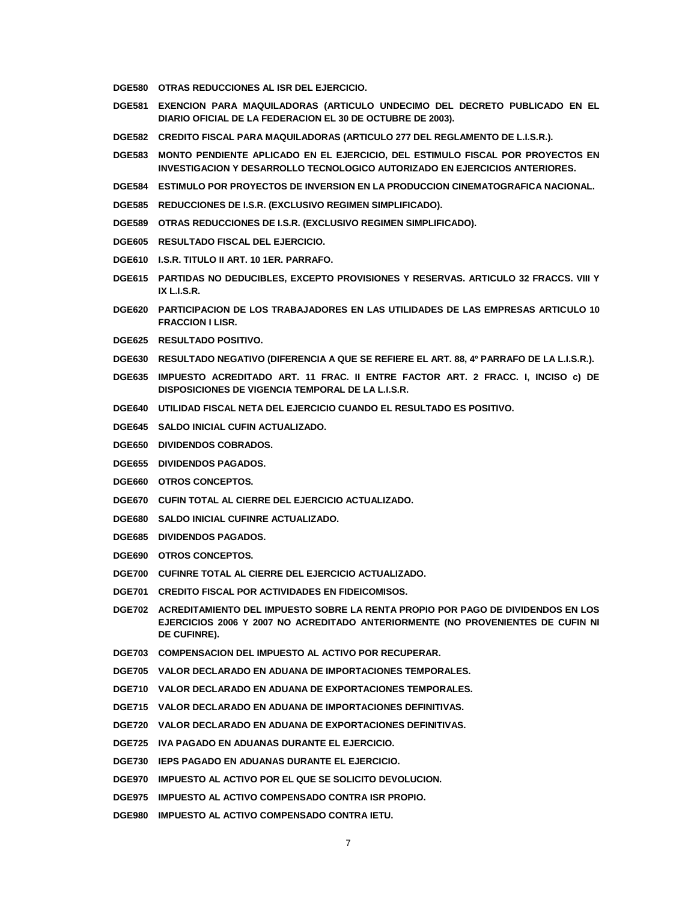**DGE580 OTRAS REDUCCIONES AL ISR DEL EJERCICIO.**

**DGE581 EXENCION PARA MAQUILADORAS (ARTICULO UNDECIMO DEL DECRETO PUBLICADO EN EL DIARIO OFICIAL DE LA FEDERACION EL 30 DE OCTUBRE DE 2003).**

**DGE582 CREDITO FISCAL PARA MAQUILADORAS (ARTICULO 277 DEL REGLAMENTO DE L.I.S.R.).**

**DGE583 MONTO PENDIENTE APLICADO EN EL EJERCICIO, DEL ESTIMULO FISCAL POR PROYECTOS EN INVESTIGACION Y DESARROLLO TECNOLOGICO AUTORIZADO EN EJERCICIOS ANTERIORES.**

**DGE584 ESTIMULO POR PROYECTOS DE INVERSION EN LA PRODUCCION CINEMATOGRAFICA NACIONAL.**

**DGE585 REDUCCIONES DE I.S.R. (EXCLUSIVO REGIMEN SIMPLIFICADO).**

**DGE589 OTRAS REDUCCIONES DE I.S.R. (EXCLUSIVO REGIMEN SIMPLIFICADO).**

**DGE605 RESULTADO FISCAL DEL EJERCICIO.**

**DGE610 I.S.R. TITULO II ART. 10 1ER. PARRAFO.**

**DGE615 PARTIDAS NO DEDUCIBLES, EXCEPTO PROVISIONES Y RESERVAS. ARTICULO 32 FRACCS. VIII Y IX L.I.S.R.**

**DGE620 PARTICIPACION DE LOS TRABAJADORES EN LAS UTILIDADES DE LAS EMPRESAS ARTICULO 10 FRACCION I LISR.**

**DGE625 RESULTADO POSITIVO.**

**DGE630 RESULTADO NEGATIVO (DIFERENCIA A QUE SE REFIERE EL ART. 88, 4º PARRAFO DE LA L.I.S.R.).**

**DGE635 IMPUESTO ACREDITADO ART. 11 FRAC. II ENTRE FACTOR ART. 2 FRACC. I, INCISO c) DE DISPOSICIONES DE VIGENCIA TEMPORAL DE LA L.I.S.R.**

**DGE640 UTILIDAD FISCAL NETA DEL EJERCICIO CUANDO EL RESULTADO ES POSITIVO.**

**DGE645 SALDO INICIAL CUFIN ACTUALIZADO.**

**DGE650 DIVIDENDOS COBRADOS.**

**DGE655 DIVIDENDOS PAGADOS.**

**DGE660 OTROS CONCEPTOS.**

**DGE670 CUFIN TOTAL AL CIERRE DEL EJERCICIO ACTUALIZADO.**

**DGE680 SALDO INICIAL CUFINRE ACTUALIZADO.**

**DGE685 DIVIDENDOS PAGADOS.**

**DGE690 OTROS CONCEPTOS.**

**DGE700 CUFINRE TOTAL AL CIERRE DEL EJERCICIO ACTUALIZADO.**

**DGE701 CREDITO FISCAL POR ACTIVIDADES EN FIDEICOMISOS.**

**DGE702 ACREDITAMIENTO DEL IMPUESTO SOBRE LA RENTA PROPIO POR PAGO DE DIVIDENDOS EN LOS EJERCICIOS 2006 Y 2007 NO ACREDITADO ANTERIORMENTE (NO PROVENIENTES DE CUFIN NI DE CUFINRE).**

**DGE703 COMPENSACION DEL IMPUESTO AL ACTIVO POR RECUPERAR.**

**DGE705 VALOR DECLARADO EN ADUANA DE IMPORTACIONES TEMPORALES.**

**DGE710 VALOR DECLARADO EN ADUANA DE EXPORTACIONES TEMPORALES.**

**DGE715 VALOR DECLARADO EN ADUANA DE IMPORTACIONES DEFINITIVAS.**

**DGE720 VALOR DECLARADO EN ADUANA DE EXPORTACIONES DEFINITIVAS.**

**DGE725 IVA PAGADO EN ADUANAS DURANTE EL EJERCICIO.**

**DGE730 IEPS PAGADO EN ADUANAS DURANTE EL EJERCICIO.**

**DGE970 IMPUESTO AL ACTIVO POR EL QUE SE SOLICITO DEVOLUCION.**

**DGE975 IMPUESTO AL ACTIVO COMPENSADO CONTRA ISR PROPIO.**

**DGE980 IMPUESTO AL ACTIVO COMPENSADO CONTRA IETU.**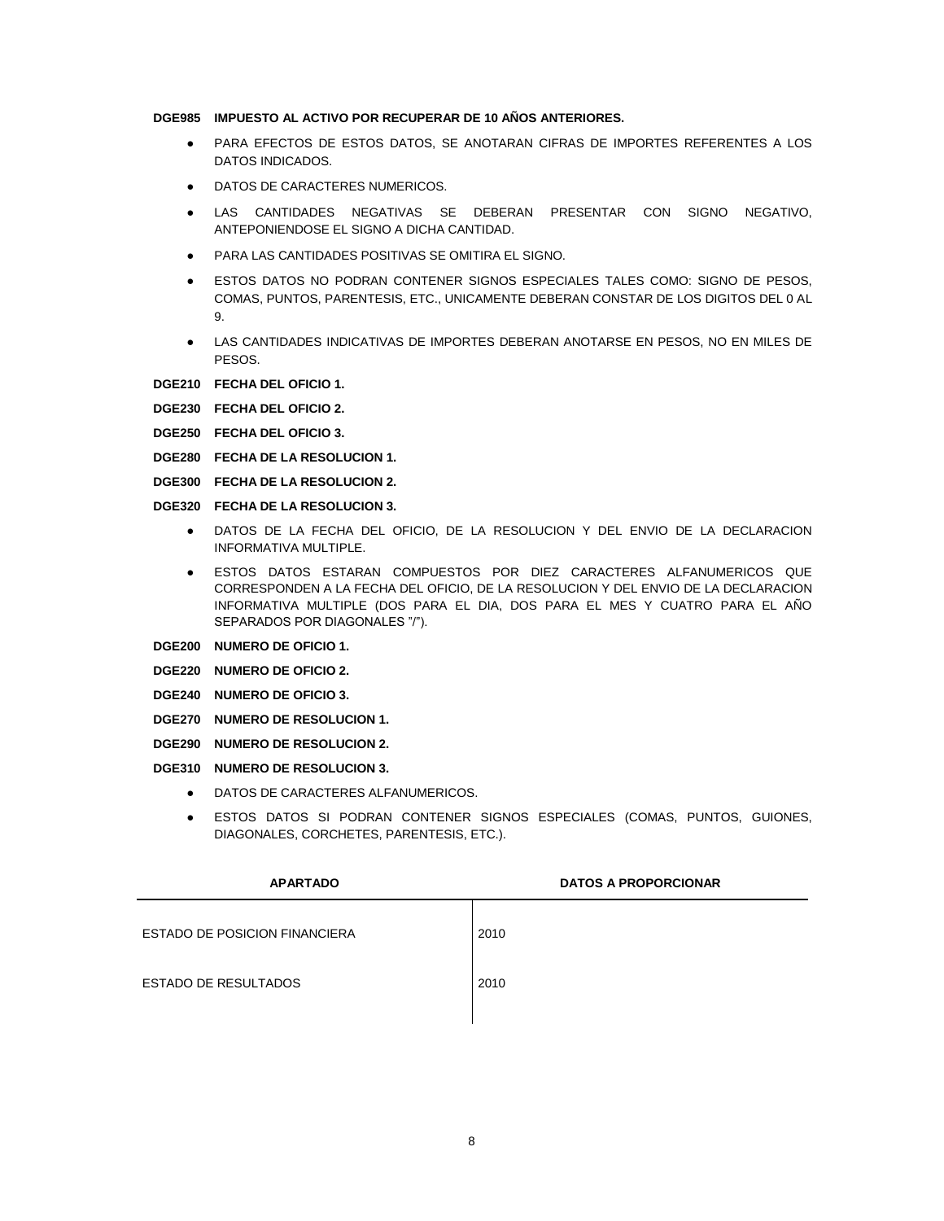**DGE985 IMPUESTO AL ACTIVO POR RECUPERAR DE 10 AÑOS ANTERIORES.**

- PARA EFECTOS DE ESTOS DATOS, SE ANOTARAN CIFRAS DE IMPORTES REFERENTES A LOS DATOS INDICADOS.
- DATOS DE CARACTERES NUMERICOS.
- LAS CANTIDADES NEGATIVAS SE DEBERAN PRESENTAR CON SIGNO NEGATIVO, ANTEPONIENDOSE EL SIGNO A DICHA CANTIDAD.
- PARA LAS CANTIDADES POSITIVAS SE OMITIRA EL SIGNO.
- ESTOS DATOS NO PODRAN CONTENER SIGNOS ESPECIALES TALES COMO: SIGNO DE PESOS, COMAS, PUNTOS, PARENTESIS, ETC., UNICAMENTE DEBERAN CONSTAR DE LOS DIGITOS DEL 0 AL 9.
- LAS CANTIDADES INDICATIVAS DE IMPORTES DEBERAN ANOTARSE EN PESOS, NO EN MILES DE PESOS.

**DGE210 FECHA DEL OFICIO 1.**

**DGE230 FECHA DEL OFICIO 2.**

**DGE250 FECHA DEL OFICIO 3.**

**DGE280 FECHA DE LA RESOLUCION 1.**

**DGE300 FECHA DE LA RESOLUCION 2.**

**DGE320 FECHA DE LA RESOLUCION 3.**

- DATOS DE LA FECHA DEL OFICIO, DE LA RESOLUCION Y DEL ENVIO DE LA DECLARACION INFORMATIVA MULTIPLE.
- ESTOS DATOS ESTARAN COMPUESTOS POR DIEZ CARACTERES ALFANUMERICOS QUE CORRESPONDEN A LA FECHA DEL OFICIO, DE LA RESOLUCION Y DEL ENVIO DE LA DECLARACION INFORMATIVA MULTIPLE (DOS PARA EL DIA, DOS PARA EL MES Y CUATRO PARA EL AÑO SEPARADOS POR DIAGONALES "/").

**DGE200 NUMERO DE OFICIO 1.**

**DGE220 NUMERO DE OFICIO 2.**

**DGE240 NUMERO DE OFICIO 3.**

**DGE270 NUMERO DE RESOLUCION 1.**

**DGE290 NUMERO DE RESOLUCION 2.**

**DGE310 NUMERO DE RESOLUCION 3.**

- DATOS DE CARACTERES ALFANUMERICOS.
- ESTOS DATOS SI PODRAN CONTENER SIGNOS ESPECIALES (COMAS, PUNTOS, GUIONES, DIAGONALES, CORCHETES, PARENTESIS, ETC.).

| APARTADO | DATOS A PROPORCIONAR |
|---|---|
| ESTADO DE POSICION FINANCIERA | 2010 |
| ESTADO DE RESULTADOS | 2010 |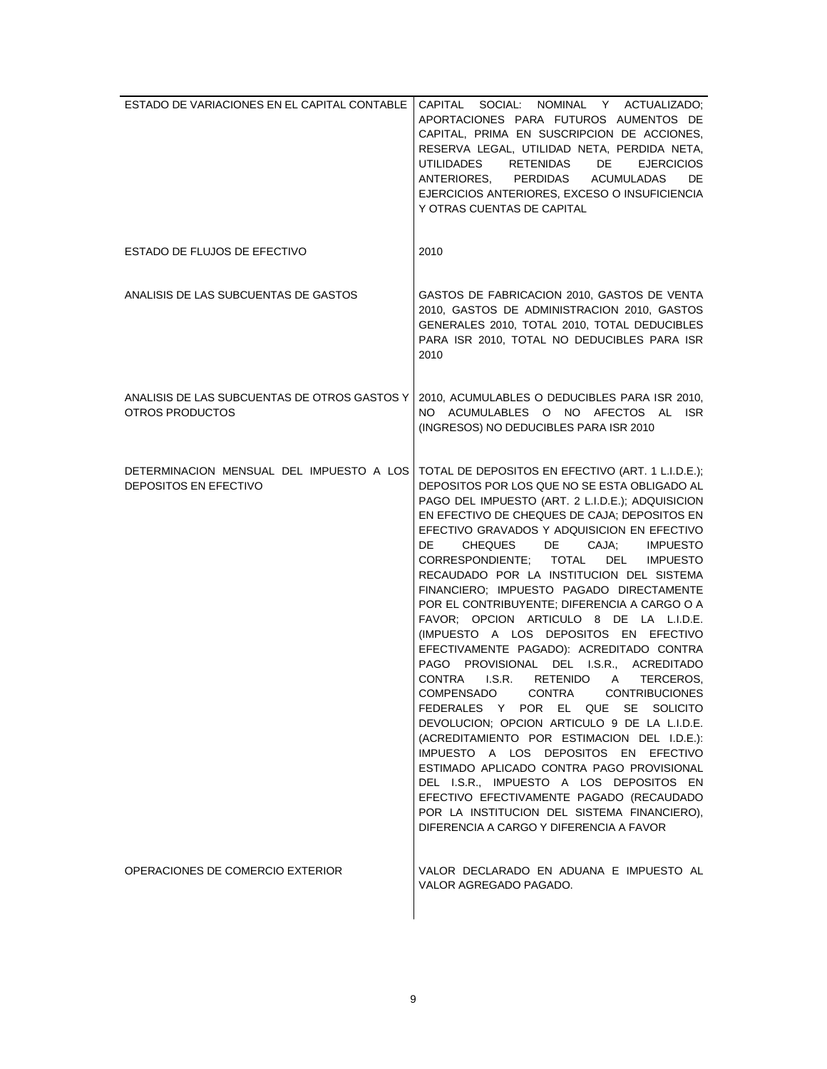| | |
|---|---|
| ESTADO DE VARIACIONES EN EL CAPITAL CONTABLE | CAPITAL SOCIAL: NOMINAL Y ACTUALIZADO; APORTACIONES PARA FUTUROS AUMENTOS DE CAPITAL, PRIMA EN SUSCRIPCION DE ACCIONES, RESERVA LEGAL, UTILIDAD NETA, PERDIDA NETA, UTILIDADES RETENIDAS DE EJERCICIOS ANTERIORES, PERDIDAS ACUMULADAS DE EJERCICIOS ANTERIORES, EXCESO O INSUFICIENCIA Y OTRAS CUENTAS DE CAPITAL |
| ESTADO DE FLUJOS DE EFECTIVO | 2010 |
| ANALISIS DE LAS SUBCUENTAS DE GASTOS | GASTOS DE FABRICACION 2010, GASTOS DE VENTA 2010, GASTOS DE ADMINISTRACION 2010, GASTOS GENERALES 2010, TOTAL 2010, TOTAL DEDUCIBLES PARA ISR 2010, TOTAL NO DEDUCIBLES PARA ISR 2010 |
| ANALISIS DE LAS SUBCUENTAS DE OTROS GASTOS Y OTROS PRODUCTOS | 2010, ACUMULABLES O DEDUCIBLES PARA ISR 2010, NO ACUMULABLES O NO AFECTOS AL ISR (INGRESOS) NO DEDUCIBLES PARA ISR 2010 |
| DETERMINACION MENSUAL DEL IMPUESTO A LOS DEPOSITOS EN EFECTIVO | TOTAL DE DEPOSITOS EN EFECTIVO (ART. 1 L.I.D.E.); DEPOSITOS POR LOS QUE NO SE ESTA OBLIGADO AL PAGO DEL IMPUESTO (ART. 2 L.I.D.E.); ADQUISICION EN EFECTIVO DE CHEQUES DE CAJA; DEPOSITOS EN EFECTIVO GRAVADOS Y ADQUISICION EN EFECTIVO DE CHEQUES DE CAJA; IMPUESTO CORRESPONDIENTE; TOTAL DEL IMPUESTO RECAUDADO POR LA INSTITUCION DEL SISTEMA FINANCIERO; IMPUESTO PAGADO DIRECTAMENTE POR EL CONTRIBUYENTE; DIFERENCIA A CARGO O A FAVOR; OPCION ARTICULO 8 DE LA L.I.D.E. (IMPUESTO A LOS DEPOSITOS EN EFECTIVO EFECTIVAMENTE PAGADO): ACREDITADO CONTRA PAGO PROVISIONAL DEL I.S.R., ACREDITADO CONTRA I.S.R. RETENIDO A TERCEROS, COMPENSADO CONTRA CONTRIBUCIONES FEDERALES Y POR EL QUE SE SOLICITO DEVOLUCION; OPCION ARTICULO 9 DE LA L.I.D.E. (ACREDITAMIENTO POR ESTIMACION DEL I.D.E.): IMPUESTO A LOS DEPOSITOS EN EFECTIVO ESTIMADO APLICADO CONTRA PAGO PROVISIONAL DEL I.S.R., IMPUESTO A LOS DEPOSITOS EN EFECTIVO EFECTIVAMENTE PAGADO (RECAUDADO POR LA INSTITUCION DEL SISTEMA FINANCIERO), DIFERENCIA A CARGO Y DIFERENCIA A FAVOR |
| OPERACIONES DE COMERCIO EXTERIOR | VALOR DECLARADO EN ADUANA E IMPUESTO AL VALOR AGREGADO PAGADO. |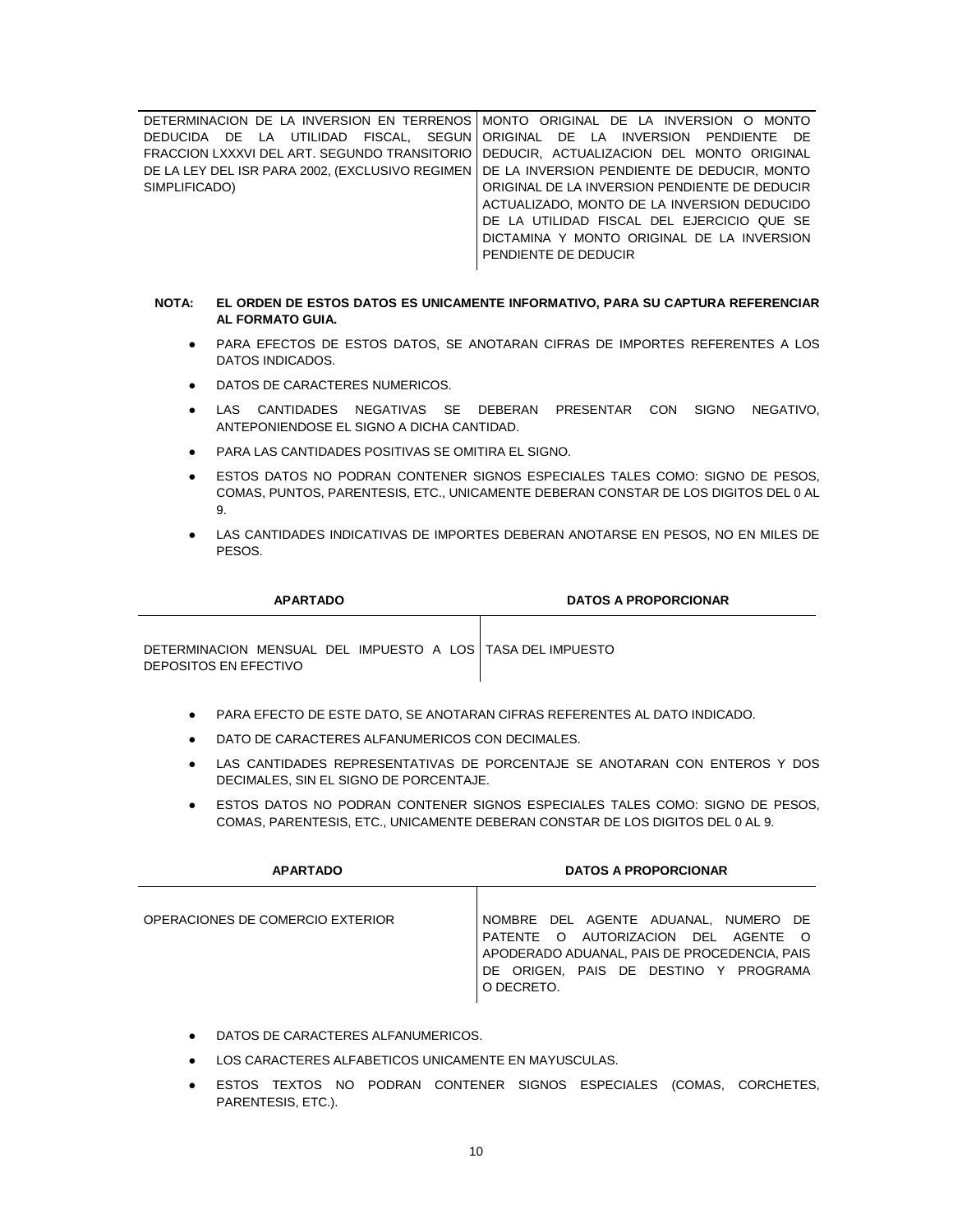| | |
|---|---|
| DETERMINACION DE LA INVERSION EN TERRENOS DEDUCIDA DE LA UTILIDAD FISCAL, SEGUN FRACCION LXXXVI DEL ART. SEGUNDO TRANSITORIO DE LA LEY DEL ISR PARA 2002, (EXCLUSIVO REGIMEN SIMPLIFICADO) | MONTO ORIGINAL DE LA INVERSION O MONTO ORIGINAL DE LA INVERSION PENDIENTE DE DEDUCIR, ACTUALIZACION DEL MONTO ORIGINAL DE LA INVERSION PENDIENTE DE DEDUCIR, MONTO ORIGINAL DE LA INVERSION PENDIENTE DE DEDUCIR ACTUALIZADO, MONTO DE LA INVERSION DEDUCIDO DE LA UTILIDAD FISCAL DEL EJERCICIO QUE SE DICTAMINA Y MONTO ORIGINAL DE LA INVERSION PENDIENTE DE DEDUCIR |

**NOTA: EL ORDEN DE ESTOS DATOS ES UNICAMENTE INFORMATIVO, PARA SU CAPTURA REFERENCIAR AL FORMATO GUIA.**

- PARA EFECTOS DE ESTOS DATOS, SE ANOTARAN CIFRAS DE IMPORTES REFERENTES A LOS DATOS INDICADOS.
- DATOS DE CARACTERES NUMERICOS.
- LAS CANTIDADES NEGATIVAS SE DEBERAN PRESENTAR CON SIGNO NEGATIVO, ANTEPONIENDOSE EL SIGNO A DICHA CANTIDAD.
- PARA LAS CANTIDADES POSITIVAS SE OMITIRA EL SIGNO.
- ESTOS DATOS NO PODRAN CONTENER SIGNOS ESPECIALES TALES COMO: SIGNO DE PESOS, COMAS, PUNTOS, PARENTESIS, ETC., UNICAMENTE DEBERAN CONSTAR DE LOS DIGITOS DEL 0 AL 9.
- LAS CANTIDADES INDICATIVAS DE IMPORTES DEBERAN ANOTARSE EN PESOS, NO EN MILES DE PESOS.

| APARTADO | DATOS A PROPORCIONAR |
|---|---|
| DETERMINACION MENSUAL DEL IMPUESTO A LOS DEPOSITOS EN EFECTIVO | TASA DEL IMPUESTO |

- PARA EFECTO DE ESTE DATO, SE ANOTARAN CIFRAS REFERENTES AL DATO INDICADO.
- DATO DE CARACTERES ALFANUMERICOS CON DECIMALES.
- LAS CANTIDADES REPRESENTATIVAS DE PORCENTAJE SE ANOTARAN CON ENTEROS Y DOS DECIMALES, SIN EL SIGNO DE PORCENTAJE.
- ESTOS DATOS NO PODRAN CONTENER SIGNOS ESPECIALES TALES COMO: SIGNO DE PESOS, COMAS, PARENTESIS, ETC., UNICAMENTE DEBERAN CONSTAR DE LOS DIGITOS DEL 0 AL 9.

| APARTADO | DATOS A PROPORCIONAR |
|---|---|
| OPERACIONES DE COMERCIO EXTERIOR | NOMBRE DEL AGENTE ADUANAL, NUMERO DE PATENTE O AUTORIZACION DEL AGENTE O APODERADO ADUANAL, PAIS DE PROCEDENCIA, PAIS DE ORIGEN, PAIS DE DESTINO Y PROGRAMA O DECRETO. |

- DATOS DE CARACTERES ALFANUMERICOS.
- LOS CARACTERES ALFABETICOS UNICAMENTE EN MAYUSCULAS.
- ESTOS TEXTOS NO PODRAN CONTENER SIGNOS ESPECIALES (COMAS, CORCHETES, PARENTESIS, ETC.).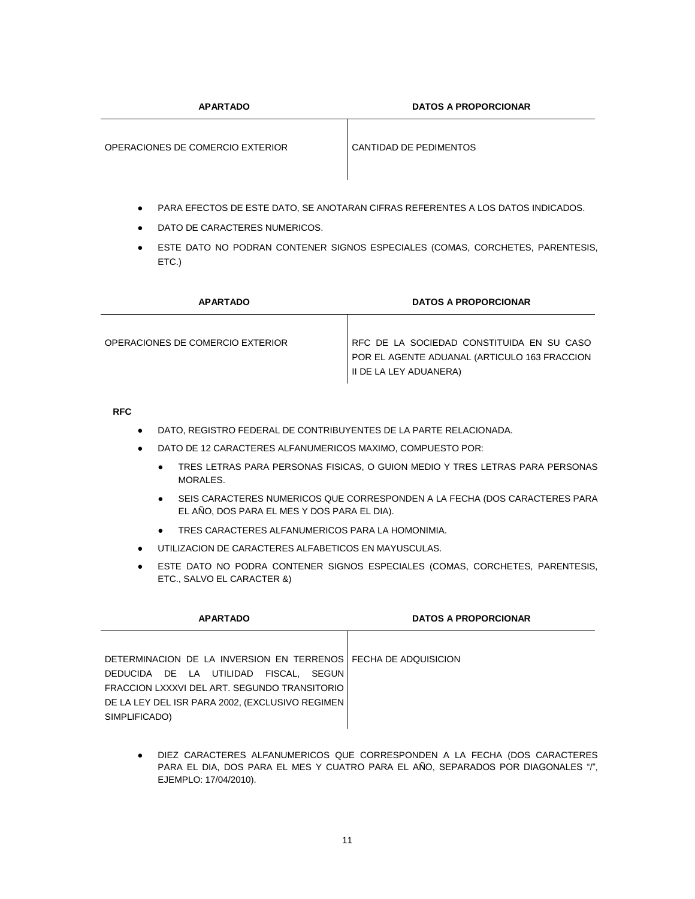| APARTADO | DATOS A PROPORCIONAR |
|---|---|
| OPERACIONES DE COMERCIO EXTERIOR | CANTIDAD DE PEDIMENTOS |

- PARA EFECTOS DE ESTE DATO, SE ANOTARAN CIFRAS REFERENTES A LOS DATOS INDICADOS.
- DATO DE CARACTERES NUMERICOS.
- ESTE DATO NO PODRAN CONTENER SIGNOS ESPECIALES (COMAS, CORCHETES, PARENTESIS, ETC.)

| APARTADO | DATOS A PROPORCIONAR |
|---|---|
| OPERACIONES DE COMERCIO EXTERIOR | RFC DE LA SOCIEDAD CONSTITUIDA EN SU CASO POR EL AGENTE ADUANAL (ARTICULO 163 FRACCION II DE LA LEY ADUANERA) |

**RFC**

- DATO, REGISTRO FEDERAL DE CONTRIBUYENTES DE LA PARTE RELACIONADA.
- DATO DE 12 CARACTERES ALFANUMERICOS MAXIMO, COMPUESTO POR:
  - TRES LETRAS PARA PERSONAS FISICAS, O GUION MEDIO Y TRES LETRAS PARA PERSONAS MORALES.
  - SEIS CARACTERES NUMERICOS QUE CORRESPONDEN A LA FECHA (DOS CARACTERES PARA EL AÑO, DOS PARA EL MES Y DOS PARA EL DIA).
  - TRES CARACTERES ALFANUMERICOS PARA LA HOMONIMIA.
- UTILIZACION DE CARACTERES ALFABETICOS EN MAYUSCULAS.
- ESTE DATO NO PODRA CONTENER SIGNOS ESPECIALES (COMAS, CORCHETES, PARENTESIS, ETC., SALVO EL CARACTER &)

| APARTADO | DATOS A PROPORCIONAR |
|---|---|
| DETERMINACION DE LA INVERSION EN TERRENOS DEDUCIDA DE LA UTILIDAD FISCAL, SEGUN FRACCION LXXXVI DEL ART. SEGUNDO TRANSITORIO DE LA LEY DEL ISR PARA 2002, (EXCLUSIVO REGIMEN SIMPLIFICADO) | FECHA DE ADQUISICION |

- DIEZ CARACTERES ALFANUMERICOS QUE CORRESPONDEN A LA FECHA (DOS CARACTERES PARA EL DIA, DOS PARA EL MES Y CUATRO PARA EL AÑO, SEPARADOS POR DIAGONALES "/", EJEMPLO: 17/04/2010).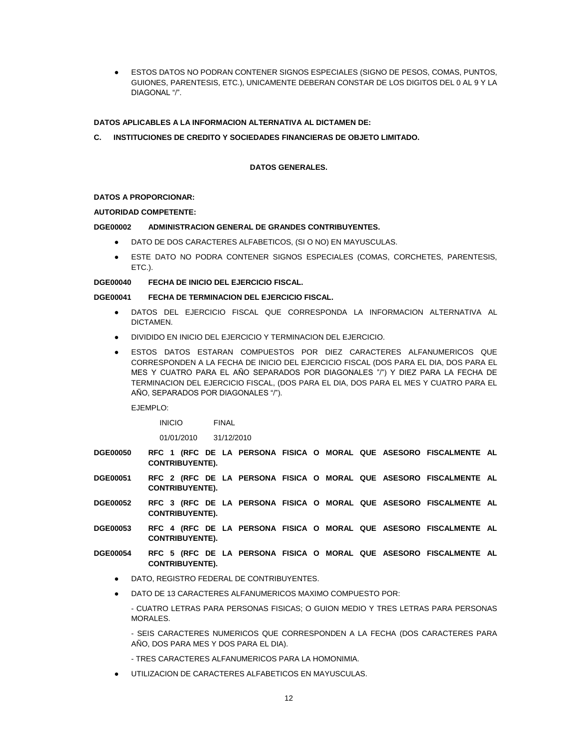- ESTOS DATOS NO PODRAN CONTENER SIGNOS ESPECIALES (SIGNO DE PESOS, COMAS, PUNTOS, GUIONES, PARENTESIS, ETC.), UNICAMENTE DEBERAN CONSTAR DE LOS DIGITOS DEL 0 AL 9 Y LA DIAGONAL "/".

**DATOS APLICABLES A LA INFORMACION ALTERNATIVA AL DICTAMEN DE:**

**C. INSTITUCIONES DE CREDITO Y SOCIEDADES FINANCIERAS DE OBJETO LIMITADO.**

**DATOS GENERALES.**

**DATOS A PROPORCIONAR:**

**AUTORIDAD COMPETENTE:**

**DGE00002 ADMINISTRACION GENERAL DE GRANDES CONTRIBUYENTES.**

- DATO DE DOS CARACTERES ALFABETICOS, (SI O NO) EN MAYUSCULAS.
- ESTE DATO NO PODRA CONTENER SIGNOS ESPECIALES (COMAS, CORCHETES, PARENTESIS, ETC.).

**DGE00040 FECHA DE INICIO DEL EJERCICIO FISCAL.**

**DGE00041 FECHA DE TERMINACION DEL EJERCICIO FISCAL.**

- DATOS DEL EJERCICIO FISCAL QUE CORRESPONDA LA INFORMACION ALTERNATIVA AL DICTAMEN.
- DIVIDIDO EN INICIO DEL EJERCICIO Y TERMINACION DEL EJERCICIO.
- ESTOS DATOS ESTARAN COMPUESTOS POR DIEZ CARACTERES ALFANUMERICOS QUE CORRESPONDEN A LA FECHA DE INICIO DEL EJERCICIO FISCAL (DOS PARA EL DIA, DOS PARA EL MES Y CUATRO PARA EL AÑO SEPARADOS POR DIAGONALES "/") Y DIEZ PARA LA FECHA DE TERMINACION DEL EJERCICIO FISCAL, (DOS PARA EL DIA, DOS PARA EL MES Y CUATRO PARA EL AÑO, SEPARADOS POR DIAGONALES "/").

  EJEMPLO:

  | INICIO | FINAL |
  |---|---|
  | 01/01/2010 | 31/12/2010 |

**DGE00050 RFC 1 (RFC DE LA PERSONA FISICA O MORAL QUE ASESORO FISCALMENTE AL CONTRIBUYENTE).**

**DGE00051 RFC 2 (RFC DE LA PERSONA FISICA O MORAL QUE ASESORO FISCALMENTE AL CONTRIBUYENTE).**

**DGE00052 RFC 3 (RFC DE LA PERSONA FISICA O MORAL QUE ASESORO FISCALMENTE AL CONTRIBUYENTE).**

**DGE00053 RFC 4 (RFC DE LA PERSONA FISICA O MORAL QUE ASESORO FISCALMENTE AL CONTRIBUYENTE).**

**DGE00054 RFC 5 (RFC DE LA PERSONA FISICA O MORAL QUE ASESORO FISCALMENTE AL CONTRIBUYENTE).**

- DATO, REGISTRO FEDERAL DE CONTRIBUYENTES.
- DATO DE 13 CARACTERES ALFANUMERICOS MAXIMO COMPUESTO POR:

  - CUATRO LETRAS PARA PERSONAS FISICAS; O GUION MEDIO Y TRES LETRAS PARA PERSONAS MORALES.

  - SEIS CARACTERES NUMERICOS QUE CORRESPONDEN A LA FECHA (DOS CARACTERES PARA AÑO, DOS PARA MES Y DOS PARA EL DIA).

  - TRES CARACTERES ALFANUMERICOS PARA LA HOMONIMIA.

- UTILIZACION DE CARACTERES ALFABETICOS EN MAYUSCULAS.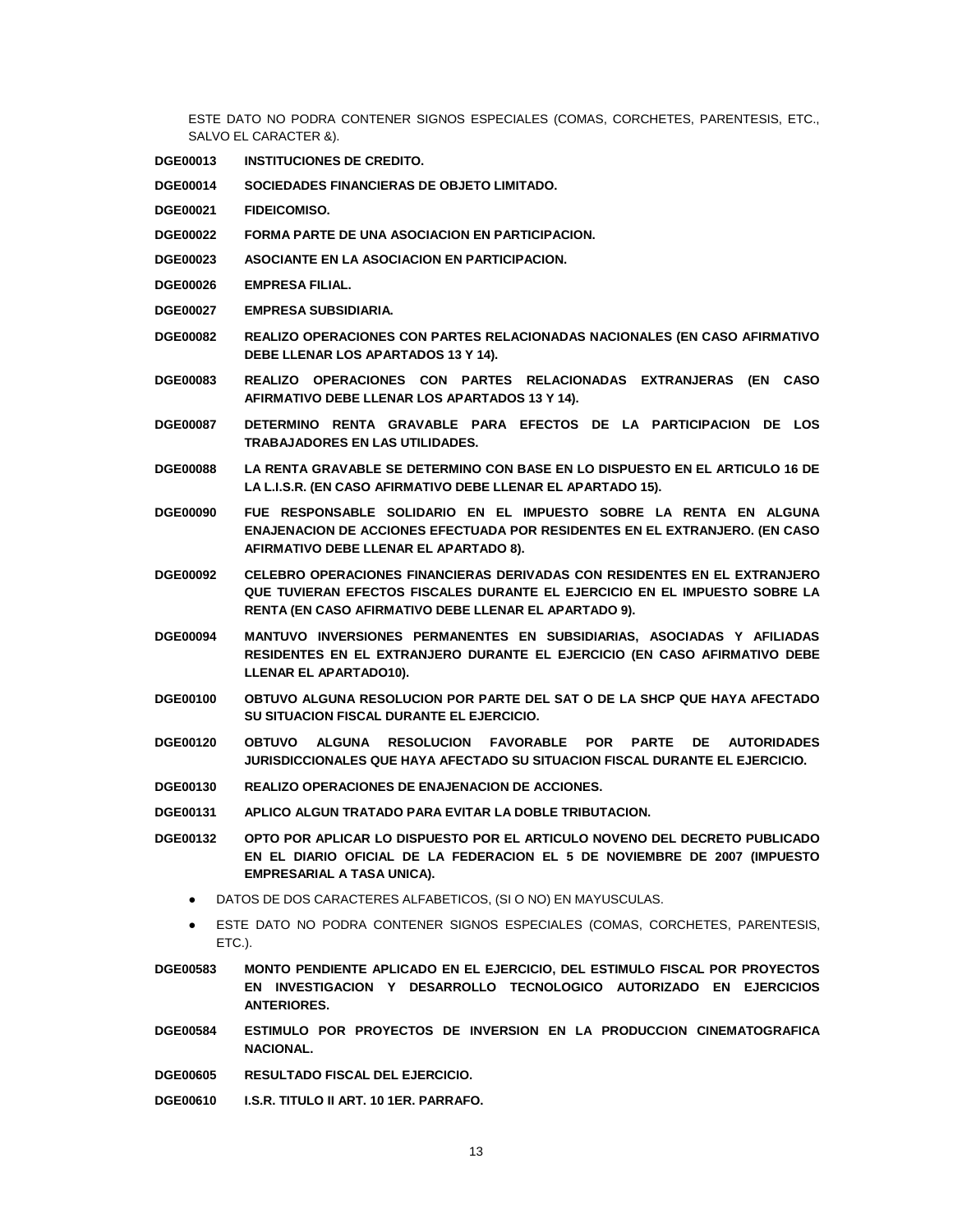ESTE DATO NO PODRA CONTENER SIGNOS ESPECIALES (COMAS, CORCHETES, PARENTESIS, ETC., SALVO EL CARACTER &).

**DGE00013 INSTITUCIONES DE CREDITO.**

**DGE00014 SOCIEDADES FINANCIERAS DE OBJETO LIMITADO.**

**DGE00021 FIDEICOMISO.**

**DGE00022 FORMA PARTE DE UNA ASOCIACION EN PARTICIPACION.**

**DGE00023 ASOCIANTE EN LA ASOCIACION EN PARTICIPACION.**

**DGE00026 EMPRESA FILIAL.**

**DGE00027 EMPRESA SUBSIDIARIA.**

**DGE00082 REALIZO OPERACIONES CON PARTES RELACIONADAS NACIONALES (EN CASO AFIRMATIVO DEBE LLENAR LOS APARTADOS 13 Y 14).**

**DGE00083 REALIZO OPERACIONES CON PARTES RELACIONADAS EXTRANJERAS (EN CASO AFIRMATIVO DEBE LLENAR LOS APARTADOS 13 Y 14).**

**DGE00087 DETERMINO RENTA GRAVABLE PARA EFECTOS DE LA PARTICIPACION DE LOS TRABAJADORES EN LAS UTILIDADES.**

**DGE00088 LA RENTA GRAVABLE SE DETERMINO CON BASE EN LO DISPUESTO EN EL ARTICULO 16 DE LA L.I.S.R. (EN CASO AFIRMATIVO DEBE LLENAR EL APARTADO 15).**

**DGE00090 FUE RESPONSABLE SOLIDARIO EN EL IMPUESTO SOBRE LA RENTA EN ALGUNA ENAJENACION DE ACCIONES EFECTUADA POR RESIDENTES EN EL EXTRANJERO. (EN CASO AFIRMATIVO DEBE LLENAR EL APARTADO 8).**

**DGE00092 CELEBRO OPERACIONES FINANCIERAS DERIVADAS CON RESIDENTES EN EL EXTRANJERO QUE TUVIERAN EFECTOS FISCALES DURANTE EL EJERCICIO EN EL IMPUESTO SOBRE LA RENTA (EN CASO AFIRMATIVO DEBE LLENAR EL APARTADO 9).**

**DGE00094 MANTUVO INVERSIONES PERMANENTES EN SUBSIDIARIAS, ASOCIADAS Y AFILIADAS RESIDENTES EN EL EXTRANJERO DURANTE EL EJERCICIO (EN CASO AFIRMATIVO DEBE LLENAR EL APARTADO10).**

**DGE00100 OBTUVO ALGUNA RESOLUCION POR PARTE DEL SAT O DE LA SHCP QUE HAYA AFECTADO SU SITUACION FISCAL DURANTE EL EJERCICIO.**

**DGE00120 OBTUVO ALGUNA RESOLUCION FAVORABLE POR PARTE DE AUTORIDADES JURISDICCIONALES QUE HAYA AFECTADO SU SITUACION FISCAL DURANTE EL EJERCICIO.**

**DGE00130 REALIZO OPERACIONES DE ENAJENACION DE ACCIONES.**

**DGE00131 APLICO ALGUN TRATADO PARA EVITAR LA DOBLE TRIBUTACION.**

**DGE00132 OPTO POR APLICAR LO DISPUESTO POR EL ARTICULO NOVENO DEL DECRETO PUBLICADO EN EL DIARIO OFICIAL DE LA FEDERACION EL 5 DE NOVIEMBRE DE 2007 (IMPUESTO EMPRESARIAL A TASA UNICA).**

- DATOS DE DOS CARACTERES ALFABETICOS, (SI O NO) EN MAYUSCULAS.
- ESTE DATO NO PODRA CONTENER SIGNOS ESPECIALES (COMAS, CORCHETES, PARENTESIS, ETC.).

**DGE00583 MONTO PENDIENTE APLICADO EN EL EJERCICIO, DEL ESTIMULO FISCAL POR PROYECTOS EN INVESTIGACION Y DESARROLLO TECNOLOGICO AUTORIZADO EN EJERCICIOS ANTERIORES.**

**DGE00584 ESTIMULO POR PROYECTOS DE INVERSION EN LA PRODUCCION CINEMATOGRAFICA NACIONAL.**

**DGE00605 RESULTADO FISCAL DEL EJERCICIO.**

**DGE00610 I.S.R. TITULO II ART. 10 1ER. PARRAFO.**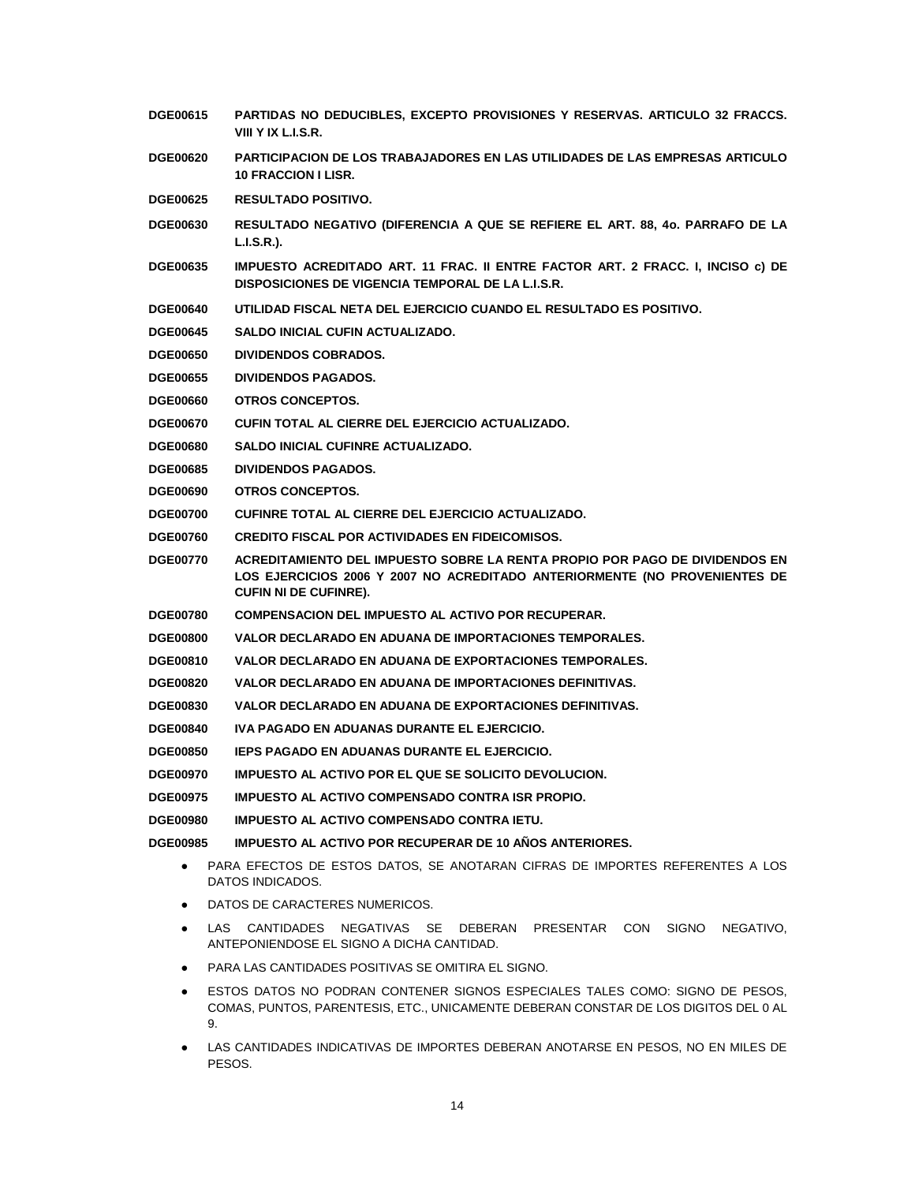**DGE00615** **PARTIDAS NO DEDUCIBLES, EXCEPTO PROVISIONES Y RESERVAS. ARTICULO 32 FRACCS. VIII Y IX L.I.S.R.**

**DGE00620** **PARTICIPACION DE LOS TRABAJADORES EN LAS UTILIDADES DE LAS EMPRESAS ARTICULO 10 FRACCION I LISR.**

**DGE00625** **RESULTADO POSITIVO.**

**DGE00630** **RESULTADO NEGATIVO (DIFERENCIA A QUE SE REFIERE EL ART. 88, 4o. PARRAFO DE LA L.I.S.R.).**

**DGE00635** **IMPUESTO ACREDITADO ART. 11 FRAC. II ENTRE FACTOR ART. 2 FRACC. I, INCISO c) DE DISPOSICIONES DE VIGENCIA TEMPORAL DE LA L.I.S.R.**

**DGE00640** **UTILIDAD FISCAL NETA DEL EJERCICIO CUANDO EL RESULTADO ES POSITIVO.**

**DGE00645** **SALDO INICIAL CUFIN ACTUALIZADO.**

**DGE00650** **DIVIDENDOS COBRADOS.**

**DGE00655** **DIVIDENDOS PAGADOS.**

**DGE00660** **OTROS CONCEPTOS.**

**DGE00670** **CUFIN TOTAL AL CIERRE DEL EJERCICIO ACTUALIZADO.**

**DGE00680** **SALDO INICIAL CUFINRE ACTUALIZADO.**

**DGE00685** **DIVIDENDOS PAGADOS.**

**DGE00690** **OTROS CONCEPTOS.**

**DGE00700** **CUFINRE TOTAL AL CIERRE DEL EJERCICIO ACTUALIZADO.**

**DGE00760** **CREDITO FISCAL POR ACTIVIDADES EN FIDEICOMISOS.**

**DGE00770** **ACREDITAMIENTO DEL IMPUESTO SOBRE LA RENTA PROPIO POR PAGO DE DIVIDENDOS EN LOS EJERCICIOS 2006 Y 2007 NO ACREDITADO ANTERIORMENTE (NO PROVENIENTES DE CUFIN NI DE CUFINRE).**

**DGE00780** **COMPENSACION DEL IMPUESTO AL ACTIVO POR RECUPERAR.**

**DGE00800** **VALOR DECLARADO EN ADUANA DE IMPORTACIONES TEMPORALES.**

**DGE00810** **VALOR DECLARADO EN ADUANA DE EXPORTACIONES TEMPORALES.**

**DGE00820** **VALOR DECLARADO EN ADUANA DE IMPORTACIONES DEFINITIVAS.**

**DGE00830** **VALOR DECLARADO EN ADUANA DE EXPORTACIONES DEFINITIVAS.**

**DGE00840** **IVA PAGADO EN ADUANAS DURANTE EL EJERCICIO.**

**DGE00850** **IEPS PAGADO EN ADUANAS DURANTE EL EJERCICIO.**

**DGE00970** **IMPUESTO AL ACTIVO POR EL QUE SE SOLICITO DEVOLUCION.**

**DGE00975** **IMPUESTO AL ACTIVO COMPENSADO CONTRA ISR PROPIO.**

**DGE00980** **IMPUESTO AL ACTIVO COMPENSADO CONTRA IETU.**

**DGE00985** **IMPUESTO AL ACTIVO POR RECUPERAR DE 10 AÑOS ANTERIORES.**

- PARA EFECTOS DE ESTOS DATOS, SE ANOTARAN CIFRAS DE IMPORTES REFERENTES A LOS DATOS INDICADOS.
- DATOS DE CARACTERES NUMERICOS.
- LAS CANTIDADES NEGATIVAS SE DEBERAN PRESENTAR CON SIGNO NEGATIVO, ANTEPONIENDOSE EL SIGNO A DICHA CANTIDAD.
- PARA LAS CANTIDADES POSITIVAS SE OMITIRA EL SIGNO.
- ESTOS DATOS NO PODRAN CONTENER SIGNOS ESPECIALES TALES COMO: SIGNO DE PESOS, COMAS, PUNTOS, PARENTESIS, ETC., UNICAMENTE DEBERAN CONSTAR DE LOS DIGITOS DEL 0 AL 9.
- LAS CANTIDADES INDICATIVAS DE IMPORTES DEBERAN ANOTARSE EN PESOS, NO EN MILES DE PESOS.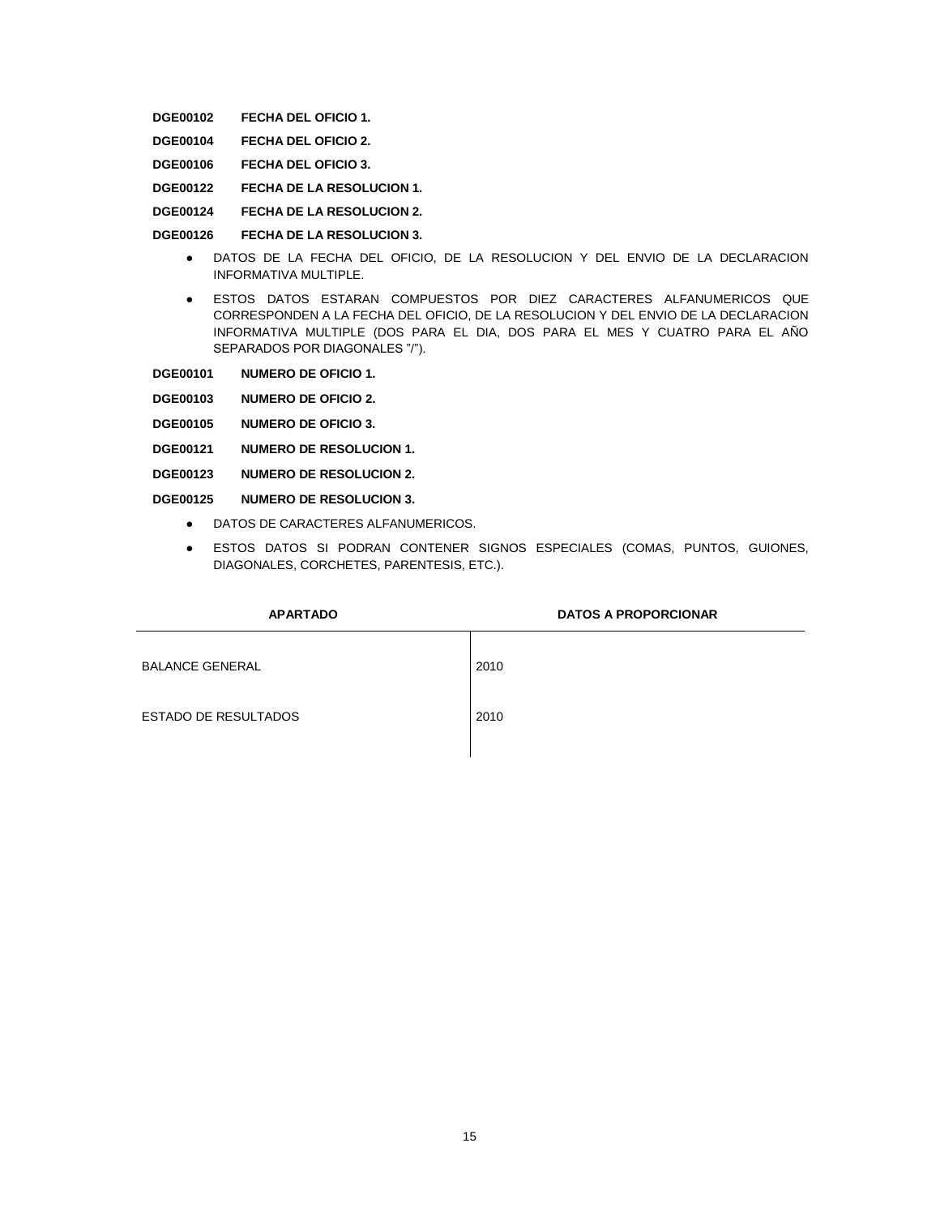**DGE00102 FECHA DEL OFICIO 1.**

**DGE00104 FECHA DEL OFICIO 2.**

**DGE00106 FECHA DEL OFICIO 3.**

**DGE00122 FECHA DE LA RESOLUCION 1.**

**DGE00124 FECHA DE LA RESOLUCION 2.**

**DGE00126 FECHA DE LA RESOLUCION 3.**

- DATOS DE LA FECHA DEL OFICIO, DE LA RESOLUCION Y DEL ENVIO DE LA DECLARACION INFORMATIVA MULTIPLE.
- ESTOS DATOS ESTARAN COMPUESTOS POR DIEZ CARACTERES ALFANUMERICOS QUE CORRESPONDEN A LA FECHA DEL OFICIO, DE LA RESOLUCION Y DEL ENVIO DE LA DECLARACION INFORMATIVA MULTIPLE (DOS PARA EL DIA, DOS PARA EL MES Y CUATRO PARA EL AÑO SEPARADOS POR DIAGONALES "/").

**DGE00101 NUMERO DE OFICIO 1.**

**DGE00103 NUMERO DE OFICIO 2.**

**DGE00105 NUMERO DE OFICIO 3.**

**DGE00121 NUMERO DE RESOLUCION 1.**

**DGE00123 NUMERO DE RESOLUCION 2.**

**DGE00125 NUMERO DE RESOLUCION 3.**

- DATOS DE CARACTERES ALFANUMERICOS.
- ESTOS DATOS SI PODRAN CONTENER SIGNOS ESPECIALES (COMAS, PUNTOS, GUIONES, DIAGONALES, CORCHETES, PARENTESIS, ETC.).

| APARTADO | DATOS A PROPORCIONAR |
|---|---|
| BALANCE GENERAL | 2010 |
| ESTADO DE RESULTADOS | 2010 |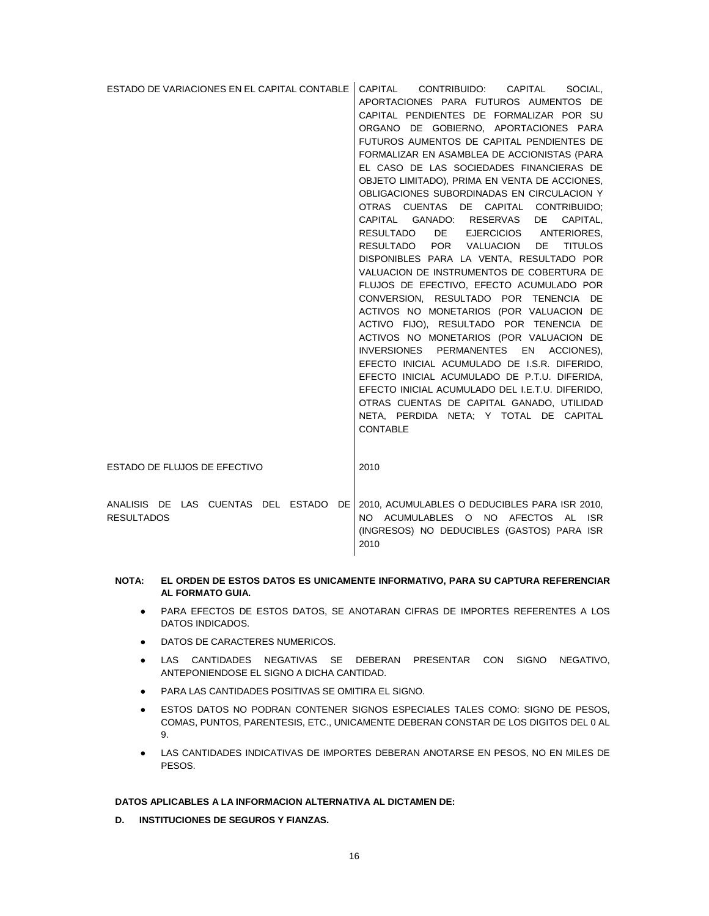| | |
|---|---|
| ESTADO DE VARIACIONES EN EL CAPITAL CONTABLE | CAPITAL CONTRIBUIDO: CAPITAL SOCIAL, APORTACIONES PARA FUTUROS AUMENTOS DE CAPITAL PENDIENTES DE FORMALIZAR POR SU ORGANO DE GOBIERNO, APORTACIONES PARA FUTUROS AUMENTOS DE CAPITAL PENDIENTES DE FORMALIZAR EN ASAMBLEA DE ACCIONISTAS (PARA EL CASO DE LAS SOCIEDADES FINANCIERAS DE OBJETO LIMITADO), PRIMA EN VENTA DE ACCIONES, OBLIGACIONES SUBORDINADAS EN CIRCULACION Y OTRAS CUENTAS DE CAPITAL CONTRIBUIDO; CAPITAL GANADO: RESERVAS DE CAPITAL, RESULTADO DE EJERCICIOS ANTERIORES, RESULTADO POR VALUACION DE TITULOS DISPONIBLES PARA LA VENTA, RESULTADO POR VALUACION DE INSTRUMENTOS DE COBERTURA DE FLUJOS DE EFECTIVO, EFECTO ACUMULADO POR CONVERSION, RESULTADO POR TENENCIA DE ACTIVOS NO MONETARIOS (POR VALUACION DE ACTIVO FIJO), RESULTADO POR TENENCIA DE ACTIVOS NO MONETARIOS (POR VALUACION DE INVERSIONES PERMANENTES EN ACCIONES), EFECTO INICIAL ACUMULADO DE I.S.R. DIFERIDO, EFECTO INICIAL ACUMULADO DE P.T.U. DIFERIDA, EFECTO INICIAL ACUMULADO DEL I.E.T.U. DIFERIDO, OTRAS CUENTAS DE CAPITAL GANADO, UTILIDAD NETA, PERDIDA NETA; Y TOTAL DE CAPITAL CONTABLE |
| ESTADO DE FLUJOS DE EFECTIVO | 2010 |
| ANALISIS DE LAS CUENTAS DEL ESTADO DE RESULTADOS | 2010, ACUMULABLES O DEDUCIBLES PARA ISR 2010, NO ACUMULABLES O NO AFECTOS AL ISR (INGRESOS) NO DEDUCIBLES (GASTOS) PARA ISR 2010 |

**NOTA: EL ORDEN DE ESTOS DATOS ES UNICAMENTE INFORMATIVO, PARA SU CAPTURA REFERENCIAR AL FORMATO GUIA.**

- PARA EFECTOS DE ESTOS DATOS, SE ANOTARAN CIFRAS DE IMPORTES REFERENTES A LOS DATOS INDICADOS.
- DATOS DE CARACTERES NUMERICOS.
- LAS CANTIDADES NEGATIVAS SE DEBERAN PRESENTAR CON SIGNO NEGATIVO, ANTEPONIENDOSE EL SIGNO A DICHA CANTIDAD.
- PARA LAS CANTIDADES POSITIVAS SE OMITIRA EL SIGNO.
- ESTOS DATOS NO PODRAN CONTENER SIGNOS ESPECIALES TALES COMO: SIGNO DE PESOS, COMAS, PUNTOS, PARENTESIS, ETC., UNICAMENTE DEBERAN CONSTAR DE LOS DIGITOS DEL 0 AL 9.
- LAS CANTIDADES INDICATIVAS DE IMPORTES DEBERAN ANOTARSE EN PESOS, NO EN MILES DE PESOS.

**DATOS APLICABLES A LA INFORMACION ALTERNATIVA AL DICTAMEN DE:**

**D. INSTITUCIONES DE SEGUROS Y FIANZAS.**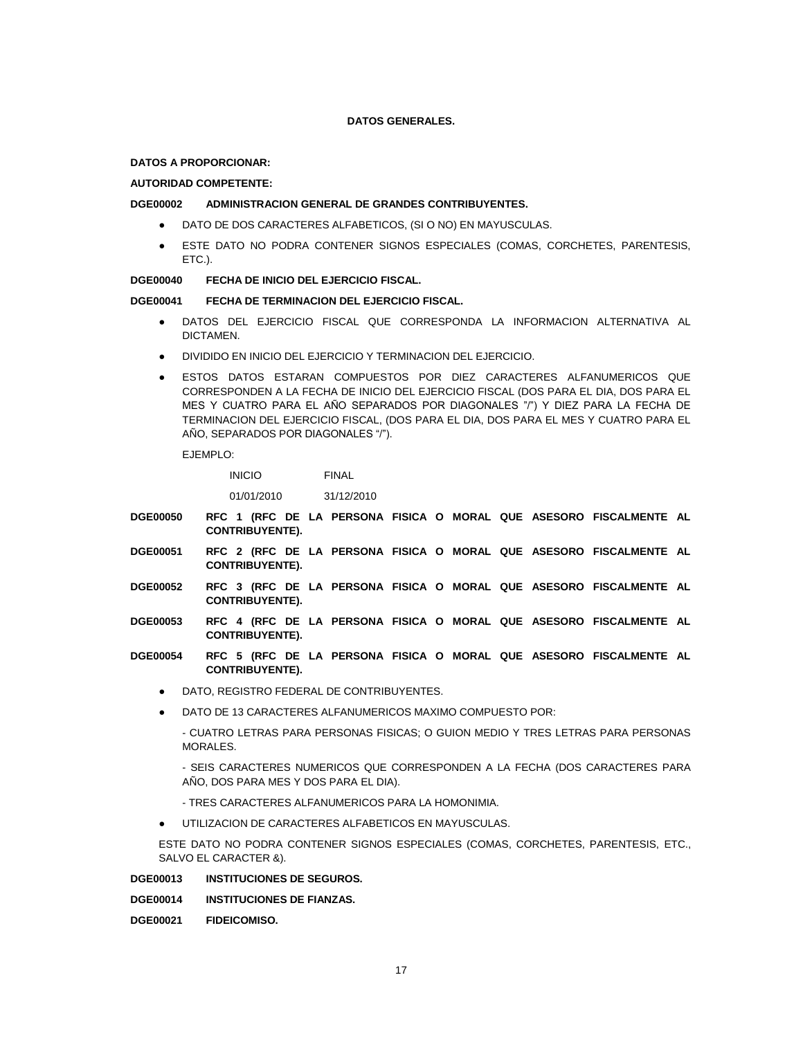## DATOS GENERALES.

**DATOS A PROPORCIONAR:**

**AUTORIDAD COMPETENTE:**

**DGE00002 ADMINISTRACION GENERAL DE GRANDES CONTRIBUYENTES.**

- DATO DE DOS CARACTERES ALFABETICOS, (SI O NO) EN MAYUSCULAS.
- ESTE DATO NO PODRA CONTENER SIGNOS ESPECIALES (COMAS, CORCHETES, PARENTESIS, ETC.).

**DGE00040 FECHA DE INICIO DEL EJERCICIO FISCAL.**

**DGE00041 FECHA DE TERMINACION DEL EJERCICIO FISCAL.**

- DATOS DEL EJERCICIO FISCAL QUE CORRESPONDA LA INFORMACION ALTERNATIVA AL DICTAMEN.
- DIVIDIDO EN INICIO DEL EJERCICIO Y TERMINACION DEL EJERCICIO.
- ESTOS DATOS ESTARAN COMPUESTOS POR DIEZ CARACTERES ALFANUMERICOS QUE CORRESPONDEN A LA FECHA DE INICIO DEL EJERCICIO FISCAL (DOS PARA EL DIA, DOS PARA EL MES Y CUATRO PARA EL AÑO SEPARADOS POR DIAGONALES "/") Y DIEZ PARA LA FECHA DE TERMINACION DEL EJERCICIO FISCAL, (DOS PARA EL DIA, DOS PARA EL MES Y CUATRO PARA EL AÑO, SEPARADOS POR DIAGONALES "/").

  EJEMPLO:

  | INICIO | FINAL |
  |---|---|
  | 01/01/2010 | 31/12/2010 |

**DGE00050 RFC 1 (RFC DE LA PERSONA FISICA O MORAL QUE ASESORO FISCALMENTE AL CONTRIBUYENTE).**

**DGE00051 RFC 2 (RFC DE LA PERSONA FISICA O MORAL QUE ASESORO FISCALMENTE AL CONTRIBUYENTE).**

**DGE00052 RFC 3 (RFC DE LA PERSONA FISICA O MORAL QUE ASESORO FISCALMENTE AL CONTRIBUYENTE).**

**DGE00053 RFC 4 (RFC DE LA PERSONA FISICA O MORAL QUE ASESORO FISCALMENTE AL CONTRIBUYENTE).**

**DGE00054 RFC 5 (RFC DE LA PERSONA FISICA O MORAL QUE ASESORO FISCALMENTE AL CONTRIBUYENTE).**

- DATO, REGISTRO FEDERAL DE CONTRIBUYENTES.
- DATO DE 13 CARACTERES ALFANUMERICOS MAXIMO COMPUESTO POR:

  - CUATRO LETRAS PARA PERSONAS FISICAS; O GUION MEDIO Y TRES LETRAS PARA PERSONAS MORALES.

  - SEIS CARACTERES NUMERICOS QUE CORRESPONDEN A LA FECHA (DOS CARACTERES PARA AÑO, DOS PARA MES Y DOS PARA EL DIA).

  - TRES CARACTERES ALFANUMERICOS PARA LA HOMONIMIA.
- UTILIZACION DE CARACTERES ALFABETICOS EN MAYUSCULAS.

ESTE DATO NO PODRA CONTENER SIGNOS ESPECIALES (COMAS, CORCHETES, PARENTESIS, ETC., SALVO EL CARACTER &).

**DGE00013 INSTITUCIONES DE SEGUROS.**

**DGE00014 INSTITUCIONES DE FIANZAS.**

**DGE00021 FIDEICOMISO.**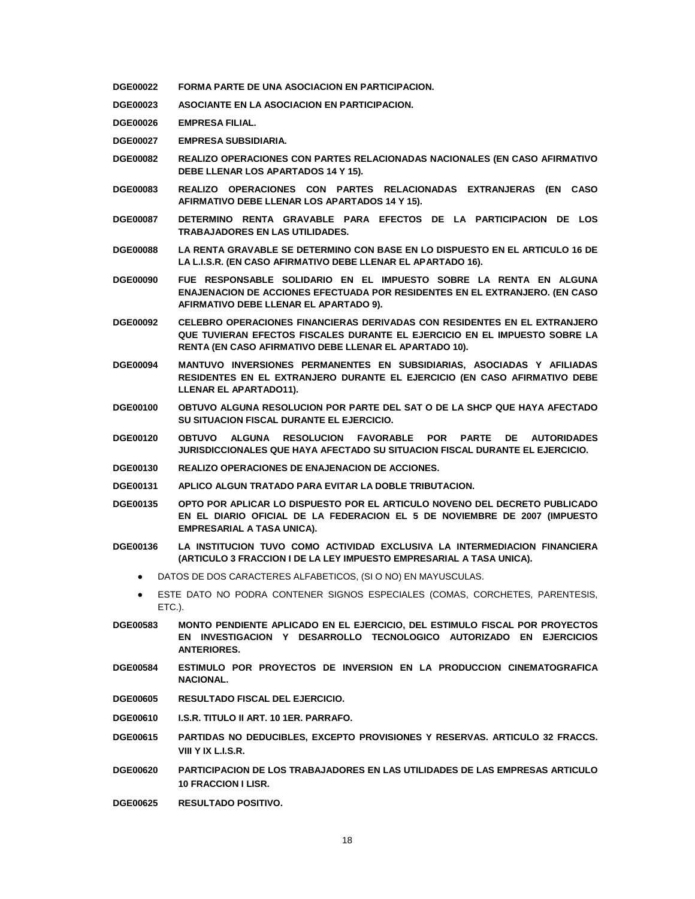**DGE00022** **FORMA PARTE DE UNA ASOCIACION EN PARTICIPACION.**

**DGE00023** **ASOCIANTE EN LA ASOCIACION EN PARTICIPACION.**

**DGE00026** **EMPRESA FILIAL.**

**DGE00027** **EMPRESA SUBSIDIARIA.**

**DGE00082** **REALIZO OPERACIONES CON PARTES RELACIONADAS NACIONALES (EN CASO AFIRMATIVO DEBE LLENAR LOS APARTADOS 14 Y 15).**

**DGE00083** **REALIZO OPERACIONES CON PARTES RELACIONADAS EXTRANJERAS (EN CASO AFIRMATIVO DEBE LLENAR LOS APARTADOS 14 Y 15).**

**DGE00087** **DETERMINO RENTA GRAVABLE PARA EFECTOS DE LA PARTICIPACION DE LOS TRABAJADORES EN LAS UTILIDADES.**

**DGE00088** **LA RENTA GRAVABLE SE DETERMINO CON BASE EN LO DISPUESTO EN EL ARTICULO 16 DE LA L.I.S.R. (EN CASO AFIRMATIVO DEBE LLENAR EL APARTADO 16).**

**DGE00090** **FUE RESPONSABLE SOLIDARIO EN EL IMPUESTO SOBRE LA RENTA EN ALGUNA ENAJENACION DE ACCIONES EFECTUADA POR RESIDENTES EN EL EXTRANJERO. (EN CASO AFIRMATIVO DEBE LLENAR EL APARTADO 9).**

**DGE00092** **CELEBRO OPERACIONES FINANCIERAS DERIVADAS CON RESIDENTES EN EL EXTRANJERO QUE TUVIERAN EFECTOS FISCALES DURANTE EL EJERCICIO EN EL IMPUESTO SOBRE LA RENTA (EN CASO AFIRMATIVO DEBE LLENAR EL APARTADO 10).**

**DGE00094** **MANTUVO INVERSIONES PERMANENTES EN SUBSIDIARIAS, ASOCIADAS Y AFILIADAS RESIDENTES EN EL EXTRANJERO DURANTE EL EJERCICIO (EN CASO AFIRMATIVO DEBE LLENAR EL APARTADO11).**

**DGE00100** **OBTUVO ALGUNA RESOLUCION POR PARTE DEL SAT O DE LA SHCP QUE HAYA AFECTADO SU SITUACION FISCAL DURANTE EL EJERCICIO.**

**DGE00120** **OBTUVO ALGUNA RESOLUCION FAVORABLE POR PARTE DE AUTORIDADES JURISDICCIONALES QUE HAYA AFECTADO SU SITUACION FISCAL DURANTE EL EJERCICIO.**

**DGE00130** **REALIZO OPERACIONES DE ENAJENACION DE ACCIONES.**

**DGE00131** **APLICO ALGUN TRATADO PARA EVITAR LA DOBLE TRIBUTACION.**

**DGE00135** **OPTO POR APLICAR LO DISPUESTO POR EL ARTICULO NOVENO DEL DECRETO PUBLICADO EN EL DIARIO OFICIAL DE LA FEDERACION EL 5 DE NOVIEMBRE DE 2007 (IMPUESTO EMPRESARIAL A TASA UNICA).**

**DGE00136** **LA INSTITUCION TUVO COMO ACTIVIDAD EXCLUSIVA LA INTERMEDIACION FINANCIERA (ARTICULO 3 FRACCION I DE LA LEY IMPUESTO EMPRESARIAL A TASA UNICA).**

- DATOS DE DOS CARACTERES ALFABETICOS, (SI O NO) EN MAYUSCULAS.
- ESTE DATO NO PODRA CONTENER SIGNOS ESPECIALES (COMAS, CORCHETES, PARENTESIS, ETC.).

**DGE00583** **MONTO PENDIENTE APLICADO EN EL EJERCICIO, DEL ESTIMULO FISCAL POR PROYECTOS EN INVESTIGACION Y DESARROLLO TECNOLOGICO AUTORIZADO EN EJERCICIOS ANTERIORES.**

**DGE00584** **ESTIMULO POR PROYECTOS DE INVERSION EN LA PRODUCCION CINEMATOGRAFICA NACIONAL.**

**DGE00605** **RESULTADO FISCAL DEL EJERCICIO.**

**DGE00610** **I.S.R. TITULO II ART. 10 1ER. PARRAFO.**

**DGE00615** **PARTIDAS NO DEDUCIBLES, EXCEPTO PROVISIONES Y RESERVAS. ARTICULO 32 FRACCS. VIII Y IX L.I.S.R.**

**DGE00620** **PARTICIPACION DE LOS TRABAJADORES EN LAS UTILIDADES DE LAS EMPRESAS ARTICULO 10 FRACCION I LISR.**

**DGE00625** **RESULTADO POSITIVO.**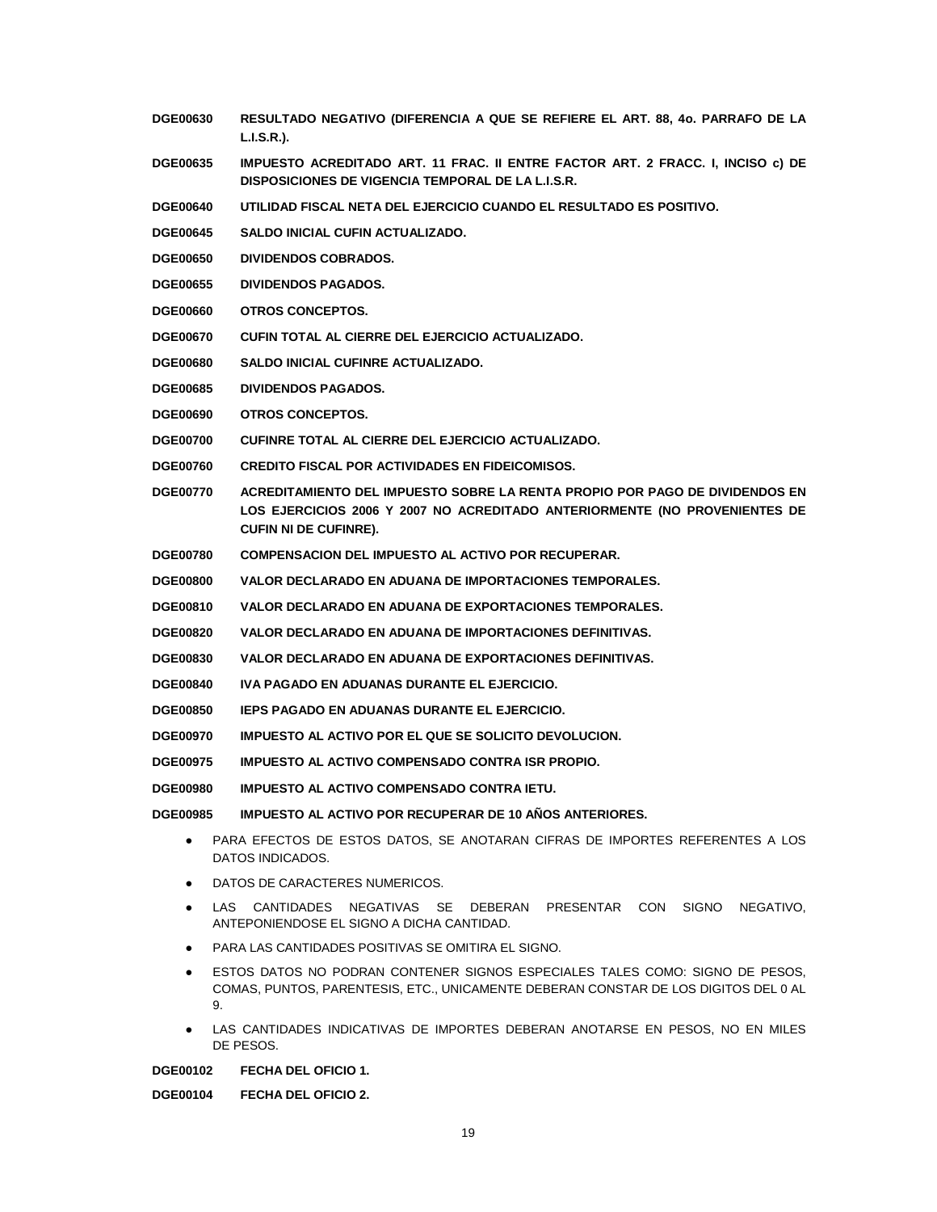**DGE00630** **RESULTADO NEGATIVO (DIFERENCIA A QUE SE REFIERE EL ART. 88, 4o. PARRAFO DE LA L.I.S.R.).**

**DGE00635** **IMPUESTO ACREDITADO ART. 11 FRAC. II ENTRE FACTOR ART. 2 FRACC. I, INCISO c) DE DISPOSICIONES DE VIGENCIA TEMPORAL DE LA L.I.S.R.**

**DGE00640** **UTILIDAD FISCAL NETA DEL EJERCICIO CUANDO EL RESULTADO ES POSITIVO.**

**DGE00645** **SALDO INICIAL CUFIN ACTUALIZADO.**

**DGE00650** **DIVIDENDOS COBRADOS.**

**DGE00655** **DIVIDENDOS PAGADOS.**

**DGE00660** **OTROS CONCEPTOS.**

**DGE00670** **CUFIN TOTAL AL CIERRE DEL EJERCICIO ACTUALIZADO.**

**DGE00680** **SALDO INICIAL CUFINRE ACTUALIZADO.**

**DGE00685** **DIVIDENDOS PAGADOS.**

**DGE00690** **OTROS CONCEPTOS.**

**DGE00700** **CUFINRE TOTAL AL CIERRE DEL EJERCICIO ACTUALIZADO.**

**DGE00760** **CREDITO FISCAL POR ACTIVIDADES EN FIDEICOMISOS.**

**DGE00770** **ACREDITAMIENTO DEL IMPUESTO SOBRE LA RENTA PROPIO POR PAGO DE DIVIDENDOS EN LOS EJERCICIOS 2006 Y 2007 NO ACREDITADO ANTERIORMENTE (NO PROVENIENTES DE CUFIN NI DE CUFINRE).**

**DGE00780** **COMPENSACION DEL IMPUESTO AL ACTIVO POR RECUPERAR.**

**DGE00800** **VALOR DECLARADO EN ADUANA DE IMPORTACIONES TEMPORALES.**

**DGE00810** **VALOR DECLARADO EN ADUANA DE EXPORTACIONES TEMPORALES.**

**DGE00820** **VALOR DECLARADO EN ADUANA DE IMPORTACIONES DEFINITIVAS.**

**DGE00830** **VALOR DECLARADO EN ADUANA DE EXPORTACIONES DEFINITIVAS.**

**DGE00840** **IVA PAGADO EN ADUANAS DURANTE EL EJERCICIO.**

**DGE00850** **IEPS PAGADO EN ADUANAS DURANTE EL EJERCICIO.**

**DGE00970** **IMPUESTO AL ACTIVO POR EL QUE SE SOLICITO DEVOLUCION.**

**DGE00975** **IMPUESTO AL ACTIVO COMPENSADO CONTRA ISR PROPIO.**

**DGE00980** **IMPUESTO AL ACTIVO COMPENSADO CONTRA IETU.**

**DGE00985** **IMPUESTO AL ACTIVO POR RECUPERAR DE 10 AÑOS ANTERIORES.**

- PARA EFECTOS DE ESTOS DATOS, SE ANOTARAN CIFRAS DE IMPORTES REFERENTES A LOS DATOS INDICADOS.
- DATOS DE CARACTERES NUMERICOS.
- LAS CANTIDADES NEGATIVAS SE DEBERAN PRESENTAR CON SIGNO NEGATIVO, ANTEPONIENDOSE EL SIGNO A DICHA CANTIDAD.
- PARA LAS CANTIDADES POSITIVAS SE OMITIRA EL SIGNO.
- ESTOS DATOS NO PODRAN CONTENER SIGNOS ESPECIALES TALES COMO: SIGNO DE PESOS, COMAS, PUNTOS, PARENTESIS, ETC., UNICAMENTE DEBERAN CONSTAR DE LOS DIGITOS DEL 0 AL 9.
- LAS CANTIDADES INDICATIVAS DE IMPORTES DEBERAN ANOTARSE EN PESOS, NO EN MILES DE PESOS.

**DGE00102** **FECHA DEL OFICIO 1.**

**DGE00104** **FECHA DEL OFICIO 2.**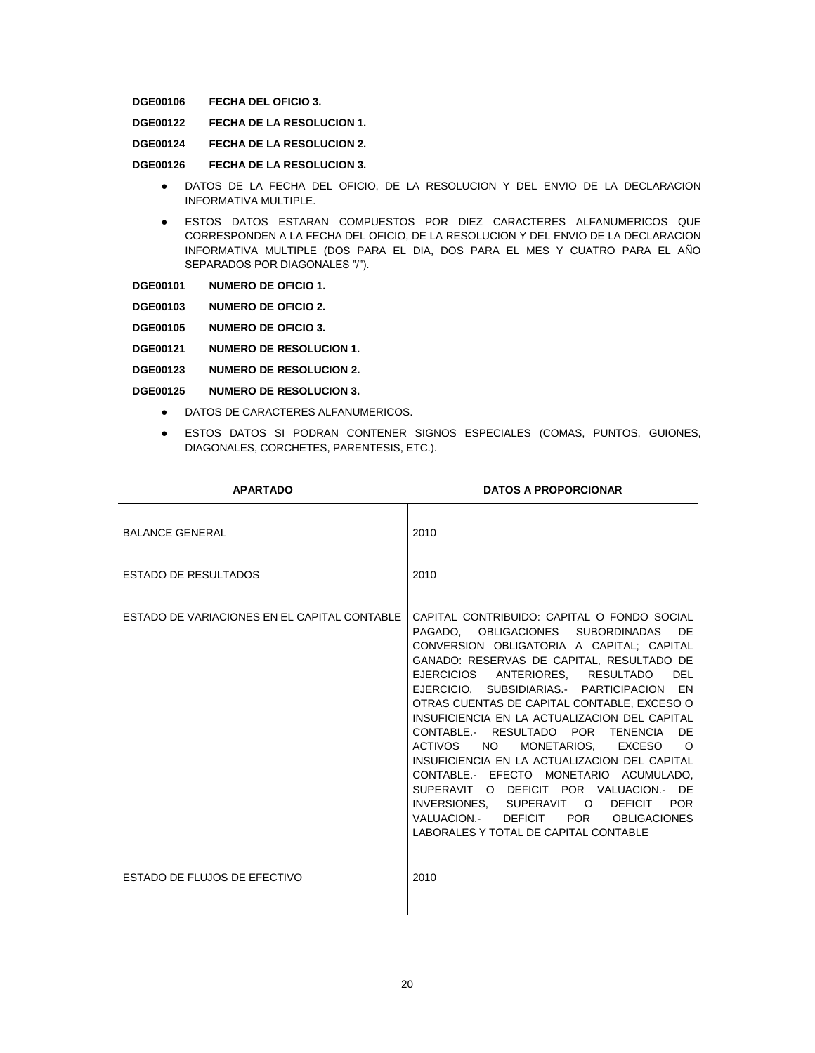**DGE00106 FECHA DEL OFICIO 3.**

**DGE00122 FECHA DE LA RESOLUCION 1.**

**DGE00124 FECHA DE LA RESOLUCION 2.**

**DGE00126 FECHA DE LA RESOLUCION 3.**

- DATOS DE LA FECHA DEL OFICIO, DE LA RESOLUCION Y DEL ENVIO DE LA DECLARACION INFORMATIVA MULTIPLE.
- ESTOS DATOS ESTARAN COMPUESTOS POR DIEZ CARACTERES ALFANUMERICOS QUE CORRESPONDEN A LA FECHA DEL OFICIO, DE LA RESOLUCION Y DEL ENVIO DE LA DECLARACION INFORMATIVA MULTIPLE (DOS PARA EL DIA, DOS PARA EL MES Y CUATRO PARA EL AÑO SEPARADOS POR DIAGONALES "/").

**DGE00101 NUMERO DE OFICIO 1.**

**DGE00103 NUMERO DE OFICIO 2.**

**DGE00105 NUMERO DE OFICIO 3.**

**DGE00121 NUMERO DE RESOLUCION 1.**

**DGE00123 NUMERO DE RESOLUCION 2.**

**DGE00125 NUMERO DE RESOLUCION 3.**

- DATOS DE CARACTERES ALFANUMERICOS.
- ESTOS DATOS SI PODRAN CONTENER SIGNOS ESPECIALES (COMAS, PUNTOS, GUIONES, DIAGONALES, CORCHETES, PARENTESIS, ETC.).

| APARTADO | DATOS A PROPORCIONAR |
|---|---|
| BALANCE GENERAL | 2010 |
| ESTADO DE RESULTADOS | 2010 |
| ESTADO DE VARIACIONES EN EL CAPITAL CONTABLE | CAPITAL CONTRIBUIDO: CAPITAL O FONDO SOCIAL PAGADO, OBLIGACIONES SUBORDINADAS DE CONVERSION OBLIGATORIA A CAPITAL; CAPITAL GANADO: RESERVAS DE CAPITAL, RESULTADO DE EJERCICIOS ANTERIORES, RESULTADO DEL EJERCICIO, SUBSIDIARIAS.- PARTICIPACION EN OTRAS CUENTAS DE CAPITAL CONTABLE, EXCESO O INSUFICIENCIA EN LA ACTUALIZACION DEL CAPITAL CONTABLE.- RESULTADO POR TENENCIA DE ACTIVOS NO MONETARIOS, EXCESO O INSUFICIENCIA EN LA ACTUALIZACION DEL CAPITAL CONTABLE.- EFECTO MONETARIO ACUMULADO, SUPERAVIT O DEFICIT POR VALUACION.- DE INVERSIONES, SUPERAVIT O DEFICIT POR VALUACION.- DEFICIT POR OBLIGACIONES LABORALES Y TOTAL DE CAPITAL CONTABLE |
| ESTADO DE FLUJOS DE EFECTIVO | 2010 |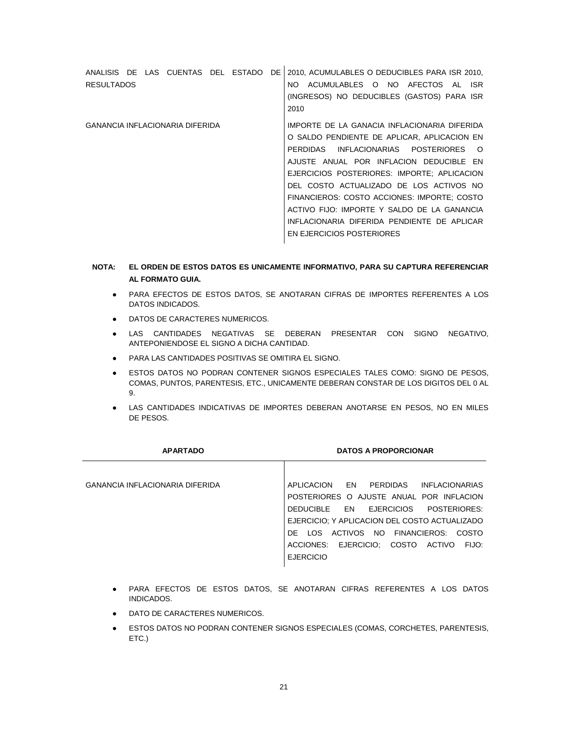| | |
|---|---|
| ANALISIS DE LAS CUENTAS DEL ESTADO DE RESULTADOS | 2010, ACUMULABLES O DEDUCIBLES PARA ISR 2010, NO ACUMULABLES O NO AFECTOS AL ISR (INGRESOS) NO DEDUCIBLES (GASTOS) PARA ISR 2010 |
| GANANCIA INFLACIONARIA DIFERIDA | IMPORTE DE LA GANACIA INFLACIONARIA DIFERIDA O SALDO PENDIENTE DE APLICAR, APLICACION EN PERDIDAS INFLACIONARIAS POSTERIORES O AJUSTE ANUAL POR INFLACION DEDUCIBLE EN EJERCICIOS POSTERIORES: IMPORTE; APLICACION DEL COSTO ACTUALIZADO DE LOS ACTIVOS NO FINANCIEROS: COSTO ACCIONES: IMPORTE; COSTO ACTIVO FIJO: IMPORTE Y SALDO DE LA GANANCIA INFLACIONARIA DIFERIDA PENDIENTE DE APLICAR EN EJERCICIOS POSTERIORES |

**NOTA: EL ORDEN DE ESTOS DATOS ES UNICAMENTE INFORMATIVO, PARA SU CAPTURA REFERENCIAR AL FORMATO GUIA.**

- PARA EFECTOS DE ESTOS DATOS, SE ANOTARAN CIFRAS DE IMPORTES REFERENTES A LOS DATOS INDICADOS.
- DATOS DE CARACTERES NUMERICOS.
- LAS CANTIDADES NEGATIVAS SE DEBERAN PRESENTAR CON SIGNO NEGATIVO, ANTEPONIENDOSE EL SIGNO A DICHA CANTIDAD.
- PARA LAS CANTIDADES POSITIVAS SE OMITIRA EL SIGNO.
- ESTOS DATOS NO PODRAN CONTENER SIGNOS ESPECIALES TALES COMO: SIGNO DE PESOS, COMAS, PUNTOS, PARENTESIS, ETC., UNICAMENTE DEBERAN CONSTAR DE LOS DIGITOS DEL 0 AL 9.
- LAS CANTIDADES INDICATIVAS DE IMPORTES DEBERAN ANOTARSE EN PESOS, NO EN MILES DE PESOS.

| APARTADO | DATOS A PROPORCIONAR |
|---|---|
| GANANCIA INFLACIONARIA DIFERIDA | APLICACION EN PERDIDAS INFLACIONARIAS POSTERIORES O AJUSTE ANUAL POR INFLACION DEDUCIBLE EN EJERCICIOS POSTERIORES: EJERCICIO; Y APLICACION DEL COSTO ACTUALIZADO DE LOS ACTIVOS NO FINANCIEROS: COSTO ACCIONES: EJERCICIO; COSTO ACTIVO FIJO: EJERCICIO |

- PARA EFECTOS DE ESTOS DATOS, SE ANOTARAN CIFRAS REFERENTES A LOS DATOS INDICADOS.
- DATO DE CARACTERES NUMERICOS.
- ESTOS DATOS NO PODRAN CONTENER SIGNOS ESPECIALES (COMAS, CORCHETES, PARENTESIS, ETC.)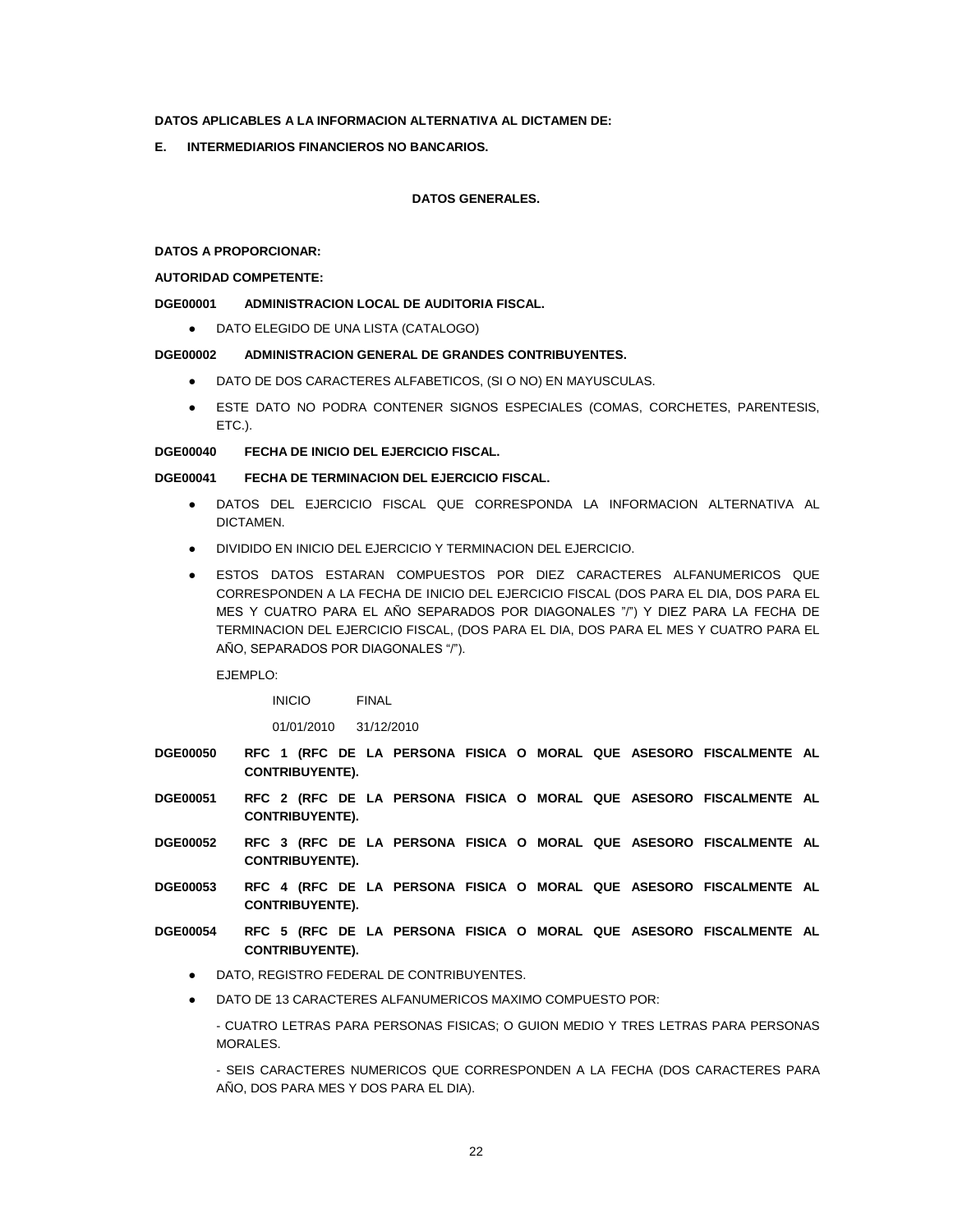**DATOS APLICABLES A LA INFORMACION ALTERNATIVA AL DICTAMEN DE:**

**E. INTERMEDIARIOS FINANCIEROS NO BANCARIOS.**

**DATOS GENERALES.**

**DATOS A PROPORCIONAR:**

**AUTORIDAD COMPETENTE:**

**DGE00001 ADMINISTRACION LOCAL DE AUDITORIA FISCAL.**

- DATO ELEGIDO DE UNA LISTA (CATALOGO)

**DGE00002 ADMINISTRACION GENERAL DE GRANDES CONTRIBUYENTES.**

- DATO DE DOS CARACTERES ALFABETICOS, (SI O NO) EN MAYUSCULAS.
- ESTE DATO NO PODRA CONTENER SIGNOS ESPECIALES (COMAS, CORCHETES, PARENTESIS, ETC.).

**DGE00040 FECHA DE INICIO DEL EJERCICIO FISCAL.**

**DGE00041 FECHA DE TERMINACION DEL EJERCICIO FISCAL.**

- DATOS DEL EJERCICIO FISCAL QUE CORRESPONDA LA INFORMACION ALTERNATIVA AL DICTAMEN.
- DIVIDIDO EN INICIO DEL EJERCICIO Y TERMINACION DEL EJERCICIO.
- ESTOS DATOS ESTARAN COMPUESTOS POR DIEZ CARACTERES ALFANUMERICOS QUE CORRESPONDEN A LA FECHA DE INICIO DEL EJERCICIO FISCAL (DOS PARA EL DIA, DOS PARA EL MES Y CUATRO PARA EL AÑO SEPARADOS POR DIAGONALES "/") Y DIEZ PARA LA FECHA DE TERMINACION DEL EJERCICIO FISCAL, (DOS PARA EL DIA, DOS PARA EL MES Y CUATRO PARA EL AÑO, SEPARADOS POR DIAGONALES "/").

  EJEMPLO:

  | INICIO | FINAL |
  | --- | --- |
  | 01/01/2010 | 31/12/2010 |

**DGE00050 RFC 1 (RFC DE LA PERSONA FISICA O MORAL QUE ASESORO FISCALMENTE AL CONTRIBUYENTE).**

**DGE00051 RFC 2 (RFC DE LA PERSONA FISICA O MORAL QUE ASESORO FISCALMENTE AL CONTRIBUYENTE).**

**DGE00052 RFC 3 (RFC DE LA PERSONA FISICA O MORAL QUE ASESORO FISCALMENTE AL CONTRIBUYENTE).**

**DGE00053 RFC 4 (RFC DE LA PERSONA FISICA O MORAL QUE ASESORO FISCALMENTE AL CONTRIBUYENTE).**

**DGE00054 RFC 5 (RFC DE LA PERSONA FISICA O MORAL QUE ASESORO FISCALMENTE AL CONTRIBUYENTE).**

- DATO, REGISTRO FEDERAL DE CONTRIBUYENTES.
- DATO DE 13 CARACTERES ALFANUMERICOS MAXIMO COMPUESTO POR:

  - CUATRO LETRAS PARA PERSONAS FISICAS; O GUION MEDIO Y TRES LETRAS PARA PERSONAS MORALES.

  - SEIS CARACTERES NUMERICOS QUE CORRESPONDEN A LA FECHA (DOS CARACTERES PARA AÑO, DOS PARA MES Y DOS PARA EL DIA).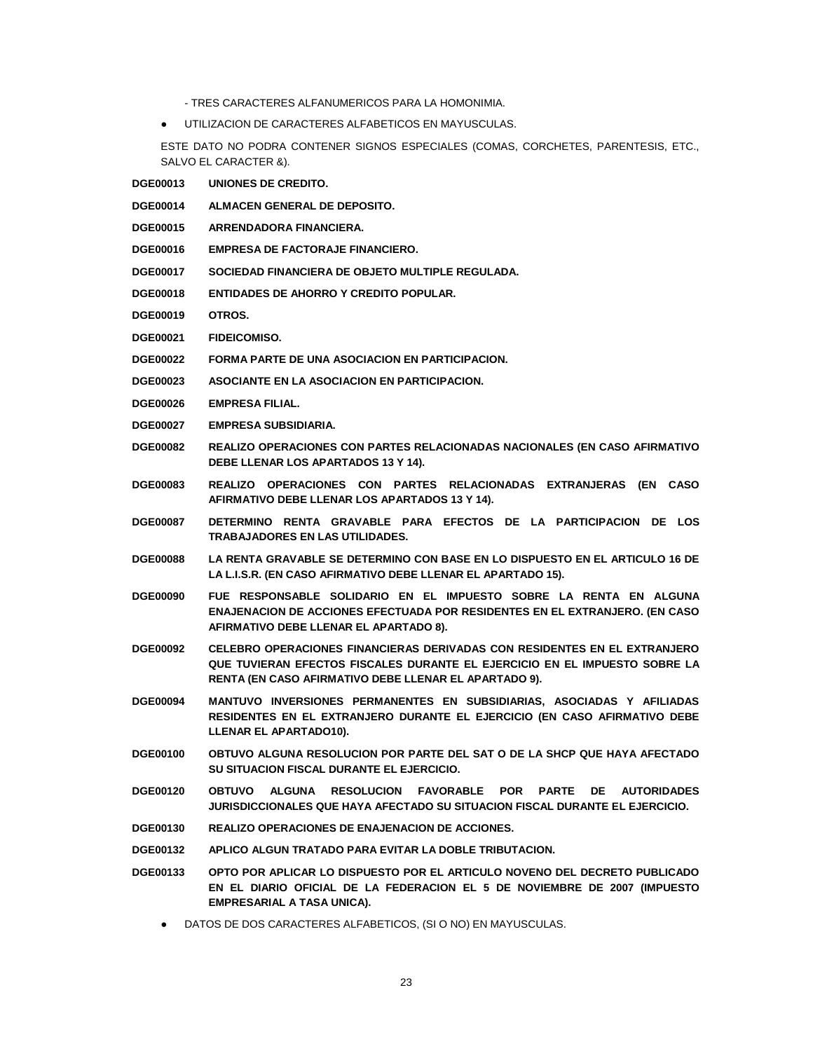- TRES CARACTERES ALFANUMERICOS PARA LA HOMONIMIA.

- UTILIZACION DE CARACTERES ALFABETICOS EN MAYUSCULAS.

ESTE DATO NO PODRA CONTENER SIGNOS ESPECIALES (COMAS, CORCHETES, PARENTESIS, ETC., SALVO EL CARACTER &).

**DGE00013 UNIONES DE CREDITO.**

**DGE00014 ALMACEN GENERAL DE DEPOSITO.**

**DGE00015 ARRENDADORA FINANCIERA.**

**DGE00016 EMPRESA DE FACTORAJE FINANCIERO.**

**DGE00017 SOCIEDAD FINANCIERA DE OBJETO MULTIPLE REGULADA.**

**DGE00018 ENTIDADES DE AHORRO Y CREDITO POPULAR.**

**DGE00019 OTROS.**

**DGE00021 FIDEICOMISO.**

**DGE00022 FORMA PARTE DE UNA ASOCIACION EN PARTICIPACION.**

**DGE00023 ASOCIANTE EN LA ASOCIACION EN PARTICIPACION.**

**DGE00026 EMPRESA FILIAL.**

**DGE00027 EMPRESA SUBSIDIARIA.**

**DGE00082 REALIZO OPERACIONES CON PARTES RELACIONADAS NACIONALES (EN CASO AFIRMATIVO DEBE LLENAR LOS APARTADOS 13 Y 14).**

**DGE00083 REALIZO OPERACIONES CON PARTES RELACIONADAS EXTRANJERAS (EN CASO AFIRMATIVO DEBE LLENAR LOS APARTADOS 13 Y 14).**

**DGE00087 DETERMINO RENTA GRAVABLE PARA EFECTOS DE LA PARTICIPACION DE LOS TRABAJADORES EN LAS UTILIDADES.**

**DGE00088 LA RENTA GRAVABLE SE DETERMINO CON BASE EN LO DISPUESTO EN EL ARTICULO 16 DE LA L.I.S.R. (EN CASO AFIRMATIVO DEBE LLENAR EL APARTADO 15).**

**DGE00090 FUE RESPONSABLE SOLIDARIO EN EL IMPUESTO SOBRE LA RENTA EN ALGUNA ENAJENACION DE ACCIONES EFECTUADA POR RESIDENTES EN EL EXTRANJERO. (EN CASO AFIRMATIVO DEBE LLENAR EL APARTADO 8).**

**DGE00092 CELEBRO OPERACIONES FINANCIERAS DERIVADAS CON RESIDENTES EN EL EXTRANJERO QUE TUVIERAN EFECTOS FISCALES DURANTE EL EJERCICIO EN EL IMPUESTO SOBRE LA RENTA (EN CASO AFIRMATIVO DEBE LLENAR EL APARTADO 9).**

**DGE00094 MANTUVO INVERSIONES PERMANENTES EN SUBSIDIARIAS, ASOCIADAS Y AFILIADAS RESIDENTES EN EL EXTRANJERO DURANTE EL EJERCICIO (EN CASO AFIRMATIVO DEBE LLENAR EL APARTADO10).**

**DGE00100 OBTUVO ALGUNA RESOLUCION POR PARTE DEL SAT O DE LA SHCP QUE HAYA AFECTADO SU SITUACION FISCAL DURANTE EL EJERCICIO.**

**DGE00120 OBTUVO ALGUNA RESOLUCION FAVORABLE POR PARTE DE AUTORIDADES JURISDICCIONALES QUE HAYA AFECTADO SU SITUACION FISCAL DURANTE EL EJERCICIO.**

**DGE00130 REALIZO OPERACIONES DE ENAJENACION DE ACCIONES.**

**DGE00132 APLICO ALGUN TRATADO PARA EVITAR LA DOBLE TRIBUTACION.**

**DGE00133 OPTO POR APLICAR LO DISPUESTO POR EL ARTICULO NOVENO DEL DECRETO PUBLICADO EN EL DIARIO OFICIAL DE LA FEDERACION EL 5 DE NOVIEMBRE DE 2007 (IMPUESTO EMPRESARIAL A TASA UNICA).**

- DATOS DE DOS CARACTERES ALFABETICOS, (SI O NO) EN MAYUSCULAS.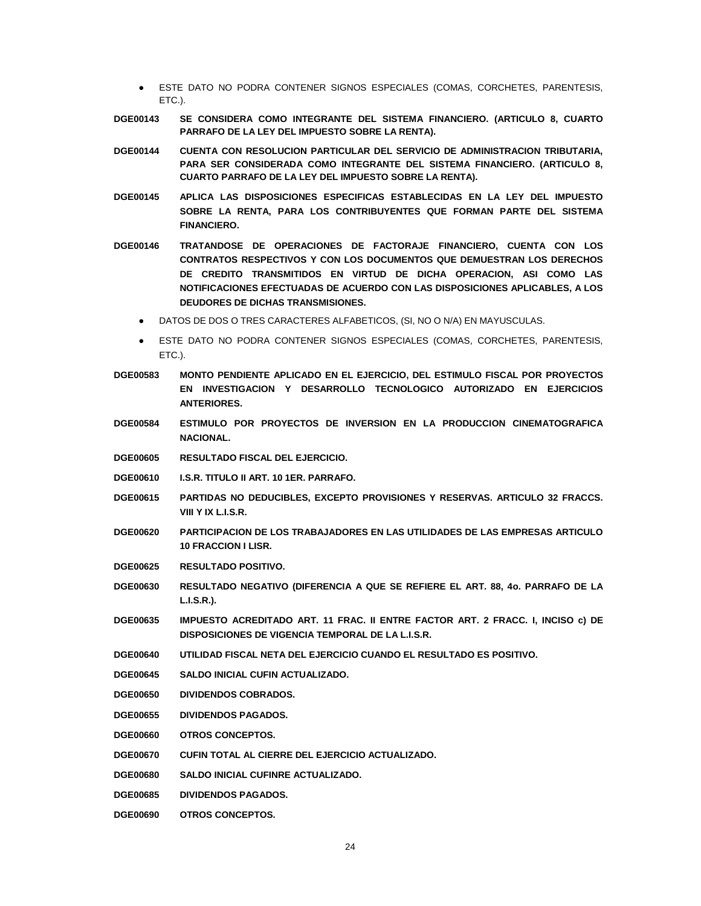- ESTE DATO NO PODRA CONTENER SIGNOS ESPECIALES (COMAS, CORCHETES, PARENTESIS, ETC.).

**DGE00143** **SE CONSIDERA COMO INTEGRANTE DEL SISTEMA FINANCIERO. (ARTICULO 8, CUARTO PARRAFO DE LA LEY DEL IMPUESTO SOBRE LA RENTA).**

**DGE00144** **CUENTA CON RESOLUCION PARTICULAR DEL SERVICIO DE ADMINISTRACION TRIBUTARIA, PARA SER CONSIDERADA COMO INTEGRANTE DEL SISTEMA FINANCIERO. (ARTICULO 8, CUARTO PARRAFO DE LA LEY DEL IMPUESTO SOBRE LA RENTA).**

**DGE00145** **APLICA LAS DISPOSICIONES ESPECIFICAS ESTABLECIDAS EN LA LEY DEL IMPUESTO SOBRE LA RENTA, PARA LOS CONTRIBUYENTES QUE FORMAN PARTE DEL SISTEMA FINANCIERO.**

**DGE00146** **TRATANDOSE DE OPERACIONES DE FACTORAJE FINANCIERO, CUENTA CON LOS CONTRATOS RESPECTIVOS Y CON LOS DOCUMENTOS QUE DEMUESTRAN LOS DERECHOS DE CREDITO TRANSMITIDOS EN VIRTUD DE DICHA OPERACION, ASI COMO LAS NOTIFICACIONES EFECTUADAS DE ACUERDO CON LAS DISPOSICIONES APLICABLES, A LOS DEUDORES DE DICHAS TRANSMISIONES.**

- DATOS DE DOS O TRES CARACTERES ALFABETICOS, (SI, NO O N/A) EN MAYUSCULAS.
- ESTE DATO NO PODRA CONTENER SIGNOS ESPECIALES (COMAS, CORCHETES, PARENTESIS, ETC.).

**DGE00583** **MONTO PENDIENTE APLICADO EN EL EJERCICIO, DEL ESTIMULO FISCAL POR PROYECTOS EN INVESTIGACION Y DESARROLLO TECNOLOGICO AUTORIZADO EN EJERCICIOS ANTERIORES.**

**DGE00584** **ESTIMULO POR PROYECTOS DE INVERSION EN LA PRODUCCION CINEMATOGRAFICA NACIONAL.**

**DGE00605** **RESULTADO FISCAL DEL EJERCICIO.**

**DGE00610** **I.S.R. TITULO II ART. 10 1ER. PARRAFO.**

**DGE00615** **PARTIDAS NO DEDUCIBLES, EXCEPTO PROVISIONES Y RESERVAS. ARTICULO 32 FRACCS. VIII Y IX L.I.S.R.**

**DGE00620** **PARTICIPACION DE LOS TRABAJADORES EN LAS UTILIDADES DE LAS EMPRESAS ARTICULO 10 FRACCION I LISR.**

**DGE00625** **RESULTADO POSITIVO.**

**DGE00630** **RESULTADO NEGATIVO (DIFERENCIA A QUE SE REFIERE EL ART. 88, 4o. PARRAFO DE LA L.I.S.R.).**

**DGE00635** **IMPUESTO ACREDITADO ART. 11 FRAC. II ENTRE FACTOR ART. 2 FRACC. I, INCISO c) DE DISPOSICIONES DE VIGENCIA TEMPORAL DE LA L.I.S.R.**

**DGE00640** **UTILIDAD FISCAL NETA DEL EJERCICIO CUANDO EL RESULTADO ES POSITIVO.**

**DGE00645** **SALDO INICIAL CUFIN ACTUALIZADO.**

**DGE00650** **DIVIDENDOS COBRADOS.**

**DGE00655** **DIVIDENDOS PAGADOS.**

**DGE00660** **OTROS CONCEPTOS.**

**DGE00670** **CUFIN TOTAL AL CIERRE DEL EJERCICIO ACTUALIZADO.**

**DGE00680** **SALDO INICIAL CUFINRE ACTUALIZADO.**

**DGE00685** **DIVIDENDOS PAGADOS.**

**DGE00690** **OTROS CONCEPTOS.**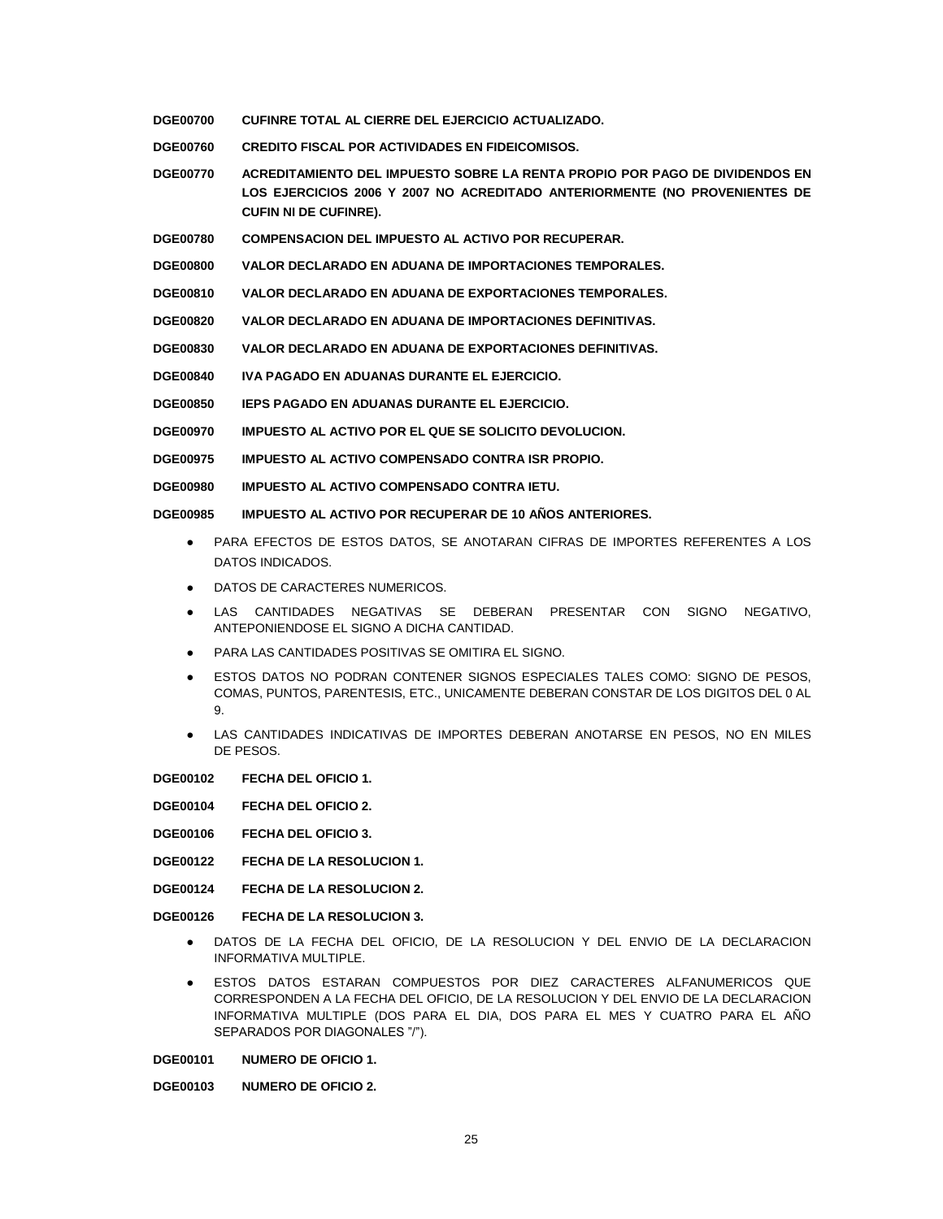**DGE00700 CUFINRE TOTAL AL CIERRE DEL EJERCICIO ACTUALIZADO.**

**DGE00760 CREDITO FISCAL POR ACTIVIDADES EN FIDEICOMISOS.**

**DGE00770 ACREDITAMIENTO DEL IMPUESTO SOBRE LA RENTA PROPIO POR PAGO DE DIVIDENDOS EN LOS EJERCICIOS 2006 Y 2007 NO ACREDITADO ANTERIORMENTE (NO PROVENIENTES DE CUFIN NI DE CUFINRE).**

**DGE00780 COMPENSACION DEL IMPUESTO AL ACTIVO POR RECUPERAR.**

**DGE00800 VALOR DECLARADO EN ADUANA DE IMPORTACIONES TEMPORALES.**

**DGE00810 VALOR DECLARADO EN ADUANA DE EXPORTACIONES TEMPORALES.**

**DGE00820 VALOR DECLARADO EN ADUANA DE IMPORTACIONES DEFINITIVAS.**

**DGE00830 VALOR DECLARADO EN ADUANA DE EXPORTACIONES DEFINITIVAS.**

**DGE00840 IVA PAGADO EN ADUANAS DURANTE EL EJERCICIO.**

**DGE00850 IEPS PAGADO EN ADUANAS DURANTE EL EJERCICIO.**

**DGE00970 IMPUESTO AL ACTIVO POR EL QUE SE SOLICITO DEVOLUCION.**

**DGE00975 IMPUESTO AL ACTIVO COMPENSADO CONTRA ISR PROPIO.**

**DGE00980 IMPUESTO AL ACTIVO COMPENSADO CONTRA IETU.**

**DGE00985 IMPUESTO AL ACTIVO POR RECUPERAR DE 10 AÑOS ANTERIORES.**

- PARA EFECTOS DE ESTOS DATOS, SE ANOTARAN CIFRAS DE IMPORTES REFERENTES A LOS DATOS INDICADOS.
- DATOS DE CARACTERES NUMERICOS.
- LAS CANTIDADES NEGATIVAS SE DEBERAN PRESENTAR CON SIGNO NEGATIVO, ANTEPONIENDOSE EL SIGNO A DICHA CANTIDAD.
- PARA LAS CANTIDADES POSITIVAS SE OMITIRA EL SIGNO.
- ESTOS DATOS NO PODRAN CONTENER SIGNOS ESPECIALES TALES COMO: SIGNO DE PESOS, COMAS, PUNTOS, PARENTESIS, ETC., UNICAMENTE DEBERAN CONSTAR DE LOS DIGITOS DEL 0 AL 9.
- LAS CANTIDADES INDICATIVAS DE IMPORTES DEBERAN ANOTARSE EN PESOS, NO EN MILES DE PESOS.

**DGE00102 FECHA DEL OFICIO 1.**

**DGE00104 FECHA DEL OFICIO 2.**

**DGE00106 FECHA DEL OFICIO 3.**

**DGE00122 FECHA DE LA RESOLUCION 1.**

**DGE00124 FECHA DE LA RESOLUCION 2.**

**DGE00126 FECHA DE LA RESOLUCION 3.**

- DATOS DE LA FECHA DEL OFICIO, DE LA RESOLUCION Y DEL ENVIO DE LA DECLARACION INFORMATIVA MULTIPLE.
- ESTOS DATOS ESTARAN COMPUESTOS POR DIEZ CARACTERES ALFANUMERICOS QUE CORRESPONDEN A LA FECHA DEL OFICIO, DE LA RESOLUCION Y DEL ENVIO DE LA DECLARACION INFORMATIVA MULTIPLE (DOS PARA EL DIA, DOS PARA EL MES Y CUATRO PARA EL AÑO SEPARADOS POR DIAGONALES "/").

**DGE00101 NUMERO DE OFICIO 1.**

**DGE00103 NUMERO DE OFICIO 2.**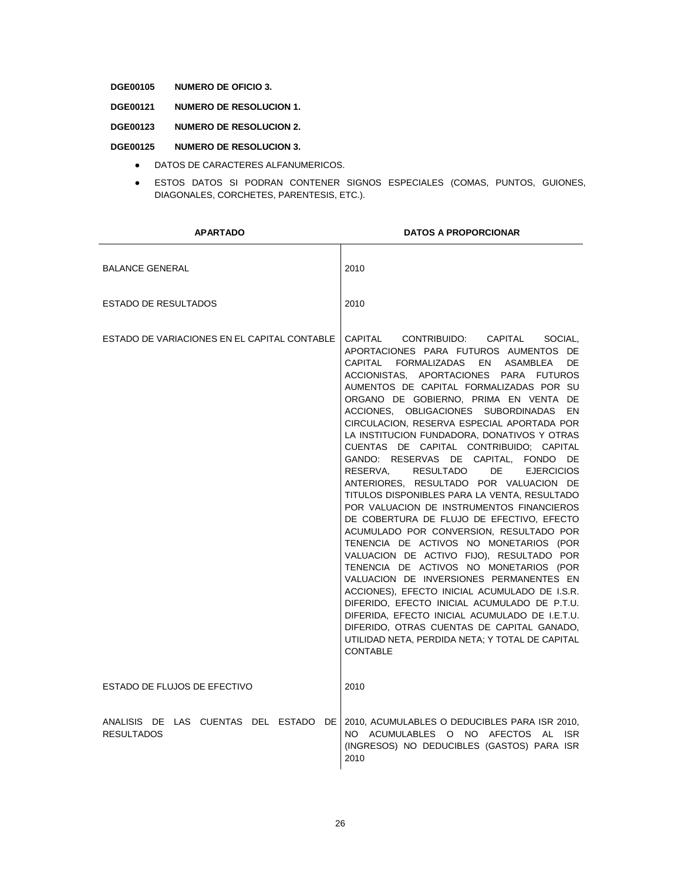**DGE00105 NUMERO DE OFICIO 3.**

**DGE00121 NUMERO DE RESOLUCION 1.**

**DGE00123 NUMERO DE RESOLUCION 2.**

**DGE00125 NUMERO DE RESOLUCION 3.**

- DATOS DE CARACTERES ALFANUMERICOS.
- ESTOS DATOS SI PODRAN CONTENER SIGNOS ESPECIALES (COMAS, PUNTOS, GUIONES, DIAGONALES, CORCHETES, PARENTESIS, ETC.).

| APARTADO | DATOS A PROPORCIONAR |
|---|---|
| BALANCE GENERAL | 2010 |
| ESTADO DE RESULTADOS | 2010 |
| ESTADO DE VARIACIONES EN EL CAPITAL CONTABLE | CAPITAL CONTRIBUIDO: CAPITAL SOCIAL, APORTACIONES PARA FUTUROS AUMENTOS DE CAPITAL FORMALIZADAS EN ASAMBLEA DE ACCIONISTAS, APORTACIONES PARA FUTUROS AUMENTOS DE CAPITAL FORMALIZADAS POR SU ORGANO DE GOBIERNO, PRIMA EN VENTA DE ACCIONES, OBLIGACIONES SUBORDINADAS EN CIRCULACION, RESERVA ESPECIAL APORTADA POR LA INSTITUCION FUNDADORA, DONATIVOS Y OTRAS CUENTAS DE CAPITAL CONTRIBUIDO; CAPITAL GANDO: RESERVAS DE CAPITAL, FONDO DE RESERVA, RESULTADO DE EJERCICIOS ANTERIORES, RESULTADO POR VALUACION DE TITULOS DISPONIBLES PARA LA VENTA, RESULTADO POR VALUACION DE INSTRUMENTOS FINANCIEROS DE COBERTURA DE FLUJO DE EFECTIVO, EFECTO ACUMULADO POR CONVERSION, RESULTADO POR TENENCIA DE ACTIVOS NO MONETARIOS (POR VALUACION DE ACTIVO FIJO), RESULTADO POR TENENCIA DE ACTIVOS NO MONETARIOS (POR VALUACION DE INVERSIONES PERMANENTES EN ACCIONES), EFECTO INICIAL ACUMULADO DE I.S.R. DIFERIDO, EFECTO INICIAL ACUMULADO DE P.T.U. DIFERIDA, EFECTO INICIAL ACUMULADO DE I.E.T.U. DIFERIDO, OTRAS CUENTAS DE CAPITAL GANADO, UTILIDAD NETA, PERDIDA NETA; Y TOTAL DE CAPITAL CONTABLE |
| ESTADO DE FLUJOS DE EFECTIVO | 2010 |
| ANALISIS DE LAS CUENTAS DEL ESTADO DE RESULTADOS | 2010, ACUMULABLES O DEDUCIBLES PARA ISR 2010, NO ACUMULABLES O NO AFECTOS AL ISR (INGRESOS) NO DEDUCIBLES (GASTOS) PARA ISR 2010 |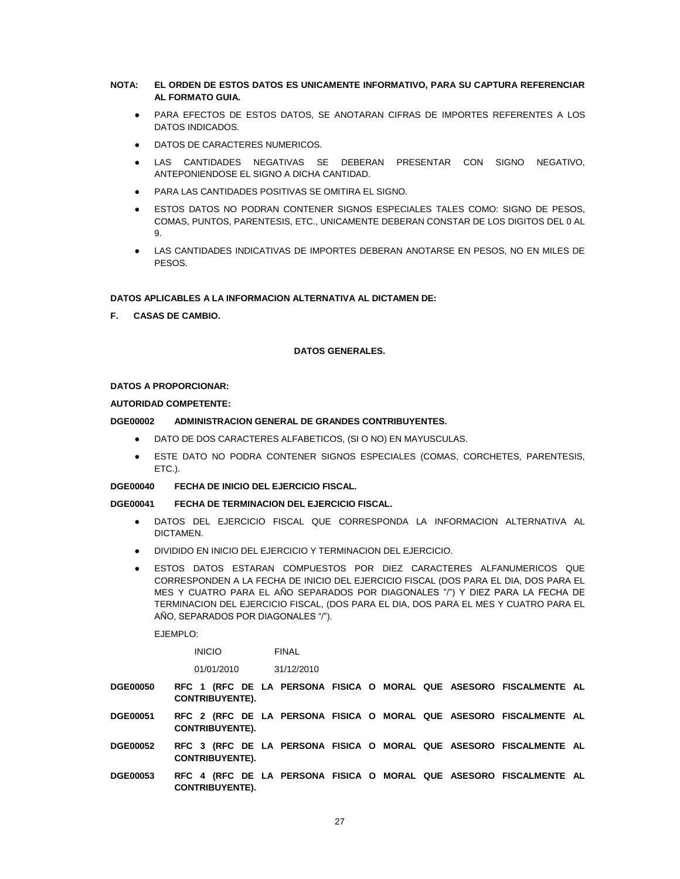**NOTA: EL ORDEN DE ESTOS DATOS ES UNICAMENTE INFORMATIVO, PARA SU CAPTURA REFERENCIAR AL FORMATO GUIA.**

- PARA EFECTOS DE ESTOS DATOS, SE ANOTARAN CIFRAS DE IMPORTES REFERENTES A LOS DATOS INDICADOS.
- DATOS DE CARACTERES NUMERICOS.
- LAS CANTIDADES NEGATIVAS SE DEBERAN PRESENTAR CON SIGNO NEGATIVO, ANTEPONIENDOSE EL SIGNO A DICHA CANTIDAD.
- PARA LAS CANTIDADES POSITIVAS SE OMITIRA EL SIGNO.
- ESTOS DATOS NO PODRAN CONTENER SIGNOS ESPECIALES TALES COMO: SIGNO DE PESOS, COMAS, PUNTOS, PARENTESIS, ETC., UNICAMENTE DEBERAN CONSTAR DE LOS DIGITOS DEL 0 AL 9.
- LAS CANTIDADES INDICATIVAS DE IMPORTES DEBERAN ANOTARSE EN PESOS, NO EN MILES DE PESOS.

**DATOS APLICABLES A LA INFORMACION ALTERNATIVA AL DICTAMEN DE:**

**F. CASAS DE CAMBIO.**

**DATOS GENERALES.**

**DATOS A PROPORCIONAR:**

**AUTORIDAD COMPETENTE:**

**DGE00002 ADMINISTRACION GENERAL DE GRANDES CONTRIBUYENTES.**

- DATO DE DOS CARACTERES ALFABETICOS, (SI O NO) EN MAYUSCULAS.
- ESTE DATO NO PODRA CONTENER SIGNOS ESPECIALES (COMAS, CORCHETES, PARENTESIS, ETC.).

**DGE00040 FECHA DE INICIO DEL EJERCICIO FISCAL.**

**DGE00041 FECHA DE TERMINACION DEL EJERCICIO FISCAL.**

- DATOS DEL EJERCICIO FISCAL QUE CORRESPONDA LA INFORMACION ALTERNATIVA AL DICTAMEN.
- DIVIDIDO EN INICIO DEL EJERCICIO Y TERMINACION DEL EJERCICIO.
- ESTOS DATOS ESTARAN COMPUESTOS POR DIEZ CARACTERES ALFANUMERICOS QUE CORRESPONDEN A LA FECHA DE INICIO DEL EJERCICIO FISCAL (DOS PARA EL DIA, DOS PARA EL MES Y CUATRO PARA EL AÑO SEPARADOS POR DIAGONALES "/") Y DIEZ PARA LA FECHA DE TERMINACION DEL EJERCICIO FISCAL, (DOS PARA EL DIA, DOS PARA EL MES Y CUATRO PARA EL AÑO, SEPARADOS POR DIAGONALES "/").

  EJEMPLO:

  | INICIO | FINAL |
  |---|---|
  | 01/01/2010 | 31/12/2010 |

**DGE00050 RFC 1 (RFC DE LA PERSONA FISICA O MORAL QUE ASESORO FISCALMENTE AL CONTRIBUYENTE).**

**DGE00051 RFC 2 (RFC DE LA PERSONA FISICA O MORAL QUE ASESORO FISCALMENTE AL CONTRIBUYENTE).**

**DGE00052 RFC 3 (RFC DE LA PERSONA FISICA O MORAL QUE ASESORO FISCALMENTE AL CONTRIBUYENTE).**

**DGE00053 RFC 4 (RFC DE LA PERSONA FISICA O MORAL QUE ASESORO FISCALMENTE AL CONTRIBUYENTE).**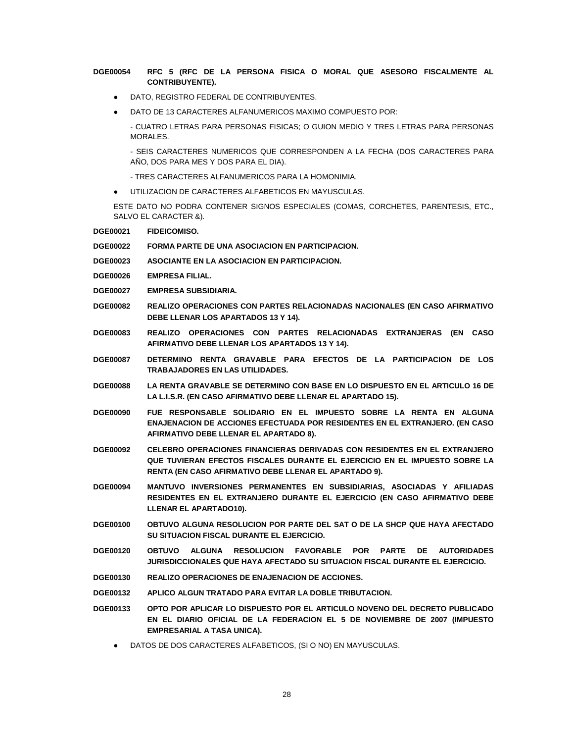**DGE00054 RFC 5 (RFC DE LA PERSONA FISICA O MORAL QUE ASESORO FISCALMENTE AL CONTRIBUYENTE).**

- DATO, REGISTRO FEDERAL DE CONTRIBUYENTES.
- DATO DE 13 CARACTERES ALFANUMERICOS MAXIMO COMPUESTO POR:

  - CUATRO LETRAS PARA PERSONAS FISICAS; O GUION MEDIO Y TRES LETRAS PARA PERSONAS MORALES.

  - SEIS CARACTERES NUMERICOS QUE CORRESPONDEN A LA FECHA (DOS CARACTERES PARA AÑO, DOS PARA MES Y DOS PARA EL DIA).

  - TRES CARACTERES ALFANUMERICOS PARA LA HOMONIMIA.
- UTILIZACION DE CARACTERES ALFABETICOS EN MAYUSCULAS.

ESTE DATO NO PODRA CONTENER SIGNOS ESPECIALES (COMAS, CORCHETES, PARENTESIS, ETC., SALVO EL CARACTER &).

**DGE00021 FIDEICOMISO.**

**DGE00022 FORMA PARTE DE UNA ASOCIACION EN PARTICIPACION.**

**DGE00023 ASOCIANTE EN LA ASOCIACION EN PARTICIPACION.**

**DGE00026 EMPRESA FILIAL.**

**DGE00027 EMPRESA SUBSIDIARIA.**

**DGE00082 REALIZO OPERACIONES CON PARTES RELACIONADAS NACIONALES (EN CASO AFIRMATIVO DEBE LLENAR LOS APARTADOS 13 Y 14).**

**DGE00083 REALIZO OPERACIONES CON PARTES RELACIONADAS EXTRANJERAS (EN CASO AFIRMATIVO DEBE LLENAR LOS APARTADOS 13 Y 14).**

**DGE00087 DETERMINO RENTA GRAVABLE PARA EFECTOS DE LA PARTICIPACION DE LOS TRABAJADORES EN LAS UTILIDADES.**

**DGE00088 LA RENTA GRAVABLE SE DETERMINO CON BASE EN LO DISPUESTO EN EL ARTICULO 16 DE LA L.I.S.R. (EN CASO AFIRMATIVO DEBE LLENAR EL APARTADO 15).**

**DGE00090 FUE RESPONSABLE SOLIDARIO EN EL IMPUESTO SOBRE LA RENTA EN ALGUNA ENAJENACION DE ACCIONES EFECTUADA POR RESIDENTES EN EL EXTRANJERO. (EN CASO AFIRMATIVO DEBE LLENAR EL APARTADO 8).**

**DGE00092 CELEBRO OPERACIONES FINANCIERAS DERIVADAS CON RESIDENTES EN EL EXTRANJERO QUE TUVIERAN EFECTOS FISCALES DURANTE EL EJERCICIO EN EL IMPUESTO SOBRE LA RENTA (EN CASO AFIRMATIVO DEBE LLENAR EL APARTADO 9).**

**DGE00094 MANTUVO INVERSIONES PERMANENTES EN SUBSIDIARIAS, ASOCIADAS Y AFILIADAS RESIDENTES EN EL EXTRANJERO DURANTE EL EJERCICIO (EN CASO AFIRMATIVO DEBE LLENAR EL APARTADO10).**

**DGE00100 OBTUVO ALGUNA RESOLUCION POR PARTE DEL SAT O DE LA SHCP QUE HAYA AFECTADO SU SITUACION FISCAL DURANTE EL EJERCICIO.**

**DGE00120 OBTUVO ALGUNA RESOLUCION FAVORABLE POR PARTE DE AUTORIDADES JURISDICCIONALES QUE HAYA AFECTADO SU SITUACION FISCAL DURANTE EL EJERCICIO.**

**DGE00130 REALIZO OPERACIONES DE ENAJENACION DE ACCIONES.**

**DGE00132 APLICO ALGUN TRATADO PARA EVITAR LA DOBLE TRIBUTACION.**

**DGE00133 OPTO POR APLICAR LO DISPUESTO POR EL ARTICULO NOVENO DEL DECRETO PUBLICADO EN EL DIARIO OFICIAL DE LA FEDERACION EL 5 DE NOVIEMBRE DE 2007 (IMPUESTO EMPRESARIAL A TASA UNICA).**

- DATOS DE DOS CARACTERES ALFABETICOS, (SI O NO) EN MAYUSCULAS.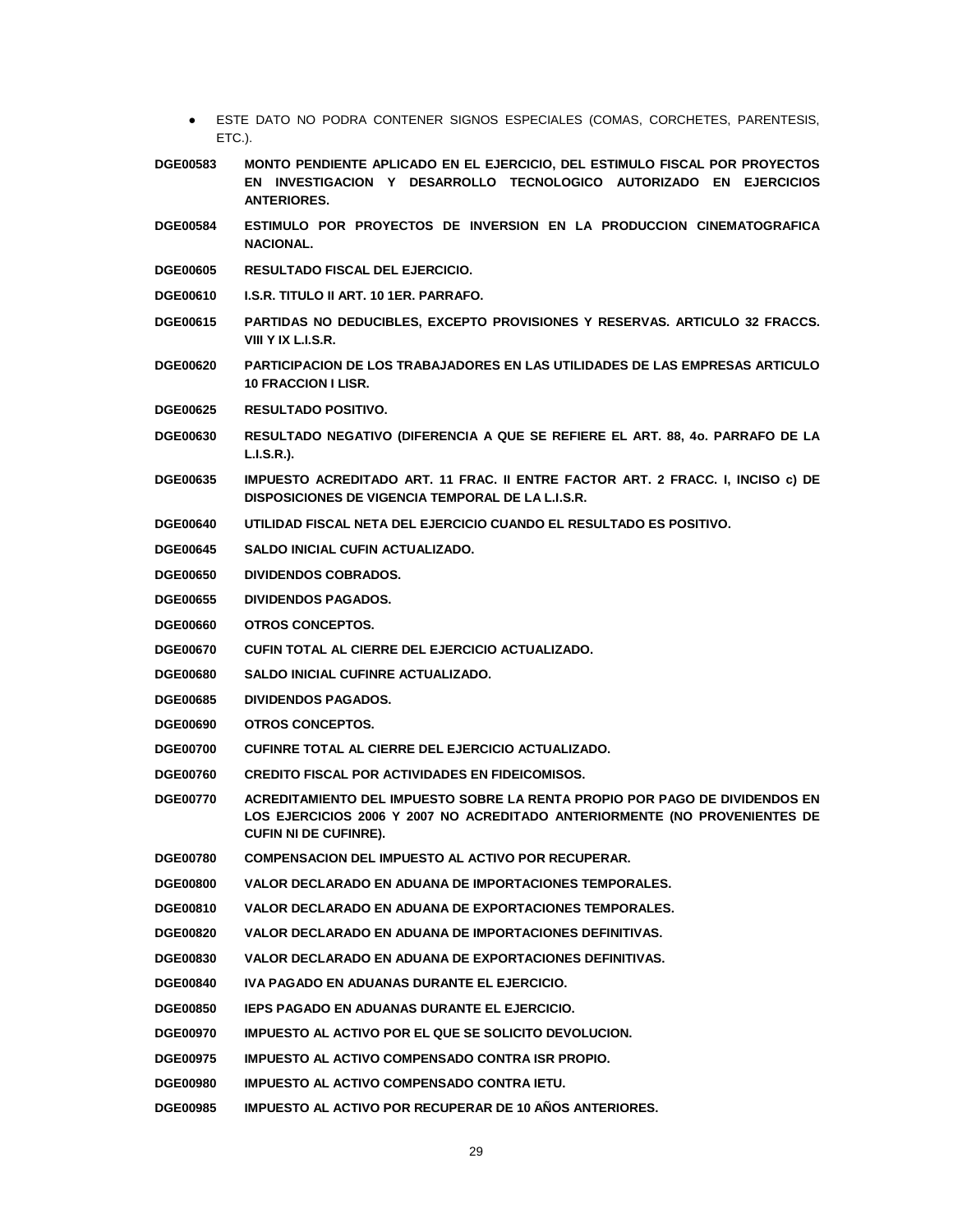- ESTE DATO NO PODRA CONTENER SIGNOS ESPECIALES (COMAS, CORCHETES, PARENTESIS, ETC.).

**DGE00583** **MONTO PENDIENTE APLICADO EN EL EJERCICIO, DEL ESTIMULO FISCAL POR PROYECTOS EN INVESTIGACION Y DESARROLLO TECNOLOGICO AUTORIZADO EN EJERCICIOS ANTERIORES.**

**DGE00584** **ESTIMULO POR PROYECTOS DE INVERSION EN LA PRODUCCION CINEMATOGRAFICA NACIONAL.**

**DGE00605** **RESULTADO FISCAL DEL EJERCICIO.**

**DGE00610** **I.S.R. TITULO II ART. 10 1ER. PARRAFO.**

**DGE00615** **PARTIDAS NO DEDUCIBLES, EXCEPTO PROVISIONES Y RESERVAS. ARTICULO 32 FRACCS. VIII Y IX L.I.S.R.**

**DGE00620** **PARTICIPACION DE LOS TRABAJADORES EN LAS UTILIDADES DE LAS EMPRESAS ARTICULO 10 FRACCION I LISR.**

**DGE00625** **RESULTADO POSITIVO.**

**DGE00630** **RESULTADO NEGATIVO (DIFERENCIA A QUE SE REFIERE EL ART. 88, 4o. PARRAFO DE LA L.I.S.R.).**

**DGE00635** **IMPUESTO ACREDITADO ART. 11 FRAC. II ENTRE FACTOR ART. 2 FRACC. I, INCISO c) DE DISPOSICIONES DE VIGENCIA TEMPORAL DE LA L.I.S.R.**

**DGE00640** **UTILIDAD FISCAL NETA DEL EJERCICIO CUANDO EL RESULTADO ES POSITIVO.**

**DGE00645** **SALDO INICIAL CUFIN ACTUALIZADO.**

**DGE00650** **DIVIDENDOS COBRADOS.**

**DGE00655** **DIVIDENDOS PAGADOS.**

**DGE00660** **OTROS CONCEPTOS.**

**DGE00670** **CUFIN TOTAL AL CIERRE DEL EJERCICIO ACTUALIZADO.**

**DGE00680** **SALDO INICIAL CUFINRE ACTUALIZADO.**

**DGE00685** **DIVIDENDOS PAGADOS.**

**DGE00690** **OTROS CONCEPTOS.**

**DGE00700** **CUFINRE TOTAL AL CIERRE DEL EJERCICIO ACTUALIZADO.**

**DGE00760** **CREDITO FISCAL POR ACTIVIDADES EN FIDEICOMISOS.**

**DGE00770** **ACREDITAMIENTO DEL IMPUESTO SOBRE LA RENTA PROPIO POR PAGO DE DIVIDENDOS EN LOS EJERCICIOS 2006 Y 2007 NO ACREDITADO ANTERIORMENTE (NO PROVENIENTES DE CUFIN NI DE CUFINRE).**

**DGE00780** **COMPENSACION DEL IMPUESTO AL ACTIVO POR RECUPERAR.**

**DGE00800** **VALOR DECLARADO EN ADUANA DE IMPORTACIONES TEMPORALES.**

**DGE00810** **VALOR DECLARADO EN ADUANA DE EXPORTACIONES TEMPORALES.**

**DGE00820** **VALOR DECLARADO EN ADUANA DE IMPORTACIONES DEFINITIVAS.**

**DGE00830** **VALOR DECLARADO EN ADUANA DE EXPORTACIONES DEFINITIVAS.**

**DGE00840** **IVA PAGADO EN ADUANAS DURANTE EL EJERCICIO.**

**DGE00850** **IEPS PAGADO EN ADUANAS DURANTE EL EJERCICIO.**

**DGE00970** **IMPUESTO AL ACTIVO POR EL QUE SE SOLICITO DEVOLUCION.**

**DGE00975** **IMPUESTO AL ACTIVO COMPENSADO CONTRA ISR PROPIO.**

**DGE00980** **IMPUESTO AL ACTIVO COMPENSADO CONTRA IETU.**

**DGE00985** **IMPUESTO AL ACTIVO POR RECUPERAR DE 10 AÑOS ANTERIORES.**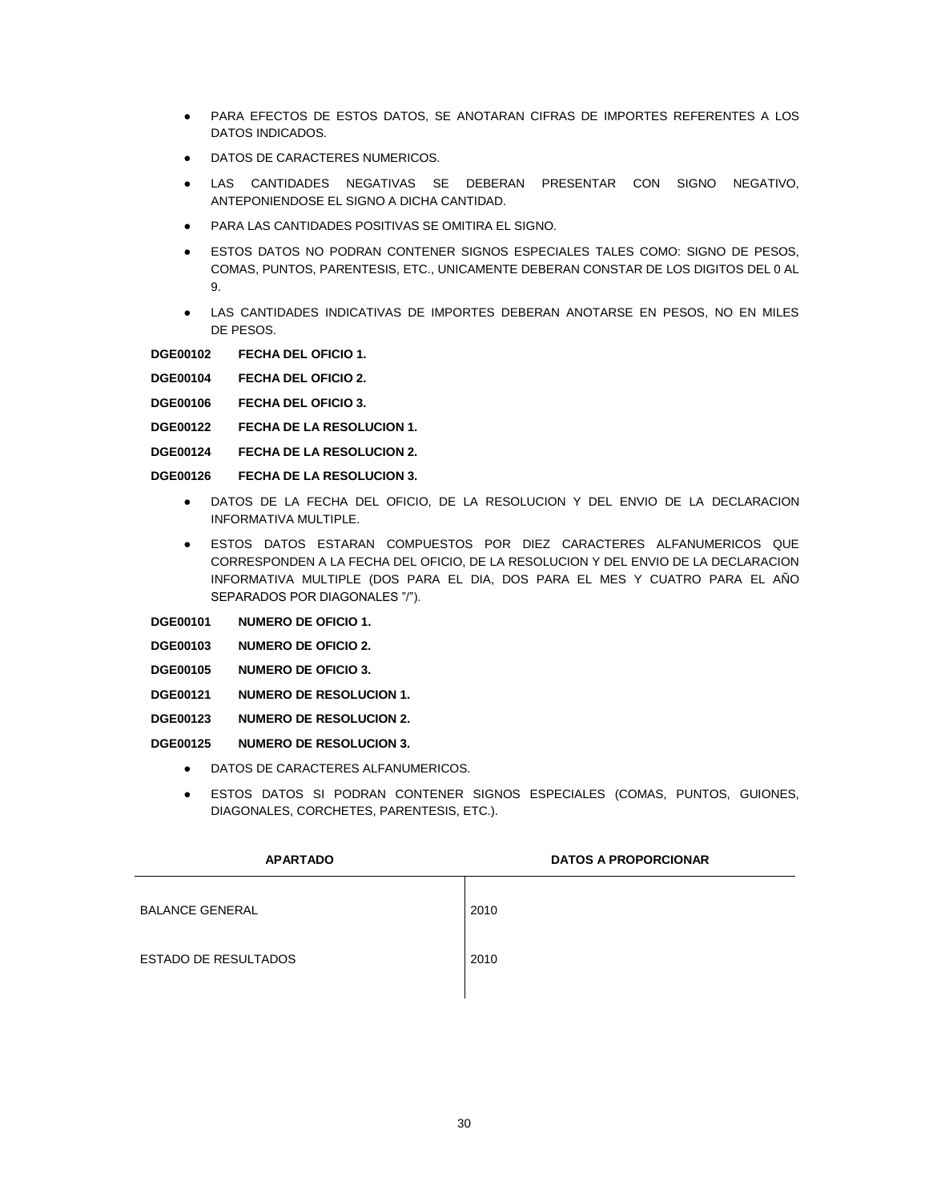- PARA EFECTOS DE ESTOS DATOS, SE ANOTARAN CIFRAS DE IMPORTES REFERENTES A LOS DATOS INDICADOS.
- DATOS DE CARACTERES NUMERICOS.
- LAS CANTIDADES NEGATIVAS SE DEBERAN PRESENTAR CON SIGNO NEGATIVO, ANTEPONIENDOSE EL SIGNO A DICHA CANTIDAD.
- PARA LAS CANTIDADES POSITIVAS SE OMITIRA EL SIGNO.
- ESTOS DATOS NO PODRAN CONTENER SIGNOS ESPECIALES TALES COMO: SIGNO DE PESOS, COMAS, PUNTOS, PARENTESIS, ETC., UNICAMENTE DEBERAN CONSTAR DE LOS DIGITOS DEL 0 AL 9.
- LAS CANTIDADES INDICATIVAS DE IMPORTES DEBERAN ANOTARSE EN PESOS, NO EN MILES DE PESOS.

**DGE00102 FECHA DEL OFICIO 1.**

**DGE00104 FECHA DEL OFICIO 2.**

**DGE00106 FECHA DEL OFICIO 3.**

**DGE00122 FECHA DE LA RESOLUCION 1.**

**DGE00124 FECHA DE LA RESOLUCION 2.**

**DGE00126 FECHA DE LA RESOLUCION 3.**

- DATOS DE LA FECHA DEL OFICIO, DE LA RESOLUCION Y DEL ENVIO DE LA DECLARACION INFORMATIVA MULTIPLE.
- ESTOS DATOS ESTARAN COMPUESTOS POR DIEZ CARACTERES ALFANUMERICOS QUE CORRESPONDEN A LA FECHA DEL OFICIO, DE LA RESOLUCION Y DEL ENVIO DE LA DECLARACION INFORMATIVA MULTIPLE (DOS PARA EL DIA, DOS PARA EL MES Y CUATRO PARA EL AÑO SEPARADOS POR DIAGONALES "/").

**DGE00101 NUMERO DE OFICIO 1.**

**DGE00103 NUMERO DE OFICIO 2.**

**DGE00105 NUMERO DE OFICIO 3.**

**DGE00121 NUMERO DE RESOLUCION 1.**

**DGE00123 NUMERO DE RESOLUCION 2.**

**DGE00125 NUMERO DE RESOLUCION 3.**

- DATOS DE CARACTERES ALFANUMERICOS.
- ESTOS DATOS SI PODRAN CONTENER SIGNOS ESPECIALES (COMAS, PUNTOS, GUIONES, DIAGONALES, CORCHETES, PARENTESIS, ETC.).

| APARTADO | DATOS A PROPORCIONAR |
|---|---|
| BALANCE GENERAL | 2010 |
| ESTADO DE RESULTADOS | 2010 |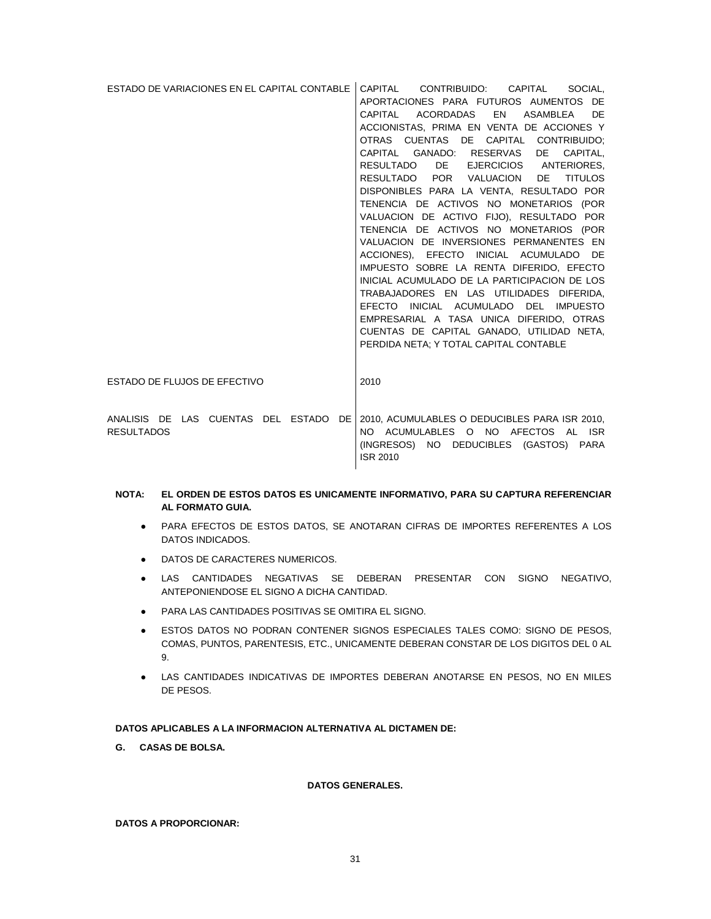| | |
|---|---|
| ESTADO DE VARIACIONES EN EL CAPITAL CONTABLE | CAPITAL CONTRIBUIDO: CAPITAL SOCIAL, APORTACIONES PARA FUTUROS AUMENTOS DE CAPITAL ACORDADAS EN ASAMBLEA DE ACCIONISTAS, PRIMA EN VENTA DE ACCIONES Y OTRAS CUENTAS DE CAPITAL CONTRIBUIDO; CAPITAL GANADO: RESERVAS DE CAPITAL, RESULTADO DE EJERCICIOS ANTERIORES, RESULTADO POR VALUACION DE TITULOS DISPONIBLES PARA LA VENTA, RESULTADO POR TENENCIA DE ACTIVOS NO MONETARIOS (POR VALUACION DE ACTIVO FIJO), RESULTADO POR TENENCIA DE ACTIVOS NO MONETARIOS (POR VALUACION DE INVERSIONES PERMANENTES EN ACCIONES), EFECTO INICIAL ACUMULADO DE IMPUESTO SOBRE LA RENTA DIFERIDO, EFECTO INICIAL ACUMULADO DE LA PARTICIPACION DE LOS TRABAJADORES EN LAS UTILIDADES DIFERIDA, EFECTO INICIAL ACUMULADO DEL IMPUESTO EMPRESARIAL A TASA UNICA DIFERIDO, OTRAS CUENTAS DE CAPITAL GANADO, UTILIDAD NETA, PERDIDA NETA; Y TOTAL CAPITAL CONTABLE |
| ESTADO DE FLUJOS DE EFECTIVO | 2010 |
| ANALISIS DE LAS CUENTAS DEL ESTADO DE RESULTADOS | 2010, ACUMULABLES O DEDUCIBLES PARA ISR 2010, NO ACUMULABLES O NO AFECTOS AL ISR (INGRESOS) NO DEDUCIBLES (GASTOS) PARA ISR 2010 |

**NOTA: EL ORDEN DE ESTOS DATOS ES UNICAMENTE INFORMATIVO, PARA SU CAPTURA REFERENCIAR AL FORMATO GUIA.**

- PARA EFECTOS DE ESTOS DATOS, SE ANOTARAN CIFRAS DE IMPORTES REFERENTES A LOS DATOS INDICADOS.
- DATOS DE CARACTERES NUMERICOS.
- LAS CANTIDADES NEGATIVAS SE DEBERAN PRESENTAR CON SIGNO NEGATIVO, ANTEPONIENDOSE EL SIGNO A DICHA CANTIDAD.
- PARA LAS CANTIDADES POSITIVAS SE OMITIRA EL SIGNO.
- ESTOS DATOS NO PODRAN CONTENER SIGNOS ESPECIALES TALES COMO: SIGNO DE PESOS, COMAS, PUNTOS, PARENTESIS, ETC., UNICAMENTE DEBERAN CONSTAR DE LOS DIGITOS DEL 0 AL 9.
- LAS CANTIDADES INDICATIVAS DE IMPORTES DEBERAN ANOTARSE EN PESOS, NO EN MILES DE PESOS.

**DATOS APLICABLES A LA INFORMACION ALTERNATIVA AL DICTAMEN DE:**

**G. CASAS DE BOLSA.**

**DATOS GENERALES.**

**DATOS A PROPORCIONAR:**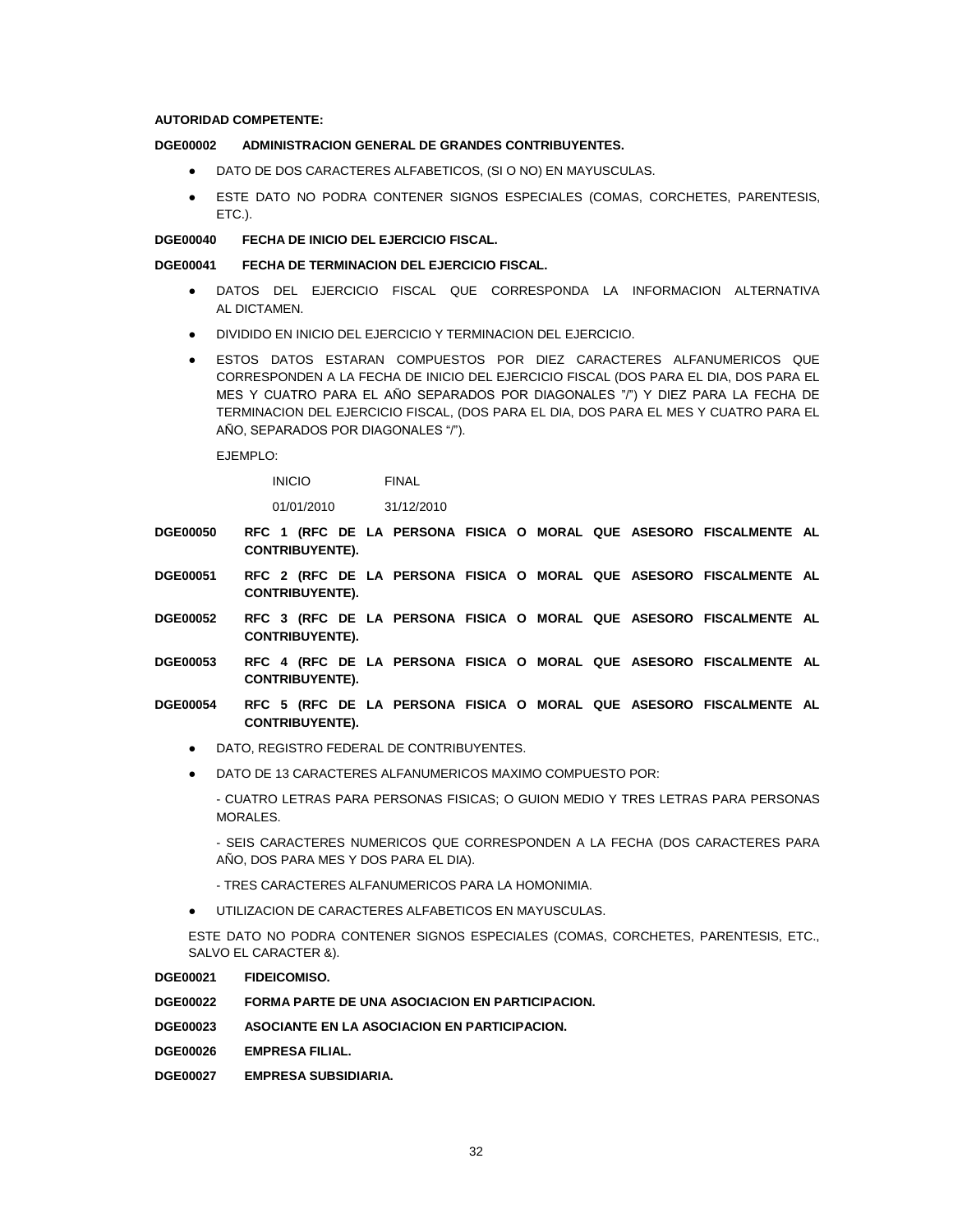**AUTORIDAD COMPETENTE:**

**DGE00002 ADMINISTRACION GENERAL DE GRANDES CONTRIBUYENTES.**

- DATO DE DOS CARACTERES ALFABETICOS, (SI O NO) EN MAYUSCULAS.
- ESTE DATO NO PODRA CONTENER SIGNOS ESPECIALES (COMAS, CORCHETES, PARENTESIS, ETC.).

**DGE00040 FECHA DE INICIO DEL EJERCICIO FISCAL.**

**DGE00041 FECHA DE TERMINACION DEL EJERCICIO FISCAL.**

- DATOS DEL EJERCICIO FISCAL QUE CORRESPONDA LA INFORMACION ALTERNATIVA AL DICTAMEN.
- DIVIDIDO EN INICIO DEL EJERCICIO Y TERMINACION DEL EJERCICIO.
- ESTOS DATOS ESTARAN COMPUESTOS POR DIEZ CARACTERES ALFANUMERICOS QUE CORRESPONDEN A LA FECHA DE INICIO DEL EJERCICIO FISCAL (DOS PARA EL DIA, DOS PARA EL MES Y CUATRO PARA EL AÑO SEPARADOS POR DIAGONALES "/") Y DIEZ PARA LA FECHA DE TERMINACION DEL EJERCICIO FISCAL, (DOS PARA EL DIA, DOS PARA EL MES Y CUATRO PARA EL AÑO, SEPARADOS POR DIAGONALES "/").

  EJEMPLO:

| INICIO | FINAL |
|---|---|
| 01/01/2010 | 31/12/2010 |

**DGE00050 RFC 1 (RFC DE LA PERSONA FISICA O MORAL QUE ASESORO FISCALMENTE AL CONTRIBUYENTE).**

**DGE00051 RFC 2 (RFC DE LA PERSONA FISICA O MORAL QUE ASESORO FISCALMENTE AL CONTRIBUYENTE).**

**DGE00052 RFC 3 (RFC DE LA PERSONA FISICA O MORAL QUE ASESORO FISCALMENTE AL CONTRIBUYENTE).**

**DGE00053 RFC 4 (RFC DE LA PERSONA FISICA O MORAL QUE ASESORO FISCALMENTE AL CONTRIBUYENTE).**

**DGE00054 RFC 5 (RFC DE LA PERSONA FISICA O MORAL QUE ASESORO FISCALMENTE AL CONTRIBUYENTE).**

- DATO, REGISTRO FEDERAL DE CONTRIBUYENTES.
- DATO DE 13 CARACTERES ALFANUMERICOS MAXIMO COMPUESTO POR:

  - CUATRO LETRAS PARA PERSONAS FISICAS; O GUION MEDIO Y TRES LETRAS PARA PERSONAS MORALES.

  - SEIS CARACTERES NUMERICOS QUE CORRESPONDEN A LA FECHA (DOS CARACTERES PARA AÑO, DOS PARA MES Y DOS PARA EL DIA).

  - TRES CARACTERES ALFANUMERICOS PARA LA HOMONIMIA.

- UTILIZACION DE CARACTERES ALFABETICOS EN MAYUSCULAS.

ESTE DATO NO PODRA CONTENER SIGNOS ESPECIALES (COMAS, CORCHETES, PARENTESIS, ETC., SALVO EL CARACTER &).

**DGE00021 FIDEICOMISO.**

**DGE00022 FORMA PARTE DE UNA ASOCIACION EN PARTICIPACION.**

**DGE00023 ASOCIANTE EN LA ASOCIACION EN PARTICIPACION.**

**DGE00026 EMPRESA FILIAL.**

**DGE00027 EMPRESA SUBSIDIARIA.**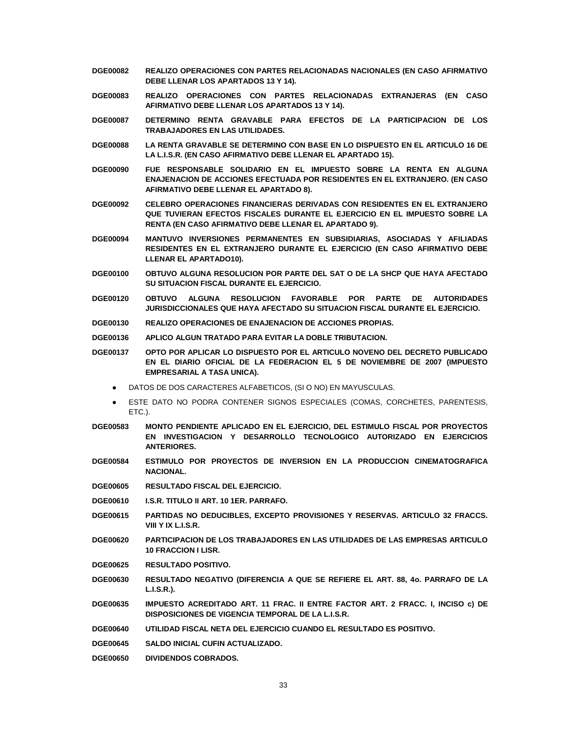**DGE00082** **REALIZO OPERACIONES CON PARTES RELACIONADAS NACIONALES (EN CASO AFIRMATIVO DEBE LLENAR LOS APARTADOS 13 Y 14).**

**DGE00083** **REALIZO OPERACIONES CON PARTES RELACIONADAS EXTRANJERAS (EN CASO AFIRMATIVO DEBE LLENAR LOS APARTADOS 13 Y 14).**

**DGE00087** **DETERMINO RENTA GRAVABLE PARA EFECTOS DE LA PARTICIPACION DE LOS TRABAJADORES EN LAS UTILIDADES.**

**DGE00088** **LA RENTA GRAVABLE SE DETERMINO CON BASE EN LO DISPUESTO EN EL ARTICULO 16 DE LA L.I.S.R. (EN CASO AFIRMATIVO DEBE LLENAR EL APARTADO 15).**

**DGE00090** **FUE RESPONSABLE SOLIDARIO EN EL IMPUESTO SOBRE LA RENTA EN ALGUNA ENAJENACION DE ACCIONES EFECTUADA POR RESIDENTES EN EL EXTRANJERO. (EN CASO AFIRMATIVO DEBE LLENAR EL APARTADO 8).**

**DGE00092** **CELEBRO OPERACIONES FINANCIERAS DERIVADAS CON RESIDENTES EN EL EXTRANJERO QUE TUVIERAN EFECTOS FISCALES DURANTE EL EJERCICIO EN EL IMPUESTO SOBRE LA RENTA (EN CASO AFIRMATIVO DEBE LLENAR EL APARTADO 9).**

**DGE00094** **MANTUVO INVERSIONES PERMANENTES EN SUBSIDIARIAS, ASOCIADAS Y AFILIADAS RESIDENTES EN EL EXTRANJERO DURANTE EL EJERCICIO (EN CASO AFIRMATIVO DEBE LLENAR EL APARTADO10).**

**DGE00100** **OBTUVO ALGUNA RESOLUCION POR PARTE DEL SAT O DE LA SHCP QUE HAYA AFECTADO SU SITUACION FISCAL DURANTE EL EJERCICIO.**

**DGE00120** **OBTUVO ALGUNA RESOLUCION FAVORABLE POR PARTE DE AUTORIDADES JURISDICCIONALES QUE HAYA AFECTADO SU SITUACION FISCAL DURANTE EL EJERCICIO.**

**DGE00130** **REALIZO OPERACIONES DE ENAJENACION DE ACCIONES PROPIAS.**

**DGE00136** **APLICO ALGUN TRATADO PARA EVITAR LA DOBLE TRIBUTACION.**

**DGE00137** **OPTO POR APLICAR LO DISPUESTO POR EL ARTICULO NOVENO DEL DECRETO PUBLICADO EN EL DIARIO OFICIAL DE LA FEDERACION EL 5 DE NOVIEMBRE DE 2007 (IMPUESTO EMPRESARIAL A TASA UNICA).**

- DATOS DE DOS CARACTERES ALFABETICOS, (SI O NO) EN MAYUSCULAS.
- ESTE DATO NO PODRA CONTENER SIGNOS ESPECIALES (COMAS, CORCHETES, PARENTESIS, ETC.).

**DGE00583** **MONTO PENDIENTE APLICADO EN EL EJERCICIO, DEL ESTIMULO FISCAL POR PROYECTOS EN INVESTIGACION Y DESARROLLO TECNOLOGICO AUTORIZADO EN EJERCICIOS ANTERIORES.**

**DGE00584** **ESTIMULO POR PROYECTOS DE INVERSION EN LA PRODUCCION CINEMATOGRAFICA NACIONAL.**

**DGE00605** **RESULTADO FISCAL DEL EJERCICIO.**

**DGE00610** **I.S.R. TITULO II ART. 10 1ER. PARRAFO.**

**DGE00615** **PARTIDAS NO DEDUCIBLES, EXCEPTO PROVISIONES Y RESERVAS. ARTICULO 32 FRACCS. VIII Y IX L.I.S.R.**

**DGE00620** **PARTICIPACION DE LOS TRABAJADORES EN LAS UTILIDADES DE LAS EMPRESAS ARTICULO 10 FRACCION I LISR.**

**DGE00625** **RESULTADO POSITIVO.**

**DGE00630** **RESULTADO NEGATIVO (DIFERENCIA A QUE SE REFIERE EL ART. 88, 4o. PARRAFO DE LA L.I.S.R.).**

**DGE00635** **IMPUESTO ACREDITADO ART. 11 FRAC. II ENTRE FACTOR ART. 2 FRACC. I, INCISO c) DE DISPOSICIONES DE VIGENCIA TEMPORAL DE LA L.I.S.R.**

**DGE00640** **UTILIDAD FISCAL NETA DEL EJERCICIO CUANDO EL RESULTADO ES POSITIVO.**

**DGE00645** **SALDO INICIAL CUFIN ACTUALIZADO.**

**DGE00650** **DIVIDENDOS COBRADOS.**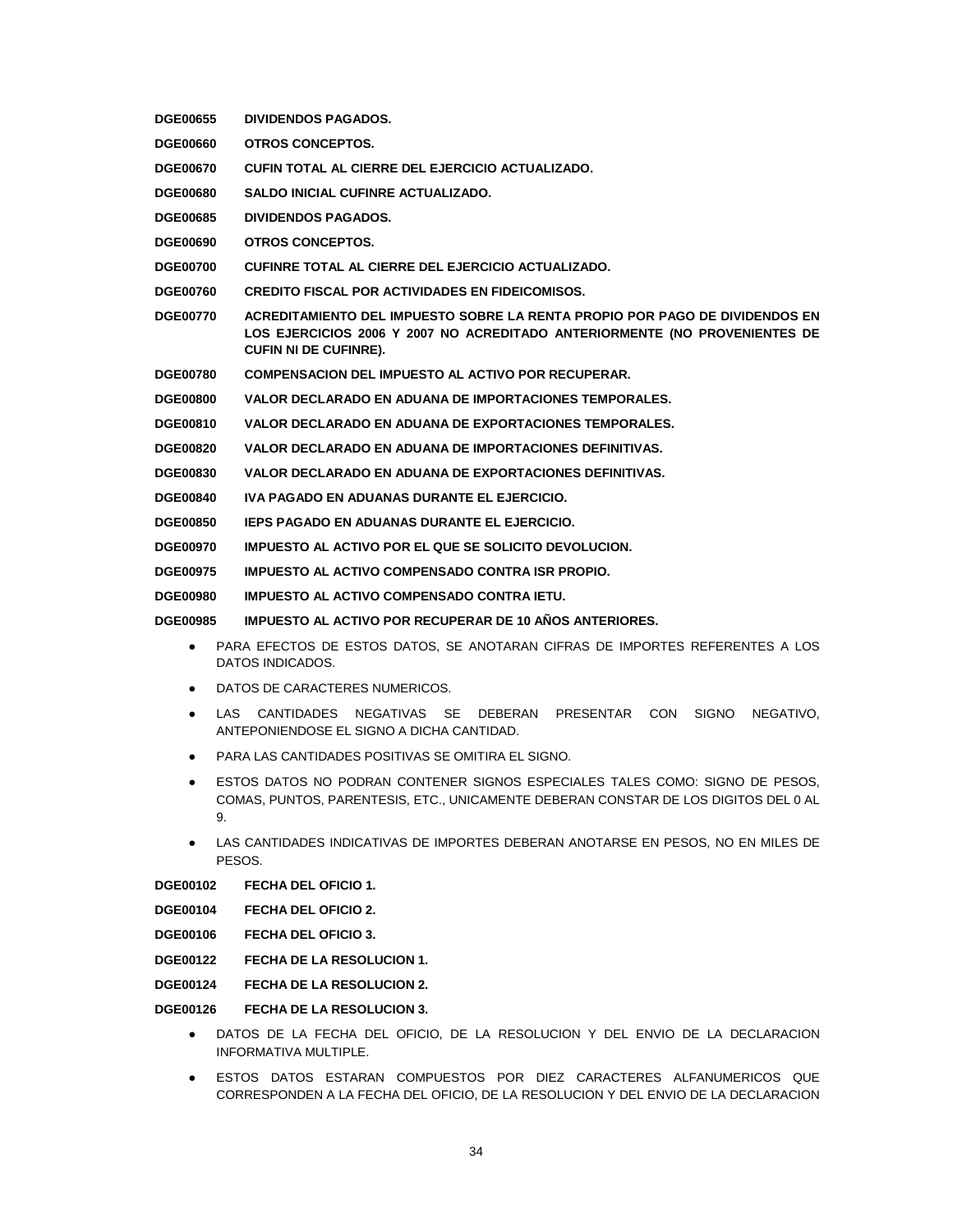**DGE00655 DIVIDENDOS PAGADOS.**

**DGE00660 OTROS CONCEPTOS.**

**DGE00670 CUFIN TOTAL AL CIERRE DEL EJERCICIO ACTUALIZADO.**

**DGE00680 SALDO INICIAL CUFINRE ACTUALIZADO.**

**DGE00685 DIVIDENDOS PAGADOS.**

**DGE00690 OTROS CONCEPTOS.**

**DGE00700 CUFINRE TOTAL AL CIERRE DEL EJERCICIO ACTUALIZADO.**

**DGE00760 CREDITO FISCAL POR ACTIVIDADES EN FIDEICOMISOS.**

**DGE00770 ACREDITAMIENTO DEL IMPUESTO SOBRE LA RENTA PROPIO POR PAGO DE DIVIDENDOS EN LOS EJERCICIOS 2006 Y 2007 NO ACREDITADO ANTERIORMENTE (NO PROVENIENTES DE CUFIN NI DE CUFINRE).**

**DGE00780 COMPENSACION DEL IMPUESTO AL ACTIVO POR RECUPERAR.**

**DGE00800 VALOR DECLARADO EN ADUANA DE IMPORTACIONES TEMPORALES.**

**DGE00810 VALOR DECLARADO EN ADUANA DE EXPORTACIONES TEMPORALES.**

**DGE00820 VALOR DECLARADO EN ADUANA DE IMPORTACIONES DEFINITIVAS.**

**DGE00830 VALOR DECLARADO EN ADUANA DE EXPORTACIONES DEFINITIVAS.**

**DGE00840 IVA PAGADO EN ADUANAS DURANTE EL EJERCICIO.**

**DGE00850 IEPS PAGADO EN ADUANAS DURANTE EL EJERCICIO.**

**DGE00970 IMPUESTO AL ACTIVO POR EL QUE SE SOLICITO DEVOLUCION.**

**DGE00975 IMPUESTO AL ACTIVO COMPENSADO CONTRA ISR PROPIO.**

**DGE00980 IMPUESTO AL ACTIVO COMPENSADO CONTRA IETU.**

**DGE00985 IMPUESTO AL ACTIVO POR RECUPERAR DE 10 AÑOS ANTERIORES.**

- PARA EFECTOS DE ESTOS DATOS, SE ANOTARAN CIFRAS DE IMPORTES REFERENTES A LOS DATOS INDICADOS.
- DATOS DE CARACTERES NUMERICOS.
- LAS CANTIDADES NEGATIVAS SE DEBERAN PRESENTAR CON SIGNO NEGATIVO, ANTEPONIENDOSE EL SIGNO A DICHA CANTIDAD.
- PARA LAS CANTIDADES POSITIVAS SE OMITIRA EL SIGNO.
- ESTOS DATOS NO PODRAN CONTENER SIGNOS ESPECIALES TALES COMO: SIGNO DE PESOS, COMAS, PUNTOS, PARENTESIS, ETC., UNICAMENTE DEBERAN CONSTAR DE LOS DIGITOS DEL 0 AL 9.
- LAS CANTIDADES INDICATIVAS DE IMPORTES DEBERAN ANOTARSE EN PESOS, NO EN MILES DE PESOS.

**DGE00102 FECHA DEL OFICIO 1.**

**DGE00104 FECHA DEL OFICIO 2.**

**DGE00106 FECHA DEL OFICIO 3.**

**DGE00122 FECHA DE LA RESOLUCION 1.**

**DGE00124 FECHA DE LA RESOLUCION 2.**

**DGE00126 FECHA DE LA RESOLUCION 3.**

- DATOS DE LA FECHA DEL OFICIO, DE LA RESOLUCION Y DEL ENVIO DE LA DECLARACION INFORMATIVA MULTIPLE.
- ESTOS DATOS ESTARAN COMPUESTOS POR DIEZ CARACTERES ALFANUMERICOS QUE CORRESPONDEN A LA FECHA DEL OFICIO, DE LA RESOLUCION Y DEL ENVIO DE LA DECLARACION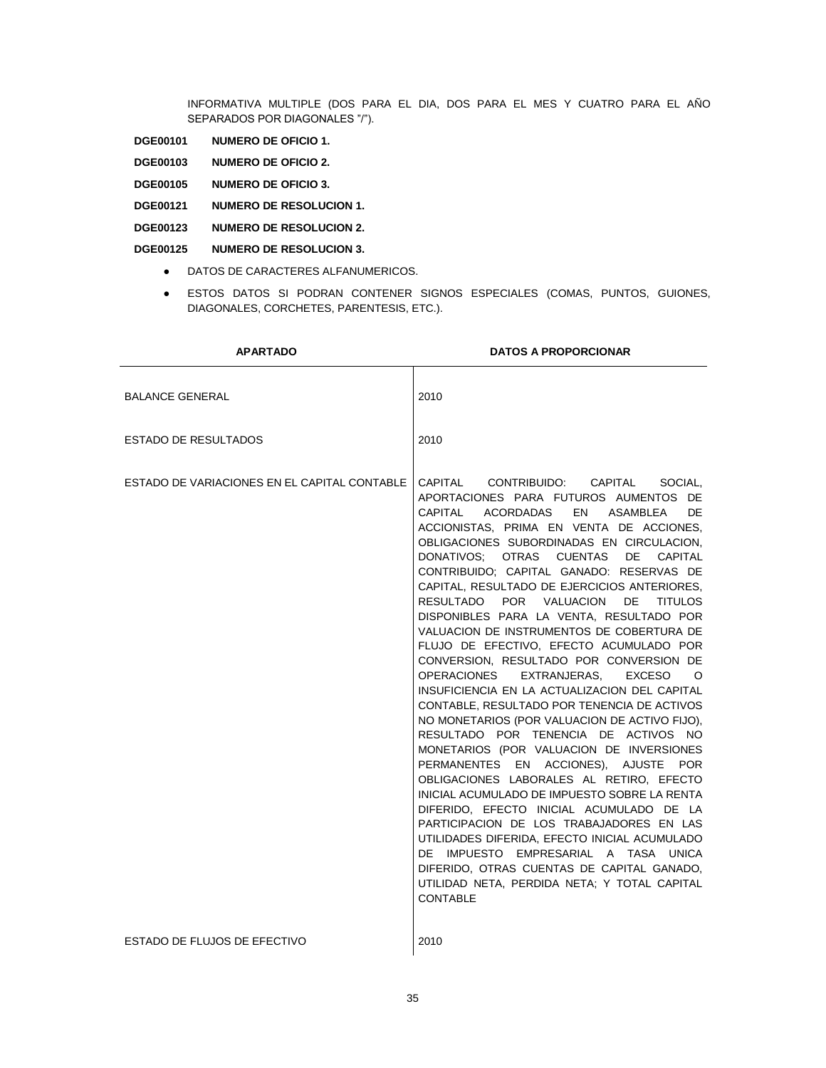INFORMATIVA MULTIPLE (DOS PARA EL DIA, DOS PARA EL MES Y CUATRO PARA EL AÑO SEPARADOS POR DIAGONALES "/").

**DGE00101 NUMERO DE OFICIO 1.**

**DGE00103 NUMERO DE OFICIO 2.**

**DGE00105 NUMERO DE OFICIO 3.**

**DGE00121 NUMERO DE RESOLUCION 1.**

**DGE00123 NUMERO DE RESOLUCION 2.**

**DGE00125 NUMERO DE RESOLUCION 3.**

- DATOS DE CARACTERES ALFANUMERICOS.
- ESTOS DATOS SI PODRAN CONTENER SIGNOS ESPECIALES (COMAS, PUNTOS, GUIONES, DIAGONALES, CORCHETES, PARENTESIS, ETC.).

| APARTADO | DATOS A PROPORCIONAR |
|---|---|
| BALANCE GENERAL | 2010 |
| ESTADO DE RESULTADOS | 2010 |
| ESTADO DE VARIACIONES EN EL CAPITAL CONTABLE | CAPITAL CONTRIBUIDO: CAPITAL SOCIAL, APORTACIONES PARA FUTUROS AUMENTOS DE CAPITAL ACORDADAS EN ASAMBLEA DE ACCIONISTAS, PRIMA EN VENTA DE ACCIONES, OBLIGACIONES SUBORDINADAS EN CIRCULACION, DONATIVOS; OTRAS CUENTAS DE CAPITAL CONTRIBUIDO; CAPITAL GANADO: RESERVAS DE CAPITAL, RESULTADO DE EJERCICIOS ANTERIORES, RESULTADO POR VALUACION DE TITULOS DISPONIBLES PARA LA VENTA, RESULTADO POR VALUACION DE INSTRUMENTOS DE COBERTURA DE FLUJO DE EFECTIVO, EFECTO ACUMULADO POR CONVERSION, RESULTADO POR CONVERSION DE OPERACIONES EXTRANJERAS, EXCESO O INSUFICIENCIA EN LA ACTUALIZACION DEL CAPITAL CONTABLE, RESULTADO POR TENENCIA DE ACTIVOS NO MONETARIOS (POR VALUACION DE ACTIVO FIJO), RESULTADO POR TENENCIA DE ACTIVOS NO MONETARIOS (POR VALUACION DE INVERSIONES PERMANENTES EN ACCIONES), AJUSTE POR OBLIGACIONES LABORALES AL RETIRO, EFECTO INICIAL ACUMULADO DE IMPUESTO SOBRE LA RENTA DIFERIDO, EFECTO INICIAL ACUMULADO DE LA PARTICIPACION DE LOS TRABAJADORES EN LAS UTILIDADES DIFERIDA, EFECTO INICIAL ACUMULADO DE IMPUESTO EMPRESARIAL A TASA UNICA DIFERIDO, OTRAS CUENTAS DE CAPITAL GANADO, UTILIDAD NETA, PERDIDA NETA; Y TOTAL CAPITAL CONTABLE |
| ESTADO DE FLUJOS DE EFECTIVO | 2010 |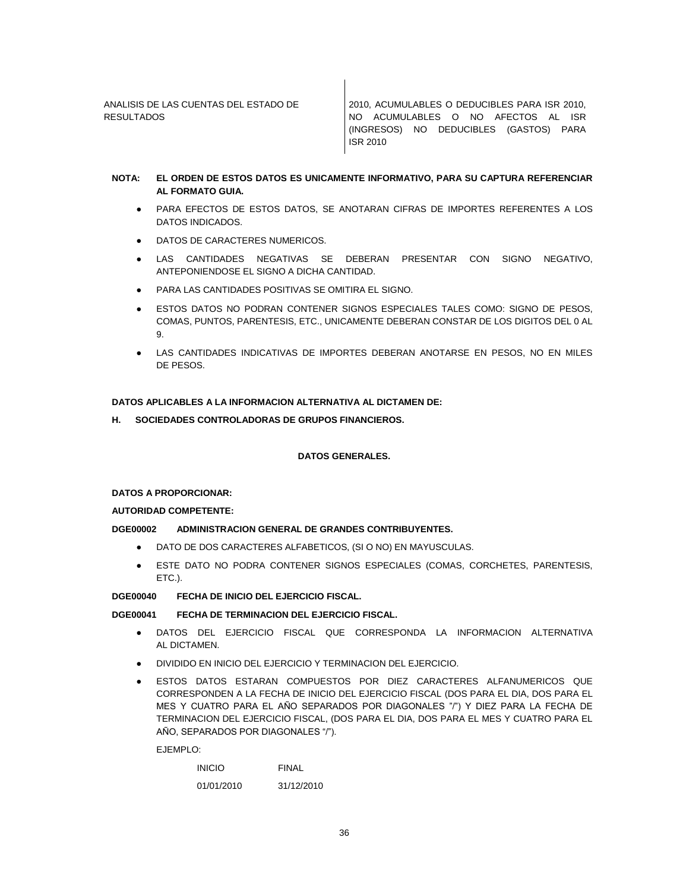| ANALISIS DE LAS CUENTAS DEL ESTADO DE RESULTADOS | 2010, ACUMULABLES O DEDUCIBLES PARA ISR 2010, NO ACUMULABLES O NO AFECTOS AL ISR (INGRESOS) NO DEDUCIBLES (GASTOS) PARA ISR 2010 |
|---|---|

**NOTA: EL ORDEN DE ESTOS DATOS ES UNICAMENTE INFORMATIVO, PARA SU CAPTURA REFERENCIAR AL FORMATO GUIA.**

- PARA EFECTOS DE ESTOS DATOS, SE ANOTARAN CIFRAS DE IMPORTES REFERENTES A LOS DATOS INDICADOS.
- DATOS DE CARACTERES NUMERICOS.
- LAS CANTIDADES NEGATIVAS SE DEBERAN PRESENTAR CON SIGNO NEGATIVO, ANTEPONIENDOSE EL SIGNO A DICHA CANTIDAD.
- PARA LAS CANTIDADES POSITIVAS SE OMITIRA EL SIGNO.
- ESTOS DATOS NO PODRAN CONTENER SIGNOS ESPECIALES TALES COMO: SIGNO DE PESOS, COMAS, PUNTOS, PARENTESIS, ETC., UNICAMENTE DEBERAN CONSTAR DE LOS DIGITOS DEL 0 AL 9.
- LAS CANTIDADES INDICATIVAS DE IMPORTES DEBERAN ANOTARSE EN PESOS, NO EN MILES DE PESOS.

**DATOS APLICABLES A LA INFORMACION ALTERNATIVA AL DICTAMEN DE:**

**H. SOCIEDADES CONTROLADORAS DE GRUPOS FINANCIEROS.**

## DATOS GENERALES.

**DATOS A PROPORCIONAR:**

**AUTORIDAD COMPETENTE:**

**DGE00002 ADMINISTRACION GENERAL DE GRANDES CONTRIBUYENTES.**

- DATO DE DOS CARACTERES ALFABETICOS, (SI O NO) EN MAYUSCULAS.
- ESTE DATO NO PODRA CONTENER SIGNOS ESPECIALES (COMAS, CORCHETES, PARENTESIS, ETC.).

**DGE00040 FECHA DE INICIO DEL EJERCICIO FISCAL.**

**DGE00041 FECHA DE TERMINACION DEL EJERCICIO FISCAL.**

- DATOS DEL EJERCICIO FISCAL QUE CORRESPONDA LA INFORMACION ALTERNATIVA AL DICTAMEN.
- DIVIDIDO EN INICIO DEL EJERCICIO Y TERMINACION DEL EJERCICIO.
- ESTOS DATOS ESTARAN COMPUESTOS POR DIEZ CARACTERES ALFANUMERICOS QUE CORRESPONDEN A LA FECHA DE INICIO DEL EJERCICIO FISCAL (DOS PARA EL DIA, DOS PARA EL MES Y CUATRO PARA EL AÑO SEPARADOS POR DIAGONALES "/") Y DIEZ PARA LA FECHA DE TERMINACION DEL EJERCICIO FISCAL, (DOS PARA EL DIA, DOS PARA EL MES Y CUATRO PARA EL AÑO, SEPARADOS POR DIAGONALES "/").

  EJEMPLO:

  | INICIO | FINAL |
  |---|---|
  | 01/01/2010 | 31/12/2010 |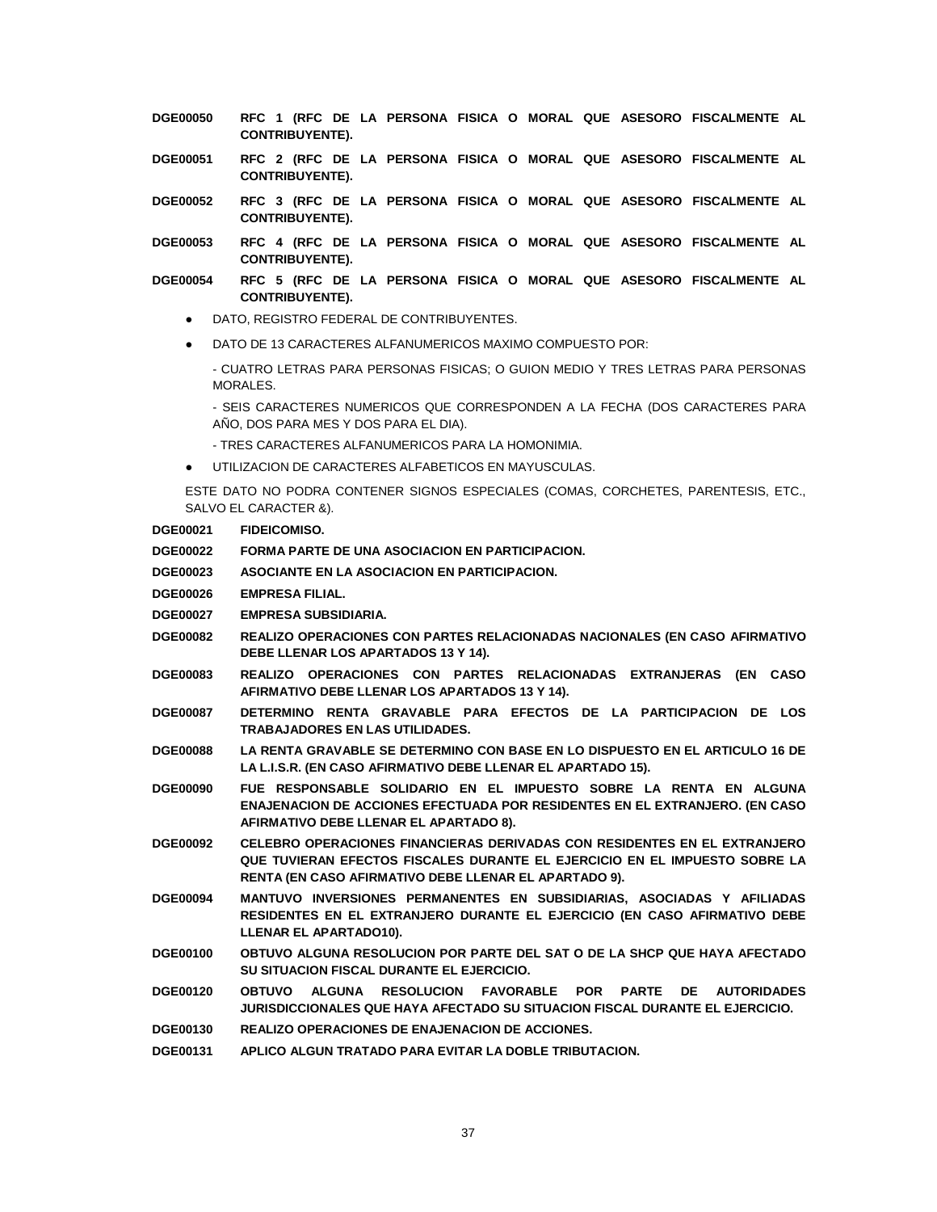**DGE00050 RFC 1 (RFC DE LA PERSONA FISICA O MORAL QUE ASESORO FISCALMENTE AL CONTRIBUYENTE).**

**DGE00051 RFC 2 (RFC DE LA PERSONA FISICA O MORAL QUE ASESORO FISCALMENTE AL CONTRIBUYENTE).**

**DGE00052 RFC 3 (RFC DE LA PERSONA FISICA O MORAL QUE ASESORO FISCALMENTE AL CONTRIBUYENTE).**

**DGE00053 RFC 4 (RFC DE LA PERSONA FISICA O MORAL QUE ASESORO FISCALMENTE AL CONTRIBUYENTE).**

**DGE00054 RFC 5 (RFC DE LA PERSONA FISICA O MORAL QUE ASESORO FISCALMENTE AL CONTRIBUYENTE).**

- DATO, REGISTRO FEDERAL DE CONTRIBUYENTES.
- DATO DE 13 CARACTERES ALFANUMERICOS MAXIMO COMPUESTO POR:

  - CUATRO LETRAS PARA PERSONAS FISICAS; O GUION MEDIO Y TRES LETRAS PARA PERSONAS MORALES.

  - SEIS CARACTERES NUMERICOS QUE CORRESPONDEN A LA FECHA (DOS CARACTERES PARA AÑO, DOS PARA MES Y DOS PARA EL DIA).

  - TRES CARACTERES ALFANUMERICOS PARA LA HOMONIMIA.
- UTILIZACION DE CARACTERES ALFABETICOS EN MAYUSCULAS.

ESTE DATO NO PODRA CONTENER SIGNOS ESPECIALES (COMAS, CORCHETES, PARENTESIS, ETC., SALVO EL CARACTER &).

**DGE00021 FIDEICOMISO.**

**DGE00022 FORMA PARTE DE UNA ASOCIACION EN PARTICIPACION.**

**DGE00023 ASOCIANTE EN LA ASOCIACION EN PARTICIPACION.**

**DGE00026 EMPRESA FILIAL.**

**DGE00027 EMPRESA SUBSIDIARIA.**

**DGE00082 REALIZO OPERACIONES CON PARTES RELACIONADAS NACIONALES (EN CASO AFIRMATIVO DEBE LLENAR LOS APARTADOS 13 Y 14).**

**DGE00083 REALIZO OPERACIONES CON PARTES RELACIONADAS EXTRANJERAS (EN CASO AFIRMATIVO DEBE LLENAR LOS APARTADOS 13 Y 14).**

**DGE00087 DETERMINO RENTA GRAVABLE PARA EFECTOS DE LA PARTICIPACION DE LOS TRABAJADORES EN LAS UTILIDADES.**

**DGE00088 LA RENTA GRAVABLE SE DETERMINO CON BASE EN LO DISPUESTO EN EL ARTICULO 16 DE LA L.I.S.R. (EN CASO AFIRMATIVO DEBE LLENAR EL APARTADO 15).**

**DGE00090 FUE RESPONSABLE SOLIDARIO EN EL IMPUESTO SOBRE LA RENTA EN ALGUNA ENAJENACION DE ACCIONES EFECTUADA POR RESIDENTES EN EL EXTRANJERO. (EN CASO AFIRMATIVO DEBE LLENAR EL APARTADO 8).**

**DGE00092 CELEBRO OPERACIONES FINANCIERAS DERIVADAS CON RESIDENTES EN EL EXTRANJERO QUE TUVIERAN EFECTOS FISCALES DURANTE EL EJERCICIO EN EL IMPUESTO SOBRE LA RENTA (EN CASO AFIRMATIVO DEBE LLENAR EL APARTADO 9).**

**DGE00094 MANTUVO INVERSIONES PERMANENTES EN SUBSIDIARIAS, ASOCIADAS Y AFILIADAS RESIDENTES EN EL EXTRANJERO DURANTE EL EJERCICIO (EN CASO AFIRMATIVO DEBE LLENAR EL APARTADO10).**

**DGE00100 OBTUVO ALGUNA RESOLUCION POR PARTE DEL SAT O DE LA SHCP QUE HAYA AFECTADO SU SITUACION FISCAL DURANTE EL EJERCICIO.**

**DGE00120 OBTUVO ALGUNA RESOLUCION FAVORABLE POR PARTE DE AUTORIDADES JURISDICCIONALES QUE HAYA AFECTADO SU SITUACION FISCAL DURANTE EL EJERCICIO.**

**DGE00130 REALIZO OPERACIONES DE ENAJENACION DE ACCIONES.**

**DGE00131 APLICO ALGUN TRATADO PARA EVITAR LA DOBLE TRIBUTACION.**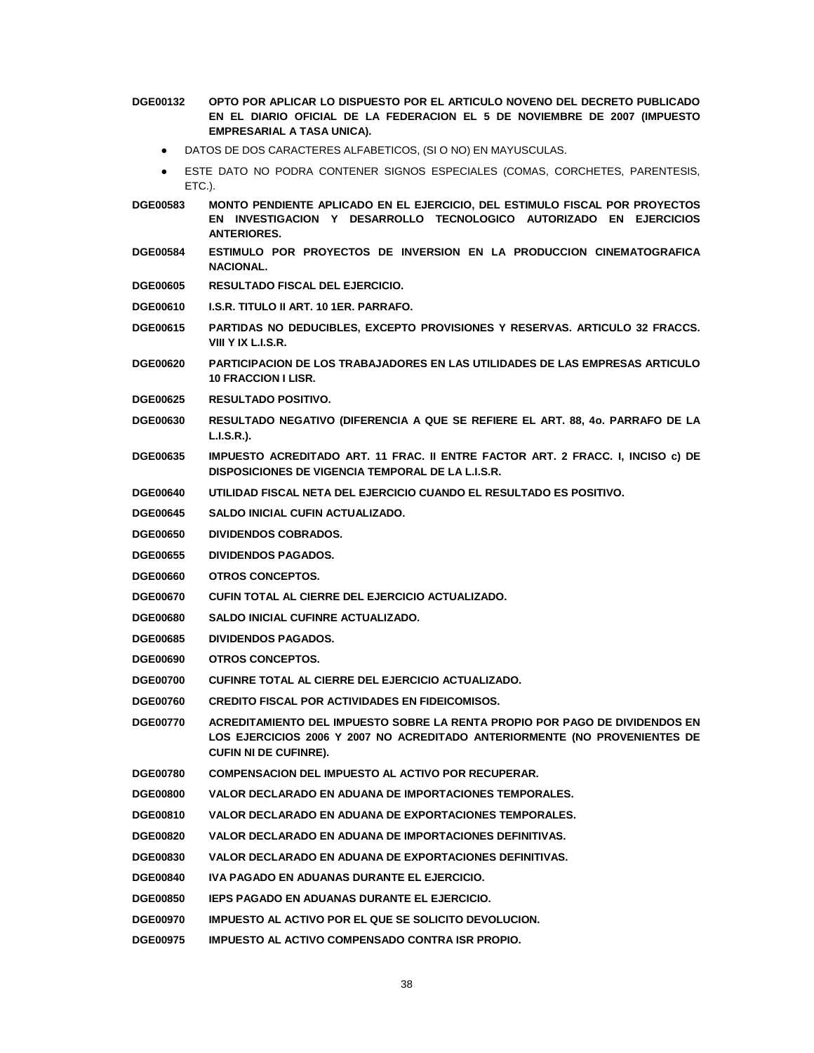**DGE00132 OPTO POR APLICAR LO DISPUESTO POR EL ARTICULO NOVENO DEL DECRETO PUBLICADO EN EL DIARIO OFICIAL DE LA FEDERACION EL 5 DE NOVIEMBRE DE 2007 (IMPUESTO EMPRESARIAL A TASA UNICA).**

- DATOS DE DOS CARACTERES ALFABETICOS, (SI O NO) EN MAYUSCULAS.
- ESTE DATO NO PODRA CONTENER SIGNOS ESPECIALES (COMAS, CORCHETES, PARENTESIS, ETC.).

**DGE00583 MONTO PENDIENTE APLICADO EN EL EJERCICIO, DEL ESTIMULO FISCAL POR PROYECTOS EN INVESTIGACION Y DESARROLLO TECNOLOGICO AUTORIZADO EN EJERCICIOS ANTERIORES.**

**DGE00584 ESTIMULO POR PROYECTOS DE INVERSION EN LA PRODUCCION CINEMATOGRAFICA NACIONAL.**

**DGE00605 RESULTADO FISCAL DEL EJERCICIO.**

**DGE00610 I.S.R. TITULO II ART. 10 1ER. PARRAFO.**

**DGE00615 PARTIDAS NO DEDUCIBLES, EXCEPTO PROVISIONES Y RESERVAS. ARTICULO 32 FRACCS. VIII Y IX L.I.S.R.**

**DGE00620 PARTICIPACION DE LOS TRABAJADORES EN LAS UTILIDADES DE LAS EMPRESAS ARTICULO 10 FRACCION I LISR.**

**DGE00625 RESULTADO POSITIVO.**

**DGE00630 RESULTADO NEGATIVO (DIFERENCIA A QUE SE REFIERE EL ART. 88, 4o. PARRAFO DE LA L.I.S.R.).**

**DGE00635 IMPUESTO ACREDITADO ART. 11 FRAC. II ENTRE FACTOR ART. 2 FRACC. I, INCISO c) DE DISPOSICIONES DE VIGENCIA TEMPORAL DE LA L.I.S.R.**

**DGE00640 UTILIDAD FISCAL NETA DEL EJERCICIO CUANDO EL RESULTADO ES POSITIVO.**

**DGE00645 SALDO INICIAL CUFIN ACTUALIZADO.**

**DGE00650 DIVIDENDOS COBRADOS.**

**DGE00655 DIVIDENDOS PAGADOS.**

**DGE00660 OTROS CONCEPTOS.**

**DGE00670 CUFIN TOTAL AL CIERRE DEL EJERCICIO ACTUALIZADO.**

**DGE00680 SALDO INICIAL CUFINRE ACTUALIZADO.**

**DGE00685 DIVIDENDOS PAGADOS.**

**DGE00690 OTROS CONCEPTOS.**

**DGE00700 CUFINRE TOTAL AL CIERRE DEL EJERCICIO ACTUALIZADO.**

**DGE00760 CREDITO FISCAL POR ACTIVIDADES EN FIDEICOMISOS.**

**DGE00770 ACREDITAMIENTO DEL IMPUESTO SOBRE LA RENTA PROPIO POR PAGO DE DIVIDENDOS EN LOS EJERCICIOS 2006 Y 2007 NO ACREDITADO ANTERIORMENTE (NO PROVENIENTES DE CUFIN NI DE CUFINRE).**

**DGE00780 COMPENSACION DEL IMPUESTO AL ACTIVO POR RECUPERAR.**

**DGE00800 VALOR DECLARADO EN ADUANA DE IMPORTACIONES TEMPORALES.**

**DGE00810 VALOR DECLARADO EN ADUANA DE EXPORTACIONES TEMPORALES.**

**DGE00820 VALOR DECLARADO EN ADUANA DE IMPORTACIONES DEFINITIVAS.**

**DGE00830 VALOR DECLARADO EN ADUANA DE EXPORTACIONES DEFINITIVAS.**

**DGE00840 IVA PAGADO EN ADUANAS DURANTE EL EJERCICIO.**

**DGE00850 IEPS PAGADO EN ADUANAS DURANTE EL EJERCICIO.**

**DGE00970 IMPUESTO AL ACTIVO POR EL QUE SE SOLICITO DEVOLUCION.**

**DGE00975 IMPUESTO AL ACTIVO COMPENSADO CONTRA ISR PROPIO.**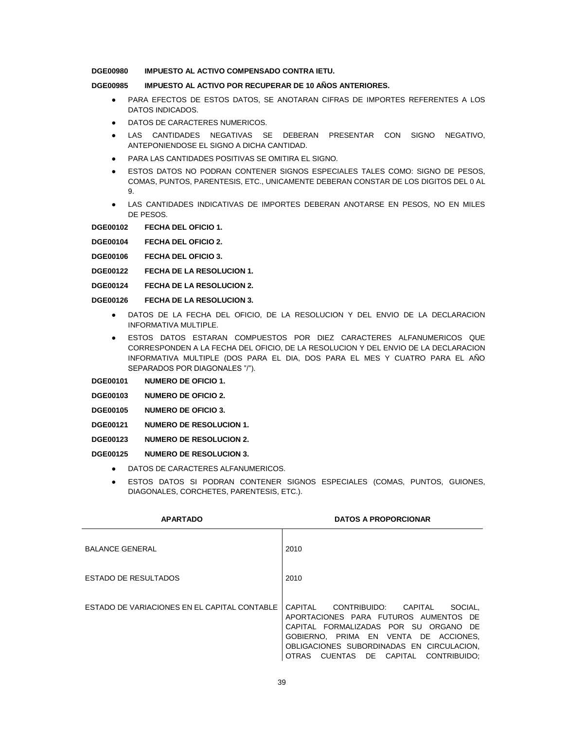**DGE00980 IMPUESTO AL ACTIVO COMPENSADO CONTRA IETU.**

**DGE00985 IMPUESTO AL ACTIVO POR RECUPERAR DE 10 AÑOS ANTERIORES.**

- PARA EFECTOS DE ESTOS DATOS, SE ANOTARAN CIFRAS DE IMPORTES REFERENTES A LOS DATOS INDICADOS.
- DATOS DE CARACTERES NUMERICOS.
- LAS CANTIDADES NEGATIVAS SE DEBERAN PRESENTAR CON SIGNO NEGATIVO, ANTEPONIENDOSE EL SIGNO A DICHA CANTIDAD.
- PARA LAS CANTIDADES POSITIVAS SE OMITIRA EL SIGNO.
- ESTOS DATOS NO PODRAN CONTENER SIGNOS ESPECIALES TALES COMO: SIGNO DE PESOS, COMAS, PUNTOS, PARENTESIS, ETC., UNICAMENTE DEBERAN CONSTAR DE LOS DIGITOS DEL 0 AL 9.
- LAS CANTIDADES INDICATIVAS DE IMPORTES DEBERAN ANOTARSE EN PESOS, NO EN MILES DE PESOS.

**DGE00102 FECHA DEL OFICIO 1.**

**DGE00104 FECHA DEL OFICIO 2.**

**DGE00106 FECHA DEL OFICIO 3.**

**DGE00122 FECHA DE LA RESOLUCION 1.**

**DGE00124 FECHA DE LA RESOLUCION 2.**

**DGE00126 FECHA DE LA RESOLUCION 3.**

- DATOS DE LA FECHA DEL OFICIO, DE LA RESOLUCION Y DEL ENVIO DE LA DECLARACION INFORMATIVA MULTIPLE.
- ESTOS DATOS ESTARAN COMPUESTOS POR DIEZ CARACTERES ALFANUMERICOS QUE CORRESPONDEN A LA FECHA DEL OFICIO, DE LA RESOLUCION Y DEL ENVIO DE LA DECLARACION INFORMATIVA MULTIPLE (DOS PARA EL DIA, DOS PARA EL MES Y CUATRO PARA EL AÑO SEPARADOS POR DIAGONALES "/").

**DGE00101 NUMERO DE OFICIO 1.**

**DGE00103 NUMERO DE OFICIO 2.**

**DGE00105 NUMERO DE OFICIO 3.**

**DGE00121 NUMERO DE RESOLUCION 1.**

**DGE00123 NUMERO DE RESOLUCION 2.**

**DGE00125 NUMERO DE RESOLUCION 3.**

- DATOS DE CARACTERES ALFANUMERICOS.
- ESTOS DATOS SI PODRAN CONTENER SIGNOS ESPECIALES (COMAS, PUNTOS, GUIONES, DIAGONALES, CORCHETES, PARENTESIS, ETC.).

| APARTADO | DATOS A PROPORCIONAR |
|---|---|
| BALANCE GENERAL | 2010 |
| ESTADO DE RESULTADOS | 2010 |
| ESTADO DE VARIACIONES EN EL CAPITAL CONTABLE | CAPITAL CONTRIBUIDO: CAPITAL SOCIAL, APORTACIONES PARA FUTUROS AUMENTOS DE CAPITAL FORMALIZADAS POR SU ORGANO DE GOBIERNO, PRIMA EN VENTA DE ACCIONES, OBLIGACIONES SUBORDINADAS EN CIRCULACION, OTRAS CUENTAS DE CAPITAL CONTRIBUIDO; |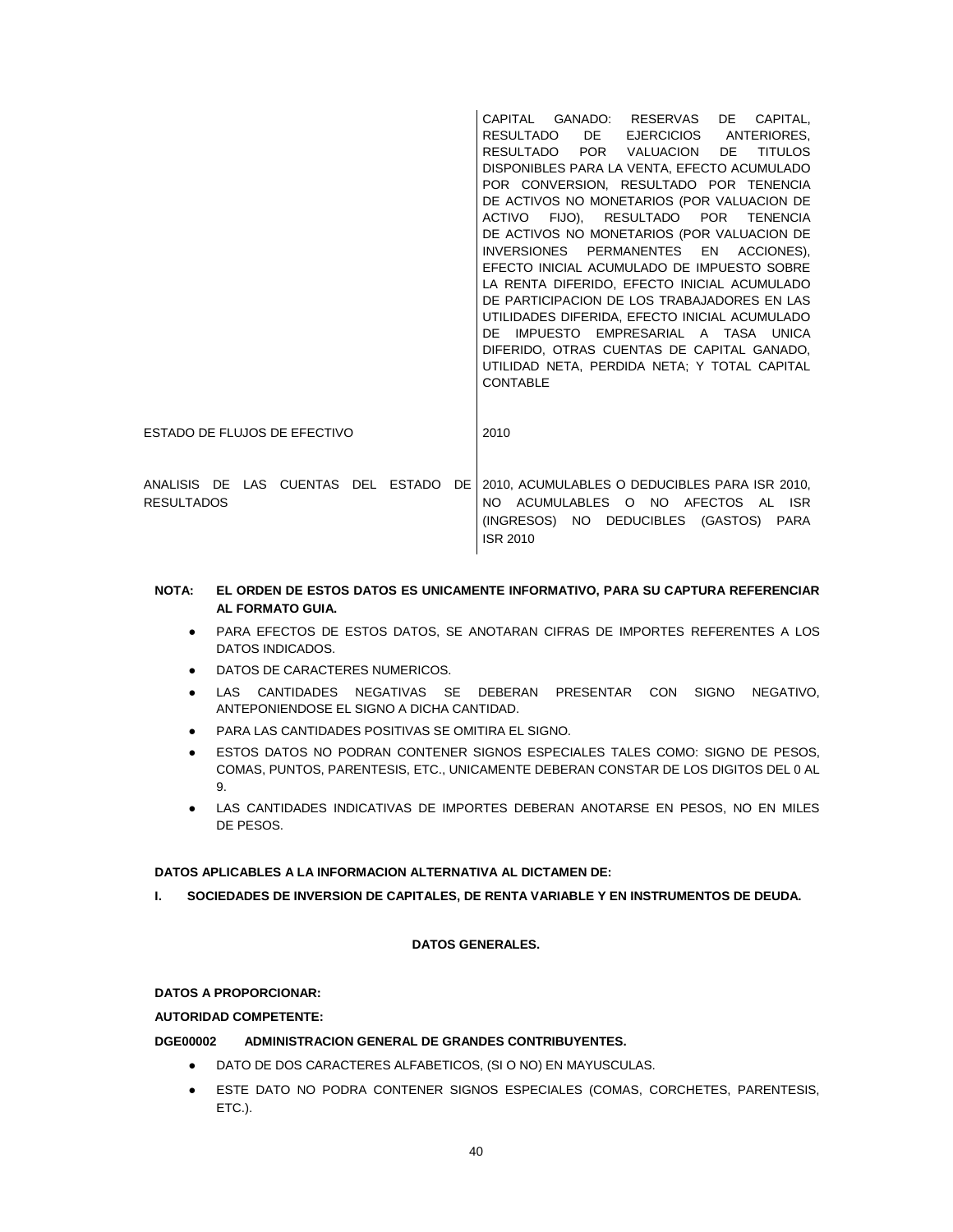| | |
|---|---|
| | CAPITAL GANADO: RESERVAS DE CAPITAL, RESULTADO DE EJERCICIOS ANTERIORES, RESULTADO POR VALUACION DE TITULOS DISPONIBLES PARA LA VENTA, EFECTO ACUMULADO POR CONVERSION, RESULTADO POR TENENCIA DE ACTIVOS NO MONETARIOS (POR VALUACION DE ACTIVO FIJO), RESULTADO POR TENENCIA DE ACTIVOS NO MONETARIOS (POR VALUACION DE INVERSIONES PERMANENTES EN ACCIONES), EFECTO INICIAL ACUMULADO DE IMPUESTO SOBRE LA RENTA DIFERIDO, EFECTO INICIAL ACUMULADO DE PARTICIPACION DE LOS TRABAJADORES EN LAS UTILIDADES DIFERIDA, EFECTO INICIAL ACUMULADO DE IMPUESTO EMPRESARIAL A TASA UNICA DIFERIDO, OTRAS CUENTAS DE CAPITAL GANADO, UTILIDAD NETA, PERDIDA NETA; Y TOTAL CAPITAL CONTABLE |
| ESTADO DE FLUJOS DE EFECTIVO | 2010 |
| ANALISIS DE LAS CUENTAS DEL ESTADO DE RESULTADOS | 2010, ACUMULABLES O DEDUCIBLES PARA ISR 2010, NO ACUMULABLES O NO AFECTOS AL ISR (INGRESOS) NO DEDUCIBLES (GASTOS) PARA ISR 2010 |

**NOTA: EL ORDEN DE ESTOS DATOS ES UNICAMENTE INFORMATIVO, PARA SU CAPTURA REFERENCIAR AL FORMATO GUIA.**

- PARA EFECTOS DE ESTOS DATOS, SE ANOTARAN CIFRAS DE IMPORTES REFERENTES A LOS DATOS INDICADOS.
- DATOS DE CARACTERES NUMERICOS.
- LAS CANTIDADES NEGATIVAS SE DEBERAN PRESENTAR CON SIGNO NEGATIVO, ANTEPONIENDOSE EL SIGNO A DICHA CANTIDAD.
- PARA LAS CANTIDADES POSITIVAS SE OMITIRA EL SIGNO.
- ESTOS DATOS NO PODRAN CONTENER SIGNOS ESPECIALES TALES COMO: SIGNO DE PESOS, COMAS, PUNTOS, PARENTESIS, ETC., UNICAMENTE DEBERAN CONSTAR DE LOS DIGITOS DEL 0 AL 9.
- LAS CANTIDADES INDICATIVAS DE IMPORTES DEBERAN ANOTARSE EN PESOS, NO EN MILES DE PESOS.

**DATOS APLICABLES A LA INFORMACION ALTERNATIVA AL DICTAMEN DE:**

**I. SOCIEDADES DE INVERSION DE CAPITALES, DE RENTA VARIABLE Y EN INSTRUMENTOS DE DEUDA.**

**DATOS GENERALES.**

**DATOS A PROPORCIONAR:**

**AUTORIDAD COMPETENTE:**

**DGE00002 ADMINISTRACION GENERAL DE GRANDES CONTRIBUYENTES.**

- DATO DE DOS CARACTERES ALFABETICOS, (SI O NO) EN MAYUSCULAS.
- ESTE DATO NO PODRA CONTENER SIGNOS ESPECIALES (COMAS, CORCHETES, PARENTESIS, ETC.).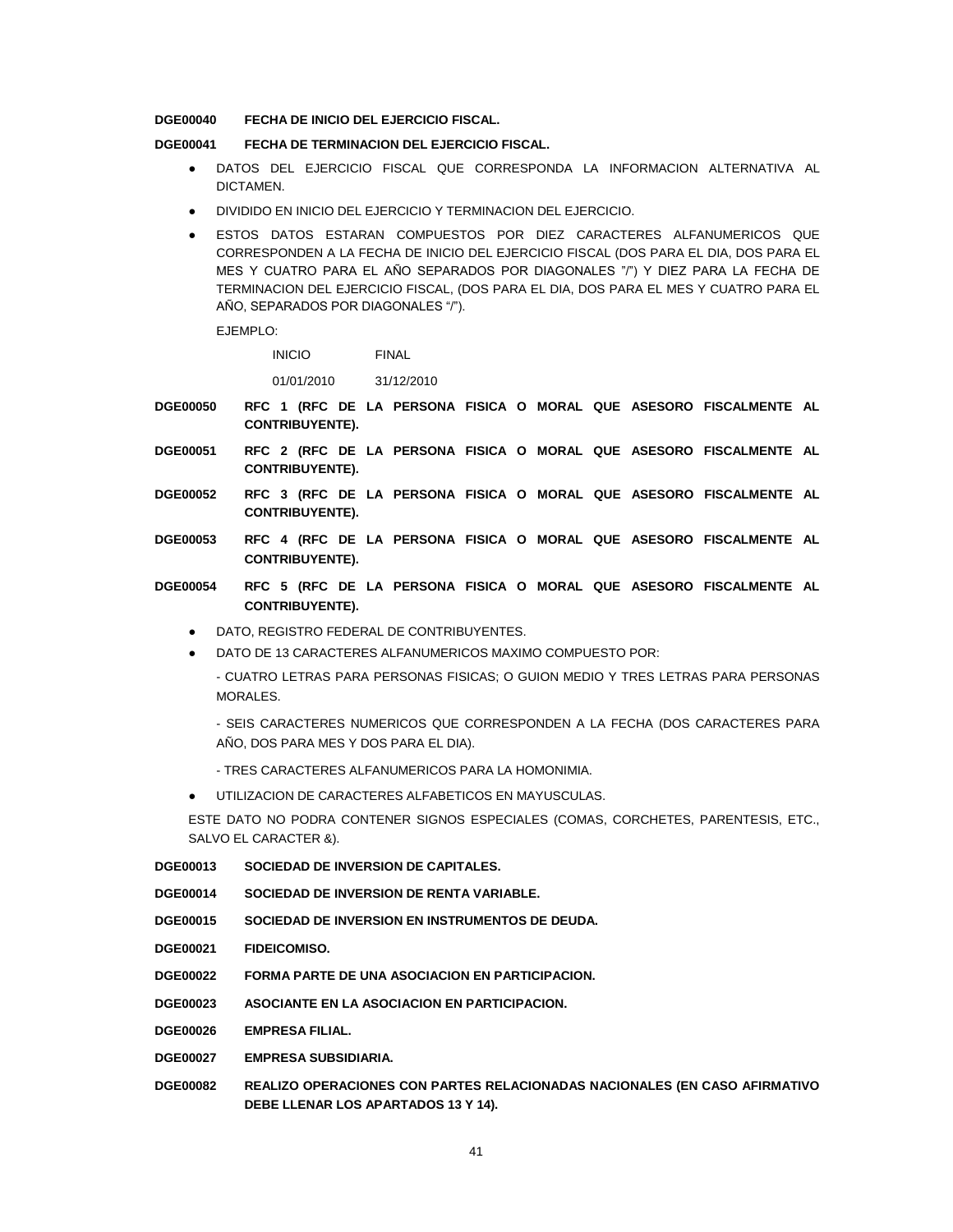**DGE00040 FECHA DE INICIO DEL EJERCICIO FISCAL.**

**DGE00041 FECHA DE TERMINACION DEL EJERCICIO FISCAL.**

- DATOS DEL EJERCICIO FISCAL QUE CORRESPONDA LA INFORMACION ALTERNATIVA AL DICTAMEN.
- DIVIDIDO EN INICIO DEL EJERCICIO Y TERMINACION DEL EJERCICIO.
- ESTOS DATOS ESTARAN COMPUESTOS POR DIEZ CARACTERES ALFANUMERICOS QUE CORRESPONDEN A LA FECHA DE INICIO DEL EJERCICIO FISCAL (DOS PARA EL DIA, DOS PARA EL MES Y CUATRO PARA EL AÑO SEPARADOS POR DIAGONALES "/") Y DIEZ PARA LA FECHA DE TERMINACION DEL EJERCICIO FISCAL, (DOS PARA EL DIA, DOS PARA EL MES Y CUATRO PARA EL AÑO, SEPARADOS POR DIAGONALES "/").

  EJEMPLO:

| INICIO | FINAL |
|---|---|
| 01/01/2010 | 31/12/2010 |

**DGE00050 RFC 1 (RFC DE LA PERSONA FISICA O MORAL QUE ASESORO FISCALMENTE AL CONTRIBUYENTE).**

**DGE00051 RFC 2 (RFC DE LA PERSONA FISICA O MORAL QUE ASESORO FISCALMENTE AL CONTRIBUYENTE).**

**DGE00052 RFC 3 (RFC DE LA PERSONA FISICA O MORAL QUE ASESORO FISCALMENTE AL CONTRIBUYENTE).**

**DGE00053 RFC 4 (RFC DE LA PERSONA FISICA O MORAL QUE ASESORO FISCALMENTE AL CONTRIBUYENTE).**

**DGE00054 RFC 5 (RFC DE LA PERSONA FISICA O MORAL QUE ASESORO FISCALMENTE AL CONTRIBUYENTE).**

- DATO, REGISTRO FEDERAL DE CONTRIBUYENTES.
- DATO DE 13 CARACTERES ALFANUMERICOS MAXIMO COMPUESTO POR:

  - CUATRO LETRAS PARA PERSONAS FISICAS; O GUION MEDIO Y TRES LETRAS PARA PERSONAS MORALES.

  - SEIS CARACTERES NUMERICOS QUE CORRESPONDEN A LA FECHA (DOS CARACTERES PARA AÑO, DOS PARA MES Y DOS PARA EL DIA).

  - TRES CARACTERES ALFANUMERICOS PARA LA HOMONIMIA.
- UTILIZACION DE CARACTERES ALFABETICOS EN MAYUSCULAS.

ESTE DATO NO PODRA CONTENER SIGNOS ESPECIALES (COMAS, CORCHETES, PARENTESIS, ETC., SALVO EL CARACTER &).

**DGE00013 SOCIEDAD DE INVERSION DE CAPITALES.**

**DGE00014 SOCIEDAD DE INVERSION DE RENTA VARIABLE.**

**DGE00015 SOCIEDAD DE INVERSION EN INSTRUMENTOS DE DEUDA.**

**DGE00021 FIDEICOMISO.**

**DGE00022 FORMA PARTE DE UNA ASOCIACION EN PARTICIPACION.**

**DGE00023 ASOCIANTE EN LA ASOCIACION EN PARTICIPACION.**

**DGE00026 EMPRESA FILIAL.**

**DGE00027 EMPRESA SUBSIDIARIA.**

**DGE00082 REALIZO OPERACIONES CON PARTES RELACIONADAS NACIONALES (EN CASO AFIRMATIVO DEBE LLENAR LOS APARTADOS 13 Y 14).**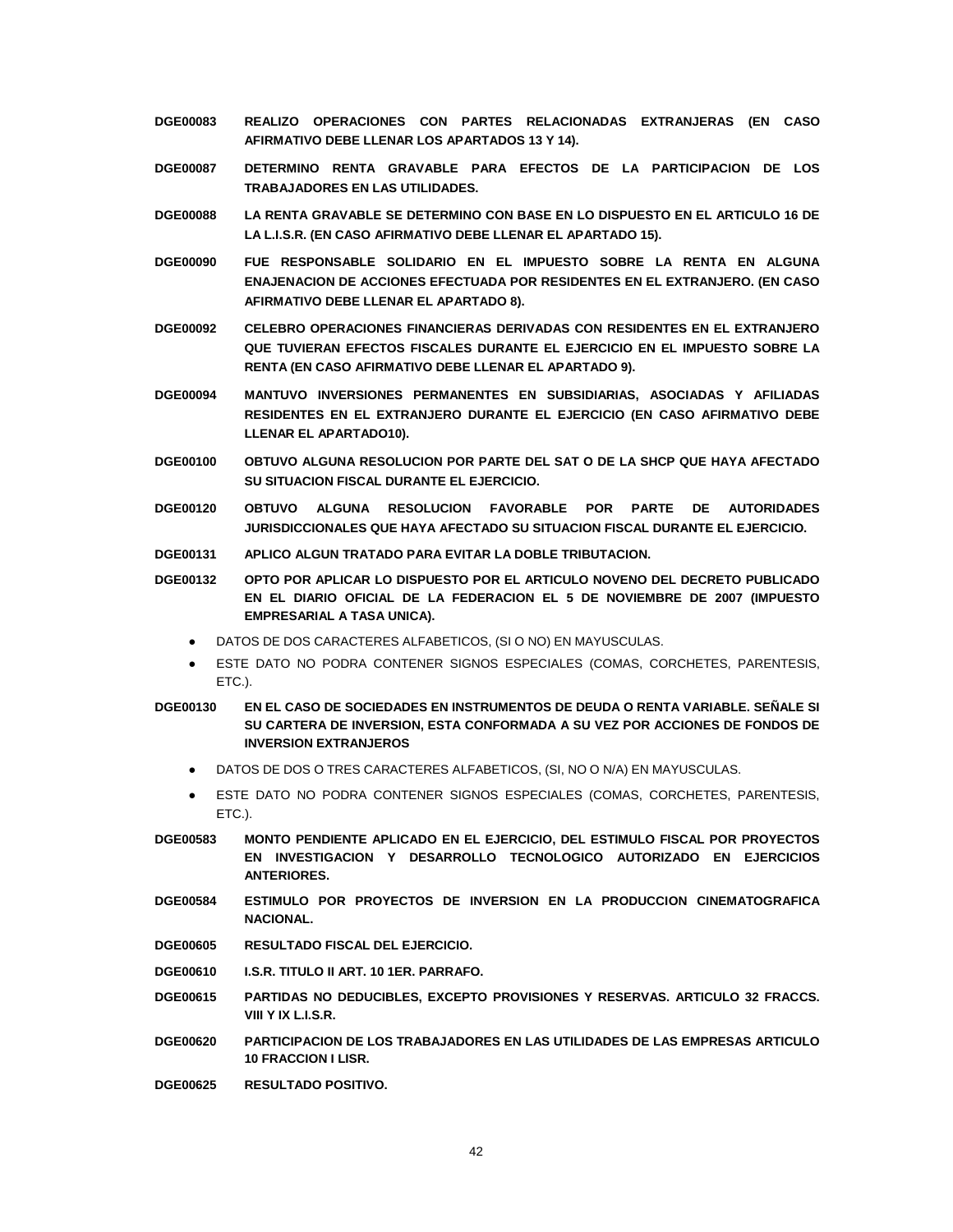**DGE00083** **REALIZO OPERACIONES CON PARTES RELACIONADAS EXTRANJERAS (EN CASO AFIRMATIVO DEBE LLENAR LOS APARTADOS 13 Y 14).**

**DGE00087** **DETERMINO RENTA GRAVABLE PARA EFECTOS DE LA PARTICIPACION DE LOS TRABAJADORES EN LAS UTILIDADES.**

**DGE00088** **LA RENTA GRAVABLE SE DETERMINO CON BASE EN LO DISPUESTO EN EL ARTICULO 16 DE LA L.I.S.R. (EN CASO AFIRMATIVO DEBE LLENAR EL APARTADO 15).**

**DGE00090** **FUE RESPONSABLE SOLIDARIO EN EL IMPUESTO SOBRE LA RENTA EN ALGUNA ENAJENACION DE ACCIONES EFECTUADA POR RESIDENTES EN EL EXTRANJERO. (EN CASO AFIRMATIVO DEBE LLENAR EL APARTADO 8).**

**DGE00092** **CELEBRO OPERACIONES FINANCIERAS DERIVADAS CON RESIDENTES EN EL EXTRANJERO QUE TUVIERAN EFECTOS FISCALES DURANTE EL EJERCICIO EN EL IMPUESTO SOBRE LA RENTA (EN CASO AFIRMATIVO DEBE LLENAR EL APARTADO 9).**

**DGE00094** **MANTUVO INVERSIONES PERMANENTES EN SUBSIDIARIAS, ASOCIADAS Y AFILIADAS RESIDENTES EN EL EXTRANJERO DURANTE EL EJERCICIO (EN CASO AFIRMATIVO DEBE LLENAR EL APARTADO10).**

**DGE00100** **OBTUVO ALGUNA RESOLUCION POR PARTE DEL SAT O DE LA SHCP QUE HAYA AFECTADO SU SITUACION FISCAL DURANTE EL EJERCICIO.**

**DGE00120** **OBTUVO ALGUNA RESOLUCION FAVORABLE POR PARTE DE AUTORIDADES JURISDICCIONALES QUE HAYA AFECTADO SU SITUACION FISCAL DURANTE EL EJERCICIO.**

**DGE00131** **APLICO ALGUN TRATADO PARA EVITAR LA DOBLE TRIBUTACION.**

**DGE00132** **OPTO POR APLICAR LO DISPUESTO POR EL ARTICULO NOVENO DEL DECRETO PUBLICADO EN EL DIARIO OFICIAL DE LA FEDERACION EL 5 DE NOVIEMBRE DE 2007 (IMPUESTO EMPRESARIAL A TASA UNICA).**

- DATOS DE DOS CARACTERES ALFABETICOS, (SI O NO) EN MAYUSCULAS.
- ESTE DATO NO PODRA CONTENER SIGNOS ESPECIALES (COMAS, CORCHETES, PARENTESIS, ETC.).

**DGE00130** **EN EL CASO DE SOCIEDADES EN INSTRUMENTOS DE DEUDA O RENTA VARIABLE. SEÑALE SI SU CARTERA DE INVERSION, ESTA CONFORMADA A SU VEZ POR ACCIONES DE FONDOS DE INVERSION EXTRANJEROS**

- DATOS DE DOS O TRES CARACTERES ALFABETICOS, (SI, NO O N/A) EN MAYUSCULAS.
- ESTE DATO NO PODRA CONTENER SIGNOS ESPECIALES (COMAS, CORCHETES, PARENTESIS, ETC.).

**DGE00583** **MONTO PENDIENTE APLICADO EN EL EJERCICIO, DEL ESTIMULO FISCAL POR PROYECTOS EN INVESTIGACION Y DESARROLLO TECNOLOGICO AUTORIZADO EN EJERCICIOS ANTERIORES.**

**DGE00584** **ESTIMULO POR PROYECTOS DE INVERSION EN LA PRODUCCION CINEMATOGRAFICA NACIONAL.**

**DGE00605** **RESULTADO FISCAL DEL EJERCICIO.**

**DGE00610** **I.S.R. TITULO II ART. 10 1ER. PARRAFO.**

**DGE00615** **PARTIDAS NO DEDUCIBLES, EXCEPTO PROVISIONES Y RESERVAS. ARTICULO 32 FRACCS. VIII Y IX L.I.S.R.**

**DGE00620** **PARTICIPACION DE LOS TRABAJADORES EN LAS UTILIDADES DE LAS EMPRESAS ARTICULO 10 FRACCION I LISR.**

**DGE00625** **RESULTADO POSITIVO.**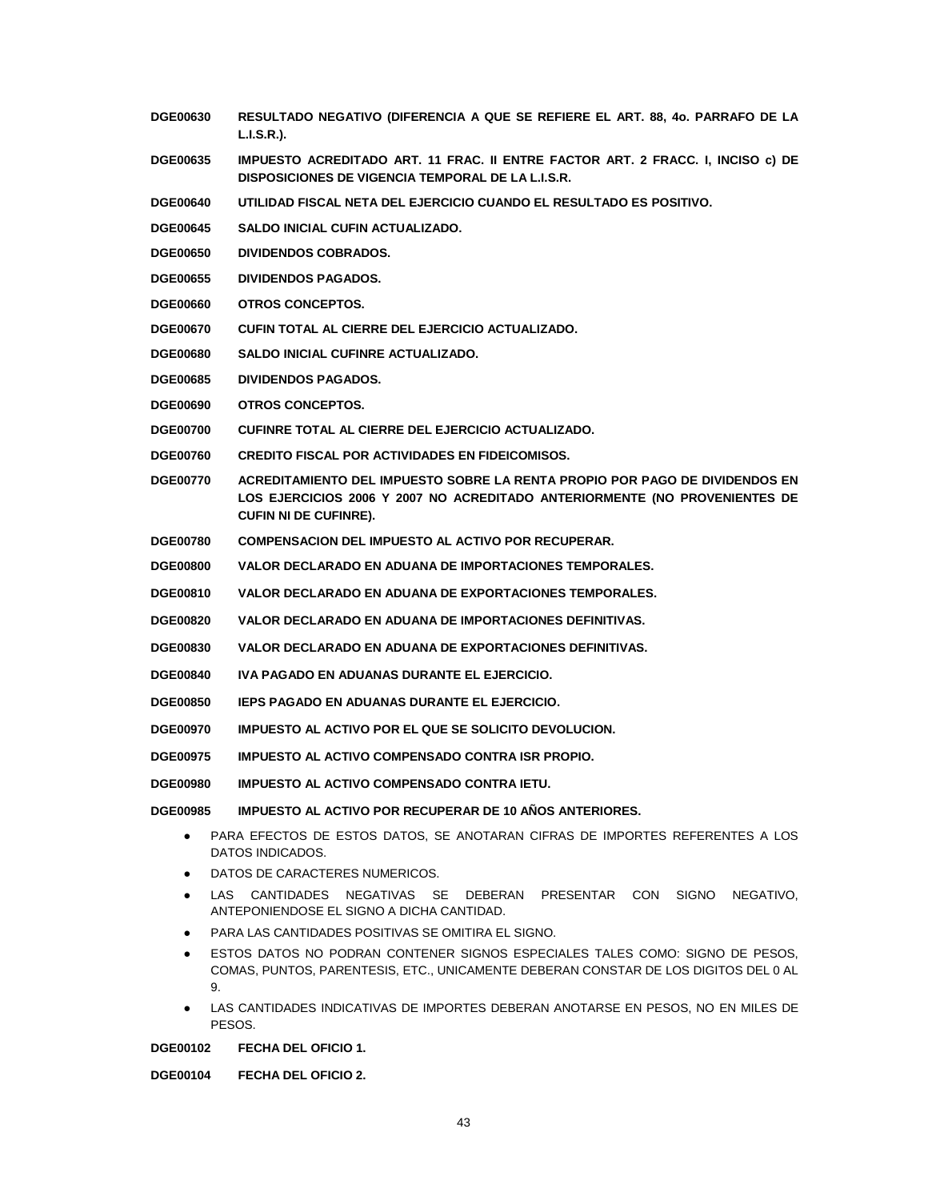**DGE00630** **RESULTADO NEGATIVO (DIFERENCIA A QUE SE REFIERE EL ART. 88, 4o. PARRAFO DE LA L.I.S.R.).**

**DGE00635** **IMPUESTO ACREDITADO ART. 11 FRAC. II ENTRE FACTOR ART. 2 FRACC. I, INCISO c) DE DISPOSICIONES DE VIGENCIA TEMPORAL DE LA L.I.S.R.**

**DGE00640** **UTILIDAD FISCAL NETA DEL EJERCICIO CUANDO EL RESULTADO ES POSITIVO.**

**DGE00645** **SALDO INICIAL CUFIN ACTUALIZADO.**

**DGE00650** **DIVIDENDOS COBRADOS.**

**DGE00655** **DIVIDENDOS PAGADOS.**

**DGE00660** **OTROS CONCEPTOS.**

**DGE00670** **CUFIN TOTAL AL CIERRE DEL EJERCICIO ACTUALIZADO.**

**DGE00680** **SALDO INICIAL CUFINRE ACTUALIZADO.**

**DGE00685** **DIVIDENDOS PAGADOS.**

**DGE00690** **OTROS CONCEPTOS.**

**DGE00700** **CUFINRE TOTAL AL CIERRE DEL EJERCICIO ACTUALIZADO.**

**DGE00760** **CREDITO FISCAL POR ACTIVIDADES EN FIDEICOMISOS.**

**DGE00770** **ACREDITAMIENTO DEL IMPUESTO SOBRE LA RENTA PROPIO POR PAGO DE DIVIDENDOS EN LOS EJERCICIOS 2006 Y 2007 NO ACREDITADO ANTERIORMENTE (NO PROVENIENTES DE CUFIN NI DE CUFINRE).**

**DGE00780** **COMPENSACION DEL IMPUESTO AL ACTIVO POR RECUPERAR.**

**DGE00800** **VALOR DECLARADO EN ADUANA DE IMPORTACIONES TEMPORALES.**

**DGE00810** **VALOR DECLARADO EN ADUANA DE EXPORTACIONES TEMPORALES.**

**DGE00820** **VALOR DECLARADO EN ADUANA DE IMPORTACIONES DEFINITIVAS.**

**DGE00830** **VALOR DECLARADO EN ADUANA DE EXPORTACIONES DEFINITIVAS.**

**DGE00840** **IVA PAGADO EN ADUANAS DURANTE EL EJERCICIO.**

**DGE00850** **IEPS PAGADO EN ADUANAS DURANTE EL EJERCICIO.**

**DGE00970** **IMPUESTO AL ACTIVO POR EL QUE SE SOLICITO DEVOLUCION.**

**DGE00975** **IMPUESTO AL ACTIVO COMPENSADO CONTRA ISR PROPIO.**

**DGE00980** **IMPUESTO AL ACTIVO COMPENSADO CONTRA IETU.**

**DGE00985** **IMPUESTO AL ACTIVO POR RECUPERAR DE 10 AÑOS ANTERIORES.**

- PARA EFECTOS DE ESTOS DATOS, SE ANOTARAN CIFRAS DE IMPORTES REFERENTES A LOS DATOS INDICADOS.
- DATOS DE CARACTERES NUMERICOS.
- LAS CANTIDADES NEGATIVAS SE DEBERAN PRESENTAR CON SIGNO NEGATIVO, ANTEPONIENDOSE EL SIGNO A DICHA CANTIDAD.
- PARA LAS CANTIDADES POSITIVAS SE OMITIRA EL SIGNO.
- ESTOS DATOS NO PODRAN CONTENER SIGNOS ESPECIALES TALES COMO: SIGNO DE PESOS, COMAS, PUNTOS, PARENTESIS, ETC., UNICAMENTE DEBERAN CONSTAR DE LOS DIGITOS DEL 0 AL 9.
- LAS CANTIDADES INDICATIVAS DE IMPORTES DEBERAN ANOTARSE EN PESOS, NO EN MILES DE PESOS.

**DGE00102** **FECHA DEL OFICIO 1.**

**DGE00104** **FECHA DEL OFICIO 2.**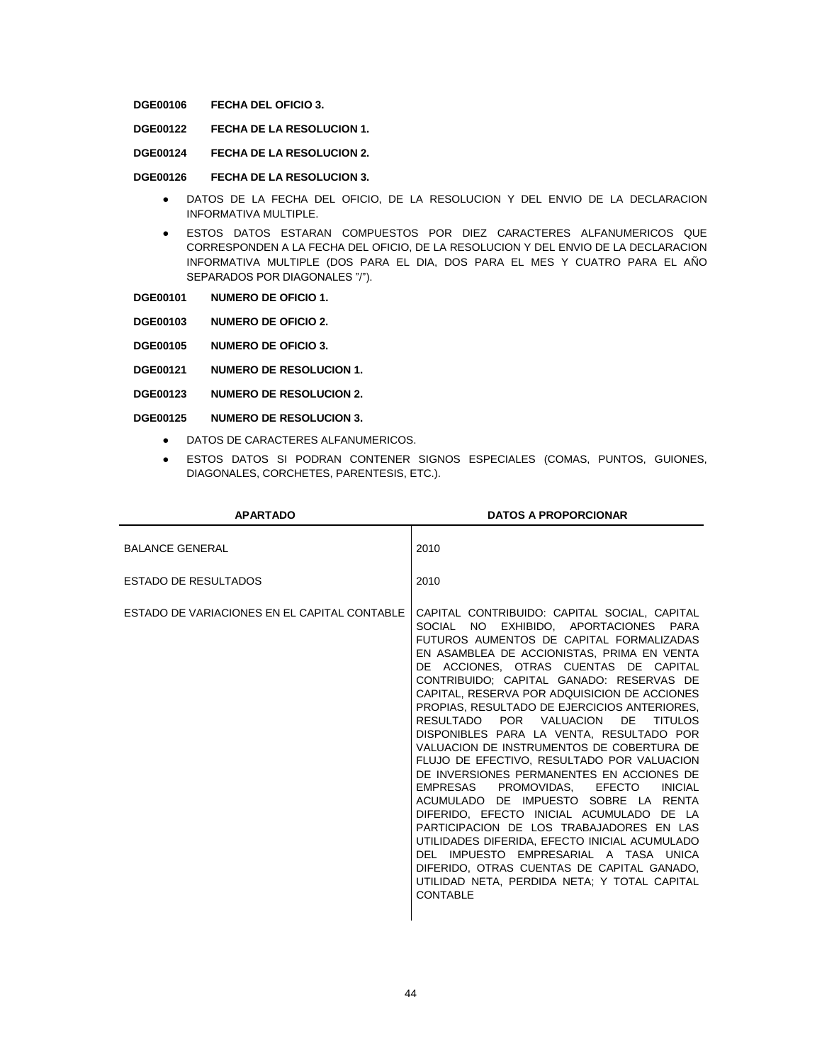**DGE00106 FECHA DEL OFICIO 3.**

**DGE00122 FECHA DE LA RESOLUCION 1.**

**DGE00124 FECHA DE LA RESOLUCION 2.**

**DGE00126 FECHA DE LA RESOLUCION 3.**

- DATOS DE LA FECHA DEL OFICIO, DE LA RESOLUCION Y DEL ENVIO DE LA DECLARACION INFORMATIVA MULTIPLE.
- ESTOS DATOS ESTARAN COMPUESTOS POR DIEZ CARACTERES ALFANUMERICOS QUE CORRESPONDEN A LA FECHA DEL OFICIO, DE LA RESOLUCION Y DEL ENVIO DE LA DECLARACION INFORMATIVA MULTIPLE (DOS PARA EL DIA, DOS PARA EL MES Y CUATRO PARA EL AÑO SEPARADOS POR DIAGONALES "/").

**DGE00101 NUMERO DE OFICIO 1.**

**DGE00103 NUMERO DE OFICIO 2.**

**DGE00105 NUMERO DE OFICIO 3.**

**DGE00121 NUMERO DE RESOLUCION 1.**

**DGE00123 NUMERO DE RESOLUCION 2.**

**DGE00125 NUMERO DE RESOLUCION 3.**

- DATOS DE CARACTERES ALFANUMERICOS.
- ESTOS DATOS SI PODRAN CONTENER SIGNOS ESPECIALES (COMAS, PUNTOS, GUIONES, DIAGONALES, CORCHETES, PARENTESIS, ETC.).

| APARTADO | DATOS A PROPORCIONAR |
|---|---|
| BALANCE GENERAL | 2010 |
| ESTADO DE RESULTADOS | 2010 |
| ESTADO DE VARIACIONES EN EL CAPITAL CONTABLE | CAPITAL CONTRIBUIDO: CAPITAL SOCIAL, CAPITAL SOCIAL NO EXHIBIDO, APORTACIONES PARA FUTUROS AUMENTOS DE CAPITAL FORMALIZADAS EN ASAMBLEA DE ACCIONISTAS, PRIMA EN VENTA DE ACCIONES, OTRAS CUENTAS DE CAPITAL CONTRIBUIDO; CAPITAL GANADO: RESERVAS DE CAPITAL, RESERVA POR ADQUISICION DE ACCIONES PROPIAS, RESULTADO DE EJERCICIOS ANTERIORES, RESULTADO POR VALUACION DE TITULOS DISPONIBLES PARA LA VENTA, RESULTADO POR VALUACION DE INSTRUMENTOS DE COBERTURA DE FLUJO DE EFECTIVO, RESULTADO POR VALUACION DE INVERSIONES PERMANENTES EN ACCIONES DE EMPRESAS PROMOVIDAS, EFECTO INICIAL ACUMULADO DE IMPUESTO SOBRE LA RENTA DIFERIDO, EFECTO INICIAL ACUMULADO DE LA PARTICIPACION DE LOS TRABAJADORES EN LAS UTILIDADES DIFERIDA, EFECTO INICIAL ACUMULADO DEL IMPUESTO EMPRESARIAL A TASA UNICA DIFERIDO, OTRAS CUENTAS DE CAPITAL GANADO, UTILIDAD NETA, PERDIDA NETA; Y TOTAL CAPITAL CONTABLE |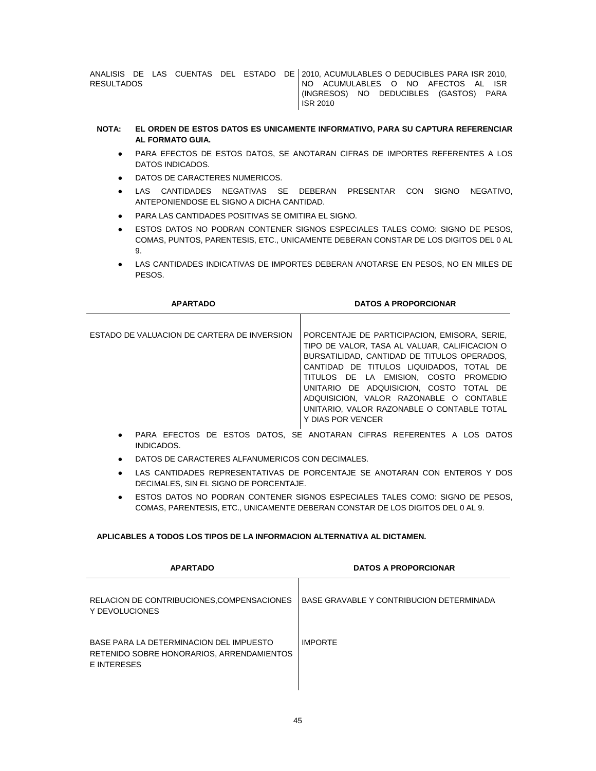| | |
|---|---|
| ANALISIS DE LAS CUENTAS DEL ESTADO DE RESULTADOS | 2010, ACUMULABLES O DEDUCIBLES PARA ISR 2010, NO ACUMULABLES O NO AFECTOS AL ISR (INGRESOS) NO DEDUCIBLES (GASTOS) PARA ISR 2010 |

**NOTA: EL ORDEN DE ESTOS DATOS ES UNICAMENTE INFORMATIVO, PARA SU CAPTURA REFERENCIAR AL FORMATO GUIA.**

- PARA EFECTOS DE ESTOS DATOS, SE ANOTARAN CIFRAS DE IMPORTES REFERENTES A LOS DATOS INDICADOS.
- DATOS DE CARACTERES NUMERICOS.
- LAS CANTIDADES NEGATIVAS SE DEBERAN PRESENTAR CON SIGNO NEGATIVO, ANTEPONIENDOSE EL SIGNO A DICHA CANTIDAD.
- PARA LAS CANTIDADES POSITIVAS SE OMITIRA EL SIGNO.
- ESTOS DATOS NO PODRAN CONTENER SIGNOS ESPECIALES TALES COMO: SIGNO DE PESOS, COMAS, PUNTOS, PARENTESIS, ETC., UNICAMENTE DEBERAN CONSTAR DE LOS DIGITOS DEL 0 AL 9.
- LAS CANTIDADES INDICATIVAS DE IMPORTES DEBERAN ANOTARSE EN PESOS, NO EN MILES DE PESOS.

| APARTADO | DATOS A PROPORCIONAR |
|---|---|
| ESTADO DE VALUACION DE CARTERA DE INVERSION | PORCENTAJE DE PARTICIPACION, EMISORA, SERIE, TIPO DE VALOR, TASA AL VALUAR, CALIFICACION O BURSATILIDAD, CANTIDAD DE TITULOS OPERADOS, CANTIDAD DE TITULOS LIQUIDADOS, TOTAL DE TITULOS DE LA EMISION, COSTO PROMEDIO UNITARIO DE ADQUISICION, COSTO TOTAL DE ADQUISICION, VALOR RAZONABLE O CONTABLE UNITARIO, VALOR RAZONABLE O CONTABLE TOTAL Y DIAS POR VENCER |

- PARA EFECTOS DE ESTOS DATOS, SE ANOTARAN CIFRAS REFERENTES A LOS DATOS INDICADOS.
- DATOS DE CARACTERES ALFANUMERICOS CON DECIMALES.
- LAS CANTIDADES REPRESENTATIVAS DE PORCENTAJE SE ANOTARAN CON ENTEROS Y DOS DECIMALES, SIN EL SIGNO DE PORCENTAJE.
- ESTOS DATOS NO PODRAN CONTENER SIGNOS ESPECIALES TALES COMO: SIGNO DE PESOS, COMAS, PARENTESIS, ETC., UNICAMENTE DEBERAN CONSTAR DE LOS DIGITOS DEL 0 AL 9.

**APLICABLES A TODOS LOS TIPOS DE LA INFORMACION ALTERNATIVA AL DICTAMEN.**

| APARTADO | DATOS A PROPORCIONAR |
|---|---|
| RELACION DE CONTRIBUCIONES,COMPENSACIONES Y DEVOLUCIONES | BASE GRAVABLE Y CONTRIBUCION DETERMINADA |
| BASE PARA LA DETERMINACION DEL IMPUESTO RETENIDO SOBRE HONORARIOS, ARRENDAMIENTOS E INTERESES | IMPORTE |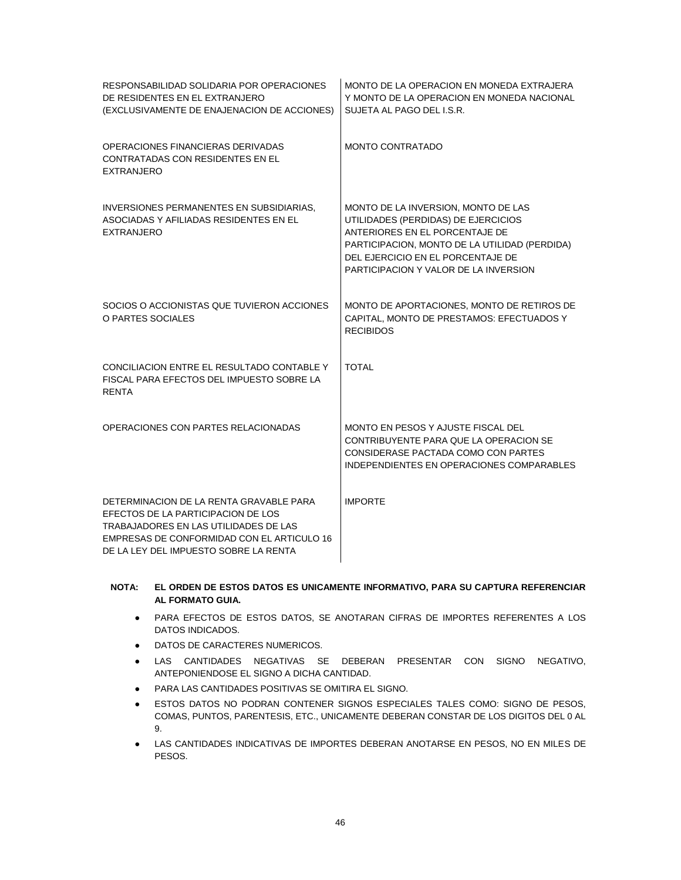| | |
|---|---|
| RESPONSABILIDAD SOLIDARIA POR OPERACIONES DE RESIDENTES EN EL EXTRANJERO (EXCLUSIVAMENTE DE ENAJENACION DE ACCIONES) | MONTO DE LA OPERACION EN MONEDA EXTRAJERA Y MONTO DE LA OPERACION EN MONEDA NACIONAL SUJETA AL PAGO DEL I.S.R. |
| OPERACIONES FINANCIERAS DERIVADAS CONTRATADAS CON RESIDENTES EN EL EXTRANJERO | MONTO CONTRATADO |
| INVERSIONES PERMANENTES EN SUBSIDIARIAS, ASOCIADAS Y AFILIADAS RESIDENTES EN EL EXTRANJERO | MONTO DE LA INVERSION, MONTO DE LAS UTILIDADES (PERDIDAS) DE EJERCICIOS ANTERIORES EN EL PORCENTAJE DE PARTICIPACION, MONTO DE LA UTILIDAD (PERDIDA) DEL EJERCICIO EN EL PORCENTAJE DE PARTICIPACION Y VALOR DE LA INVERSION |
| SOCIOS O ACCIONISTAS QUE TUVIERON ACCIONES O PARTES SOCIALES | MONTO DE APORTACIONES, MONTO DE RETIROS DE CAPITAL, MONTO DE PRESTAMOS: EFECTUADOS Y RECIBIDOS |
| CONCILIACION ENTRE EL RESULTADO CONTABLE Y FISCAL PARA EFECTOS DEL IMPUESTO SOBRE LA RENTA | TOTAL |
| OPERACIONES CON PARTES RELACIONADAS | MONTO EN PESOS Y AJUSTE FISCAL DEL CONTRIBUYENTE PARA QUE LA OPERACION SE CONSIDERASE PACTADA COMO CON PARTES INDEPENDIENTES EN OPERACIONES COMPARABLES |
| DETERMINACION DE LA RENTA GRAVABLE PARA EFECTOS DE LA PARTICIPACION DE LOS TRABAJADORES EN LAS UTILIDADES DE LAS EMPRESAS DE CONFORMIDAD CON EL ARTICULO 16 DE LA LEY DEL IMPUESTO SOBRE LA RENTA | IMPORTE |

**NOTA: EL ORDEN DE ESTOS DATOS ES UNICAMENTE INFORMATIVO, PARA SU CAPTURA REFERENCIAR AL FORMATO GUIA.**

- PARA EFECTOS DE ESTOS DATOS, SE ANOTARAN CIFRAS DE IMPORTES REFERENTES A LOS DATOS INDICADOS.
- DATOS DE CARACTERES NUMERICOS.
- LAS CANTIDADES NEGATIVAS SE DEBERAN PRESENTAR CON SIGNO NEGATIVO, ANTEPONIENDOSE EL SIGNO A DICHA CANTIDAD.
- PARA LAS CANTIDADES POSITIVAS SE OMITIRA EL SIGNO.
- ESTOS DATOS NO PODRAN CONTENER SIGNOS ESPECIALES TALES COMO: SIGNO DE PESOS, COMAS, PUNTOS, PARENTESIS, ETC., UNICAMENTE DEBERAN CONSTAR DE LOS DIGITOS DEL 0 AL 9.
- LAS CANTIDADES INDICATIVAS DE IMPORTES DEBERAN ANOTARSE EN PESOS, NO EN MILES DE PESOS.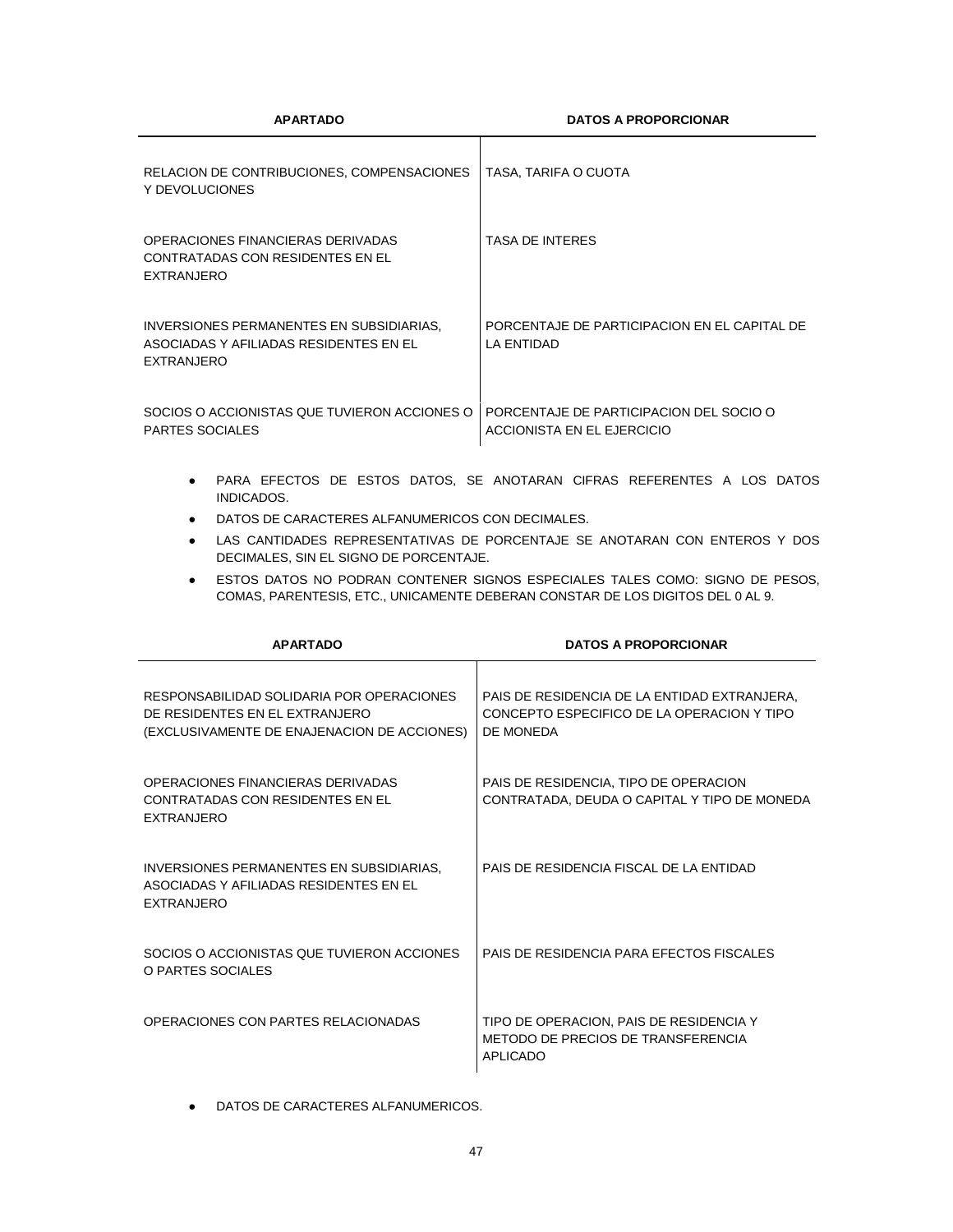| APARTADO | DATOS A PROPORCIONAR |
| --- | --- |
| RELACION DE CONTRIBUCIONES, COMPENSACIONES Y DEVOLUCIONES | TASA, TARIFA O CUOTA |
| OPERACIONES FINANCIERAS DERIVADAS CONTRATADAS CON RESIDENTES EN EL EXTRANJERO | TASA DE INTERES |
| INVERSIONES PERMANENTES EN SUBSIDIARIAS, ASOCIADAS Y AFILIADAS RESIDENTES EN EL EXTRANJERO | PORCENTAJE DE PARTICIPACION EN EL CAPITAL DE LA ENTIDAD |
| SOCIOS O ACCIONISTAS QUE TUVIERON ACCIONES O PARTES SOCIALES | PORCENTAJE DE PARTICIPACION DEL SOCIO O ACCIONISTA EN EL EJERCICIO |

- PARA EFECTOS DE ESTOS DATOS, SE ANOTARAN CIFRAS REFERENTES A LOS DATOS INDICADOS.
- DATOS DE CARACTERES ALFANUMERICOS CON DECIMALES.
- LAS CANTIDADES REPRESENTATIVAS DE PORCENTAJE SE ANOTARAN CON ENTEROS Y DOS DECIMALES, SIN EL SIGNO DE PORCENTAJE.
- ESTOS DATOS NO PODRAN CONTENER SIGNOS ESPECIALES TALES COMO: SIGNO DE PESOS, COMAS, PARENTESIS, ETC., UNICAMENTE DEBERAN CONSTAR DE LOS DIGITOS DEL 0 AL 9.

| APARTADO | DATOS A PROPORCIONAR |
| --- | --- |
| RESPONSABILIDAD SOLIDARIA POR OPERACIONES DE RESIDENTES EN EL EXTRANJERO (EXCLUSIVAMENTE DE ENAJENACION DE ACCIONES) | PAIS DE RESIDENCIA DE LA ENTIDAD EXTRANJERA, CONCEPTO ESPECIFICO DE LA OPERACION Y TIPO DE MONEDA |
| OPERACIONES FINANCIERAS DERIVADAS CONTRATADAS CON RESIDENTES EN EL EXTRANJERO | PAIS DE RESIDENCIA, TIPO DE OPERACION CONTRATADA, DEUDA O CAPITAL Y TIPO DE MONEDA |
| INVERSIONES PERMANENTES EN SUBSIDIARIAS, ASOCIADAS Y AFILIADAS RESIDENTES EN EL EXTRANJERO | PAIS DE RESIDENCIA FISCAL DE LA ENTIDAD |
| SOCIOS O ACCIONISTAS QUE TUVIERON ACCIONES O PARTES SOCIALES | PAIS DE RESIDENCIA PARA EFECTOS FISCALES |
| OPERACIONES CON PARTES RELACIONADAS | TIPO DE OPERACION, PAIS DE RESIDENCIA Y METODO DE PRECIOS DE TRANSFERENCIA APLICADO |

- DATOS DE CARACTERES ALFANUMERICOS.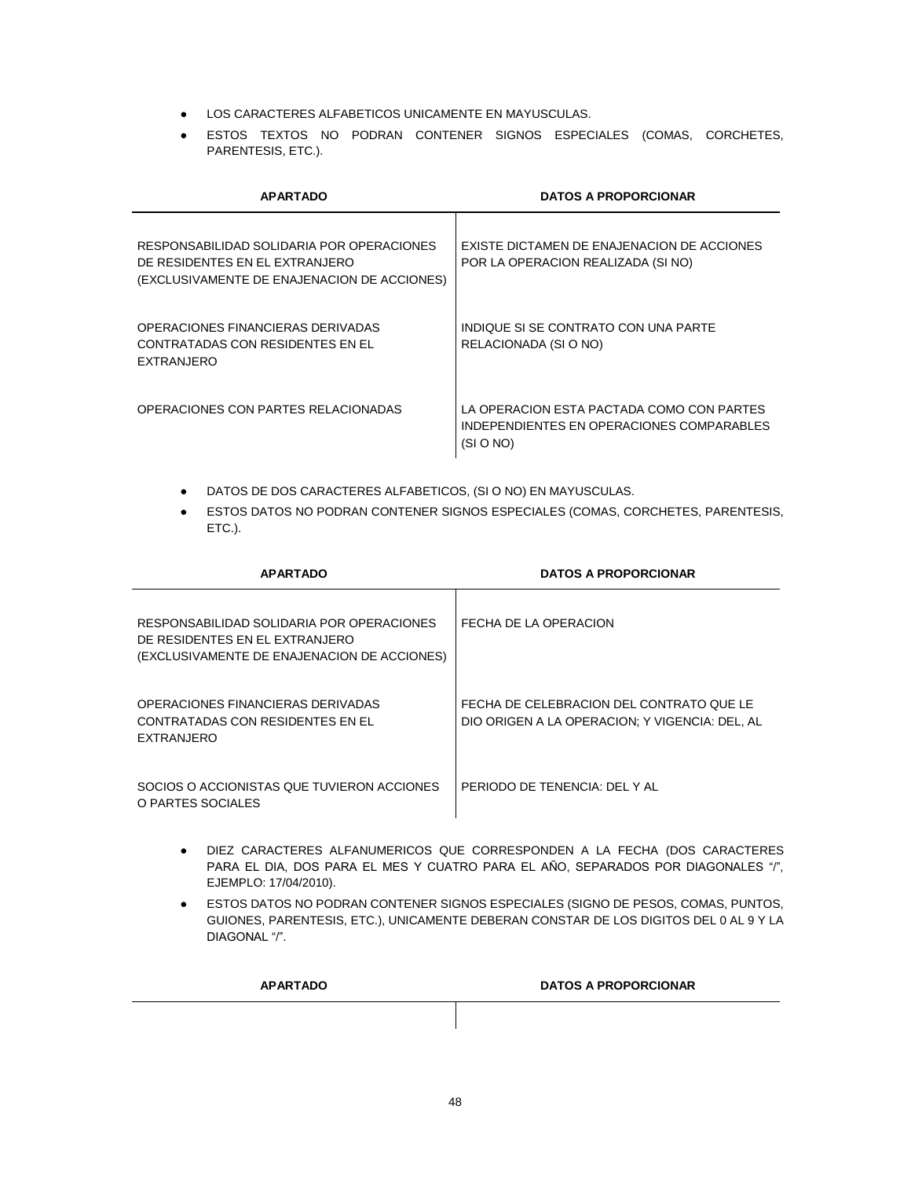- LOS CARACTERES ALFABETICOS UNICAMENTE EN MAYUSCULAS.
- ESTOS TEXTOS NO PODRAN CONTENER SIGNOS ESPECIALES (COMAS, CORCHETES, PARENTESIS, ETC.).

| APARTADO | DATOS A PROPORCIONAR |
|---|---|
| RESPONSABILIDAD SOLIDARIA POR OPERACIONES DE RESIDENTES EN EL EXTRANJERO (EXCLUSIVAMENTE DE ENAJENACION DE ACCIONES) | EXISTE DICTAMEN DE ENAJENACION DE ACCIONES POR LA OPERACION REALIZADA (SI NO) |
| OPERACIONES FINANCIERAS DERIVADAS CONTRATADAS CON RESIDENTES EN EL EXTRANJERO | INDIQUE SI SE CONTRATO CON UNA PARTE RELACIONADA (SI O NO) |
| OPERACIONES CON PARTES RELACIONADAS | LA OPERACION ESTA PACTADA COMO CON PARTES INDEPENDIENTES EN OPERACIONES COMPARABLES (SI O NO) |

- DATOS DE DOS CARACTERES ALFABETICOS, (SI O NO) EN MAYUSCULAS.
- ESTOS DATOS NO PODRAN CONTENER SIGNOS ESPECIALES (COMAS, CORCHETES, PARENTESIS, ETC.).

| APARTADO | DATOS A PROPORCIONAR |
|---|---|
| RESPONSABILIDAD SOLIDARIA POR OPERACIONES DE RESIDENTES EN EL EXTRANJERO (EXCLUSIVAMENTE DE ENAJENACION DE ACCIONES) | FECHA DE LA OPERACION |
| OPERACIONES FINANCIERAS DERIVADAS CONTRATADAS CON RESIDENTES EN EL EXTRANJERO | FECHA DE CELEBRACION DEL CONTRATO QUE LE DIO ORIGEN A LA OPERACION; Y VIGENCIA: DEL, AL |
| SOCIOS O ACCIONISTAS QUE TUVIERON ACCIONES O PARTES SOCIALES | PERIODO DE TENENCIA: DEL Y AL |

- DIEZ CARACTERES ALFANUMERICOS QUE CORRESPONDEN A LA FECHA (DOS CARACTERES PARA EL DIA, DOS PARA EL MES Y CUATRO PARA EL AÑO, SEPARADOS POR DIAGONALES "/", EJEMPLO: 17/04/2010).
- ESTOS DATOS NO PODRAN CONTENER SIGNOS ESPECIALES (SIGNO DE PESOS, COMAS, PUNTOS, GUIONES, PARENTESIS, ETC.), UNICAMENTE DEBERAN CONSTAR DE LOS DIGITOS DEL 0 AL 9 Y LA DIAGONAL "/".

| APARTADO | DATOS A PROPORCIONAR |
|---|---|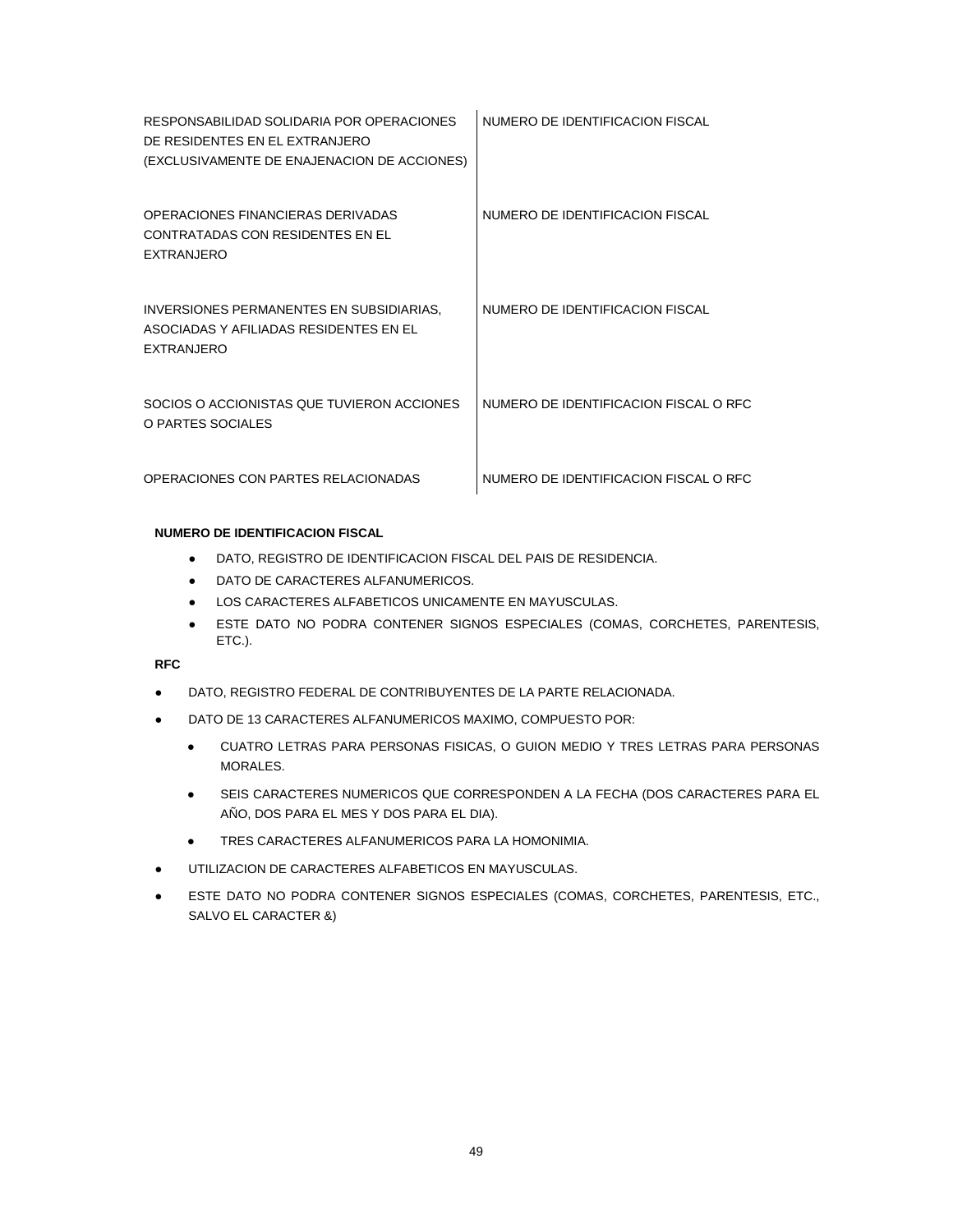| | |
|---|---|
| RESPONSABILIDAD SOLIDARIA POR OPERACIONES DE RESIDENTES EN EL EXTRANJERO (EXCLUSIVAMENTE DE ENAJENACION DE ACCIONES) | NUMERO DE IDENTIFICACION FISCAL |
| OPERACIONES FINANCIERAS DERIVADAS CONTRATADAS CON RESIDENTES EN EL EXTRANJERO | NUMERO DE IDENTIFICACION FISCAL |
| INVERSIONES PERMANENTES EN SUBSIDIARIAS, ASOCIADAS Y AFILIADAS RESIDENTES EN EL EXTRANJERO | NUMERO DE IDENTIFICACION FISCAL |
| SOCIOS O ACCIONISTAS QUE TUVIERON ACCIONES O PARTES SOCIALES | NUMERO DE IDENTIFICACION FISCAL O RFC |
| OPERACIONES CON PARTES RELACIONADAS | NUMERO DE IDENTIFICACION FISCAL O RFC |

**NUMERO DE IDENTIFICACION FISCAL**

- DATO, REGISTRO DE IDENTIFICACION FISCAL DEL PAIS DE RESIDENCIA.
- DATO DE CARACTERES ALFANUMERICOS.
- LOS CARACTERES ALFABETICOS UNICAMENTE EN MAYUSCULAS.
- ESTE DATO NO PODRA CONTENER SIGNOS ESPECIALES (COMAS, CORCHETES, PARENTESIS, ETC.).

**RFC**

- DATO, REGISTRO FEDERAL DE CONTRIBUYENTES DE LA PARTE RELACIONADA.
- DATO DE 13 CARACTERES ALFANUMERICOS MAXIMO, COMPUESTO POR:
    - CUATRO LETRAS PARA PERSONAS FISICAS, O GUION MEDIO Y TRES LETRAS PARA PERSONAS MORALES.
    - SEIS CARACTERES NUMERICOS QUE CORRESPONDEN A LA FECHA (DOS CARACTERES PARA EL AÑO, DOS PARA EL MES Y DOS PARA EL DIA).
    - TRES CARACTERES ALFANUMERICOS PARA LA HOMONIMIA.
- UTILIZACION DE CARACTERES ALFABETICOS EN MAYUSCULAS.
- ESTE DATO NO PODRA CONTENER SIGNOS ESPECIALES (COMAS, CORCHETES, PARENTESIS, ETC., SALVO EL CARACTER &)